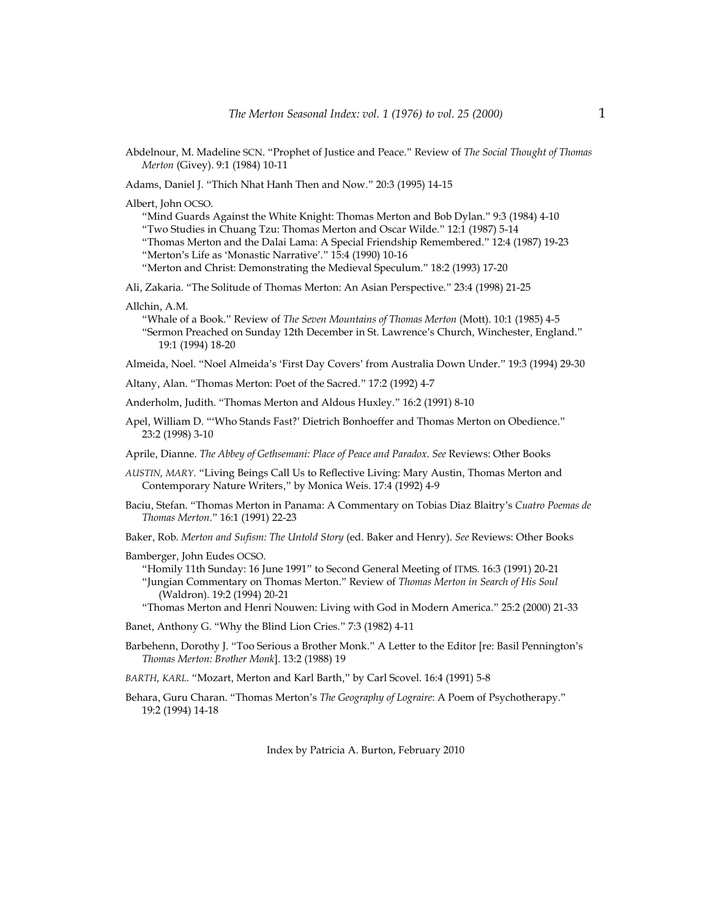Abdelnour, M. Madeline SCN. "Prophet of Justice and Peace." Review of *The Social Thought of Thomas Merton* (Givey). 9:1 (1984) 10-11

Adams, Daniel J. "Thich Nhat Hanh Then and Now." 20:3 (1995) 14-15

Albert, John OCSO.
"Mind Guards Against the White Knight: Thomas Merton and Bob Dylan." 9:3 (1984) 4-10
"Two Studies in Chuang Tzu: Thomas Merton and Oscar Wilde." 12:1 (1987) 5-14
"Thomas Merton and the Dalai Lama: A Special Friendship Remembered." 12:4 (1987) 19-23
"Merton's Life as 'Monastic Narrative'." 15:4 (1990) 10-16
"Merton and Christ: Demonstrating the Medieval Speculum." 18:2 (1993) 17-20

Ali, Zakaria. "The Solitude of Thomas Merton: An Asian Perspective." 23:4 (1998) 21-25

Allchin, A.M.
"Whale of a Book." Review of *The Seven Mountains of Thomas Merton* (Mott). 10:1 (1985) 4-5
"Sermon Preached on Sunday 12th December in St. Lawrence's Church, Winchester, England." 19:1 (1994) 18-20

Almeida, Noel. "Noel Almeida's 'First Day Covers' from Australia Down Under." 19:3 (1994) 29-30

Altany, Alan. "Thomas Merton: Poet of the Sacred." 17:2 (1992) 4-7

Anderholm, Judith. "Thomas Merton and Aldous Huxley." 16:2 (1991) 8-10

Apel, William D. "'Who Stands Fast?' Dietrich Bonhoeffer and Thomas Merton on Obedience." 23:2 (1998) 3-10

Aprile, Dianne. *The Abbey of Gethsemani: Place of Peace and Paradox*. *See* Reviews: Other Books

*AUSTIN, MARY.* "Living Beings Call Us to Reflective Living: Mary Austin, Thomas Merton and Contemporary Nature Writers," by Monica Weis. 17:4 (1992) 4-9

Baciu, Stefan. "Thomas Merton in Panama: A Commentary on Tobias Diaz Blaitry's *Cuatro Poemas de Thomas Merton*." 16:1 (1991) 22-23

Baker, Rob. *Merton and Sufism: The Untold Story* (ed. Baker and Henry). *See* Reviews: Other Books

Bamberger, John Eudes OCSO.
"Homily 11th Sunday: 16 June 1991" to Second General Meeting of ITMS. 16:3 (1991) 20-21
"Jungian Commentary on Thomas Merton." Review of *Thomas Merton in Search of His Soul* (Waldron). 19:2 (1994) 20-21
"Thomas Merton and Henri Nouwen: Living with God in Modern America." 25:2 (2000) 21-33

Banet, Anthony G. "Why the Blind Lion Cries." 7:3 (1982) 4-11

Barbehenn, Dorothy J. "Too Serious a Brother Monk." A Letter to the Editor [re: Basil Pennington's *Thomas Merton: Brother Monk*]. 13:2 (1988) 19

*BARTH, KARL.* "Mozart, Merton and Karl Barth," by Carl Scovel. 16:4 (1991) 5-8

Behara, Guru Charan. "Thomas Merton's *The Geography of Lograire*: A Poem of Psychotherapy." 19:2 (1994) 14-18

Index by Patricia A. Burton, February 2010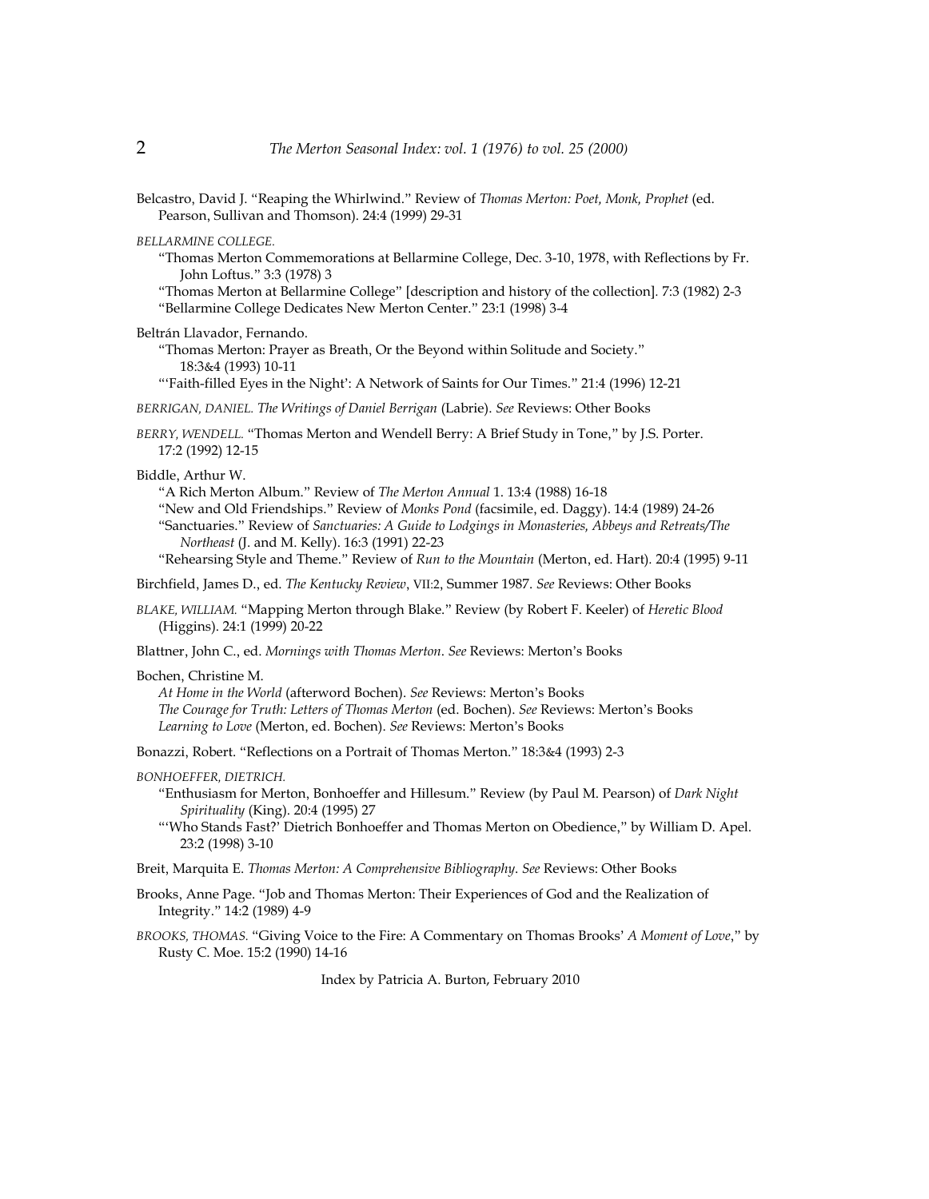Belcastro, David J. "Reaping the Whirlwind." Review of *Thomas Merton: Poet, Monk, Prophet* (ed. Pearson, Sullivan and Thomson). 24:4 (1999) 29-31

*BELLARMINE COLLEGE.*

"Thomas Merton Commemorations at Bellarmine College, Dec. 3-10, 1978, with Reflections by Fr. John Loftus." 3:3 (1978) 3

"Thomas Merton at Bellarmine College" [description and history of the collection]. 7:3 (1982) 2-3

"Bellarmine College Dedicates New Merton Center." 23:1 (1998) 3-4

Beltrán Llavador, Fernando.

"Thomas Merton: Prayer as Breath, Or the Beyond within Solitude and Society." 18:3&4 (1993) 10-11

"'Faith-filled Eyes in the Night': A Network of Saints for Our Times." 21:4 (1996) 12-21

*BERRIGAN, DANIEL. The Writings of Daniel Berrigan* (Labrie). *See* Reviews: Other Books

*BERRY, WENDELL.* "Thomas Merton and Wendell Berry: A Brief Study in Tone," by J.S. Porter. 17:2 (1992) 12-15

Biddle, Arthur W.

"A Rich Merton Album." Review of *The Merton Annual* 1. 13:4 (1988) 16-18

"New and Old Friendships." Review of *Monks Pond* (facsimile, ed. Daggy). 14:4 (1989) 24-26

"Sanctuaries." Review of *Sanctuaries: A Guide to Lodgings in Monasteries, Abbeys and Retreats/The Northeast* (J. and M. Kelly). 16:3 (1991) 22-23

"Rehearsing Style and Theme." Review of *Run to the Mountain* (Merton, ed. Hart). 20:4 (1995) 9-11

Birchfield, James D., ed. *The Kentucky Review*, VII:2, Summer 1987. *See* Reviews: Other Books

*BLAKE, WILLIAM.* "Mapping Merton through Blake." Review (by Robert F. Keeler) of *Heretic Blood* (Higgins). 24:1 (1999) 20-22

Blattner, John C., ed. *Mornings with Thomas Merton*. *See* Reviews: Merton's Books

Bochen, Christine M.

*At Home in the World* (afterword Bochen). *See* Reviews: Merton's Books

*The Courage for Truth: Letters of Thomas Merton* (ed. Bochen). *See* Reviews: Merton's Books

*Learning to Love* (Merton, ed. Bochen). *See* Reviews: Merton's Books

Bonazzi, Robert. "Reflections on a Portrait of Thomas Merton." 18:3&4 (1993) 2-3

*BONHOEFFER, DIETRICH.*

"Enthusiasm for Merton, Bonhoeffer and Hillesum." Review (by Paul M. Pearson) of *Dark Night Spirituality* (King). 20:4 (1995) 27

"'Who Stands Fast?' Dietrich Bonhoeffer and Thomas Merton on Obedience," by William D. Apel. 23:2 (1998) 3-10

Breit, Marquita E. *Thomas Merton: A Comprehensive Bibliography*. *See* Reviews: Other Books

Brooks, Anne Page. "Job and Thomas Merton: Their Experiences of God and the Realization of Integrity." 14:2 (1989) 4-9

*BROOKS, THOMAS.* "Giving Voice to the Fire: A Commentary on Thomas Brooks' *A Moment of Love*," by Rusty C. Moe. 15:2 (1990) 14-16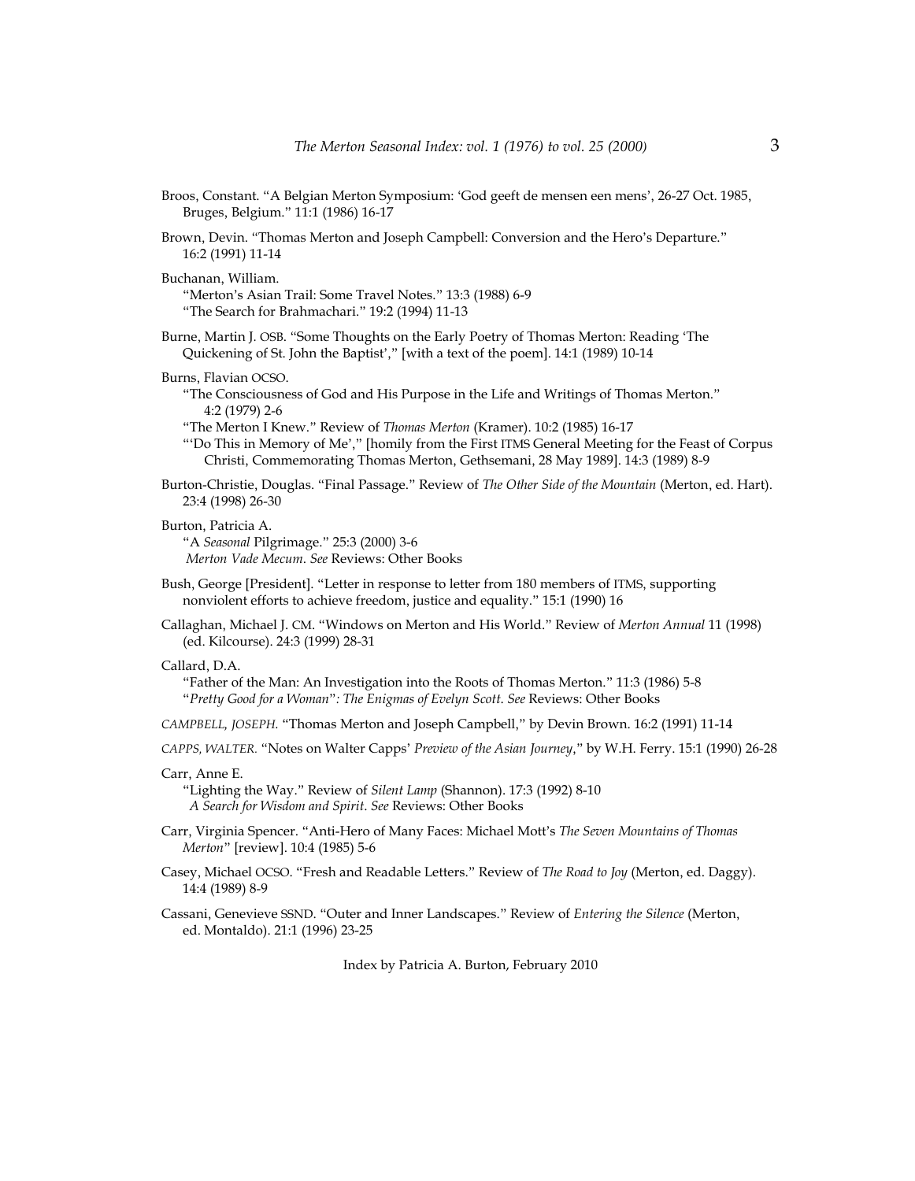Broos, Constant. "A Belgian Merton Symposium: 'God geeft de mensen een mens', 26-27 Oct. 1985, Bruges, Belgium." 11:1 (1986) 16-17

Brown, Devin. "Thomas Merton and Joseph Campbell: Conversion and the Hero's Departure." 16:2 (1991) 11-14

Buchanan, William.
"Merton's Asian Trail: Some Travel Notes." 13:3 (1988) 6-9
"The Search for Brahmachari." 19:2 (1994) 11-13

Burne, Martin J. OSB. "Some Thoughts on the Early Poetry of Thomas Merton: Reading 'The Quickening of St. John the Baptist'," [with a text of the poem]. 14:1 (1989) 10-14

Burns, Flavian OCSO.
"The Consciousness of God and His Purpose in the Life and Writings of Thomas Merton." 4:2 (1979) 2-6
"The Merton I Knew." Review of *Thomas Merton* (Kramer). 10:2 (1985) 16-17
"'Do This in Memory of Me'," [homily from the First ITMS General Meeting for the Feast of Corpus Christi, Commemorating Thomas Merton, Gethsemani, 28 May 1989]. 14:3 (1989) 8-9

Burton-Christie, Douglas. "Final Passage." Review of *The Other Side of the Mountain* (Merton, ed. Hart). 23:4 (1998) 26-30

Burton, Patricia A.
"A *Seasonal* Pilgrimage." 25:3 (2000) 3-6
*Merton Vade Mecum*. *See* Reviews: Other Books

Bush, George [President]. "Letter in response to letter from 180 members of ITMS, supporting nonviolent efforts to achieve freedom, justice and equality." 15:1 (1990) 16

Callaghan, Michael J. CM. "Windows on Merton and His World." Review of *Merton Annual* 11 (1998) (ed. Kilcourse). 24:3 (1999) 28-31

Callard, D.A.
"Father of the Man: An Investigation into the Roots of Thomas Merton." 11:3 (1986) 5-8
"*Pretty Good for a Woman*"*: The Enigmas of Evelyn Scott*. *See* Reviews: Other Books

*CAMPBELL, JOSEPH.* "Thomas Merton and Joseph Campbell," by Devin Brown. 16:2 (1991) 11-14

*CAPPS, WALTER.* "Notes on Walter Capps' *Preview of the Asian Journey*," by W.H. Ferry. 15:1 (1990) 26-28

Carr, Anne E.
"Lighting the Way." Review of *Silent Lamp* (Shannon). 17:3 (1992) 8-10
*A Search for Wisdom and Spirit*. *See* Reviews: Other Books

Carr, Virginia Spencer. "Anti-Hero of Many Faces: Michael Mott's *The Seven Mountains of Thomas Merton*" [review]. 10:4 (1985) 5-6

Casey, Michael OCSO. "Fresh and Readable Letters." Review of *The Road to Joy* (Merton, ed. Daggy). 14:4 (1989) 8-9

Cassani, Genevieve SSND. "Outer and Inner Landscapes." Review of *Entering the Silence* (Merton, ed. Montaldo). 21:1 (1996) 23-25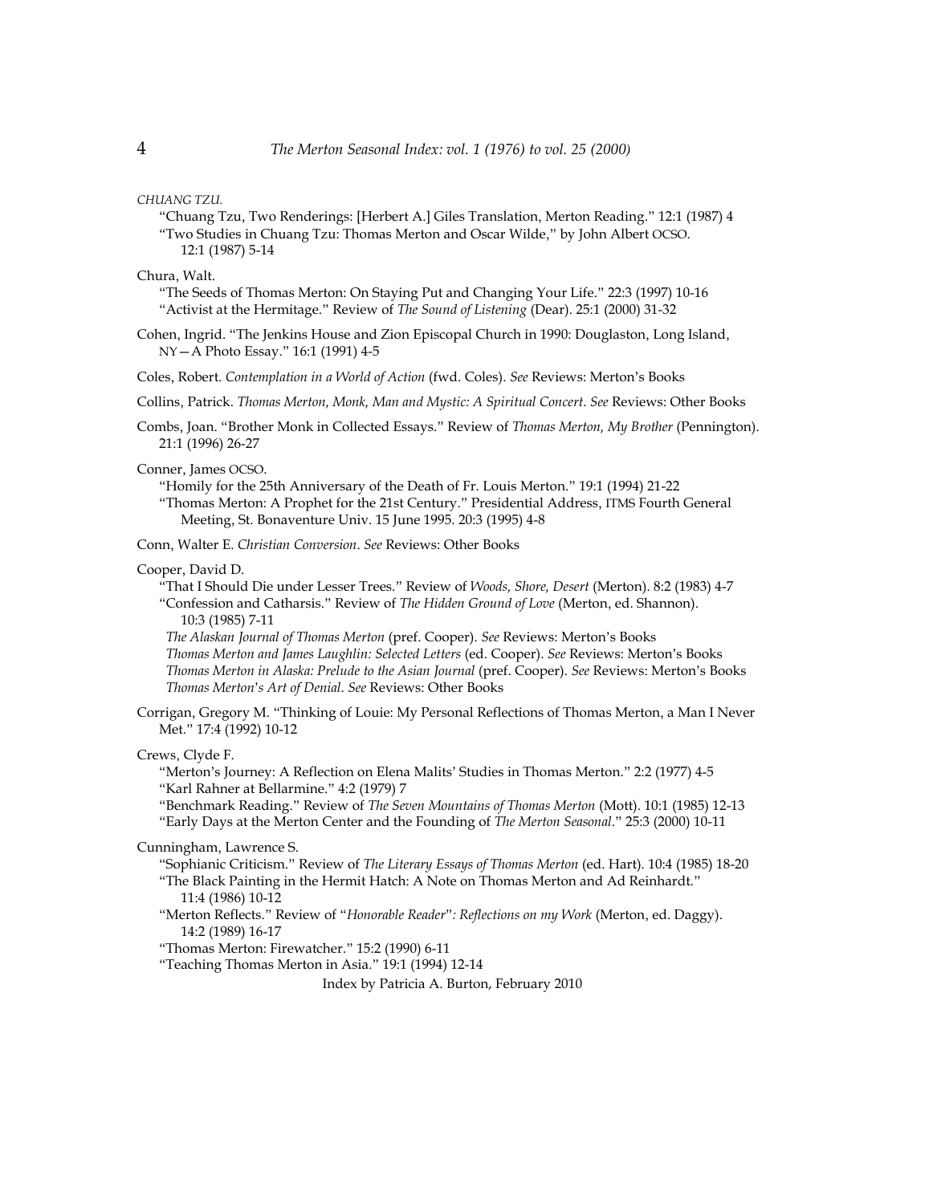*CHUANG TZU.*

"Chuang Tzu, Two Renderings: [Herbert A.] Giles Translation, Merton Reading." 12:1 (1987) 4
"Two Studies in Chuang Tzu: Thomas Merton and Oscar Wilde," by John Albert OCSO. 12:1 (1987) 5-14

Chura, Walt.

"The Seeds of Thomas Merton: On Staying Put and Changing Your Life." 22:3 (1997) 10-16
"Activist at the Hermitage." Review of *The Sound of Listening* (Dear). 25:1 (2000) 31-32

Cohen, Ingrid. "The Jenkins House and Zion Episcopal Church in 1990: Douglaston, Long Island, NY—A Photo Essay." 16:1 (1991) 4-5

Coles, Robert. *Contemplation in a World of Action* (fwd. Coles). *See* Reviews: Merton's Books

Collins, Patrick. *Thomas Merton, Monk, Man and Mystic: A Spiritual Concert*. *See* Reviews: Other Books

Combs, Joan. "Brother Monk in Collected Essays." Review of *Thomas Merton, My Brother* (Pennington). 21:1 (1996) 26-27

Conner, James OCSO.

"Homily for the 25th Anniversary of the Death of Fr. Louis Merton." 19:1 (1994) 21-22
"Thomas Merton: A Prophet for the 21st Century." Presidential Address, ITMS Fourth General Meeting, St. Bonaventure Univ. 15 June 1995. 20:3 (1995) 4-8

Conn, Walter E. *Christian Conversion*. *See* Reviews: Other Books

Cooper, David D.

"That I Should Die under Lesser Trees." Review of *Woods, Shore, Desert* (Merton). 8:2 (1983) 4-7
"Confession and Catharsis." Review of *The Hidden Ground of Love* (Merton, ed. Shannon). 10:3 (1985) 7-11
*The Alaskan Journal of Thomas Merton* (pref. Cooper). *See* Reviews: Merton's Books
*Thomas Merton and James Laughlin: Selected Letters* (ed. Cooper). *See* Reviews: Merton's Books
*Thomas Merton in Alaska: Prelude to the Asian Journal* (pref. Cooper). *See* Reviews: Merton's Books
*Thomas Merton's Art of Denial*. *See* Reviews: Other Books

Corrigan, Gregory M. "Thinking of Louie: My Personal Reflections of Thomas Merton, a Man I Never Met." 17:4 (1992) 10-12

Crews, Clyde F.

"Merton's Journey: A Reflection on Elena Malits' Studies in Thomas Merton." 2:2 (1977) 4-5
"Karl Rahner at Bellarmine." 4:2 (1979) 7
"Benchmark Reading." Review of *The Seven Mountains of Thomas Merton* (Mott). 10:1 (1985) 12-13
"Early Days at the Merton Center and the Founding of *The Merton Seasonal*." 25:3 (2000) 10-11

Cunningham, Lawrence S.

"Sophianic Criticism." Review of *The Literary Essays of Thomas Merton* (ed. Hart). 10:4 (1985) 18-20
"The Black Painting in the Hermit Hatch: A Note on Thomas Merton and Ad Reinhardt." 11:4 (1986) 10-12
"Merton Reflects." Review of "*Honorable Reader*"*: Reflections on my Work* (Merton, ed. Daggy). 14:2 (1989) 16-17
"Thomas Merton: Firewatcher." 15:2 (1990) 6-11
"Teaching Thomas Merton in Asia." 19:1 (1994) 12-14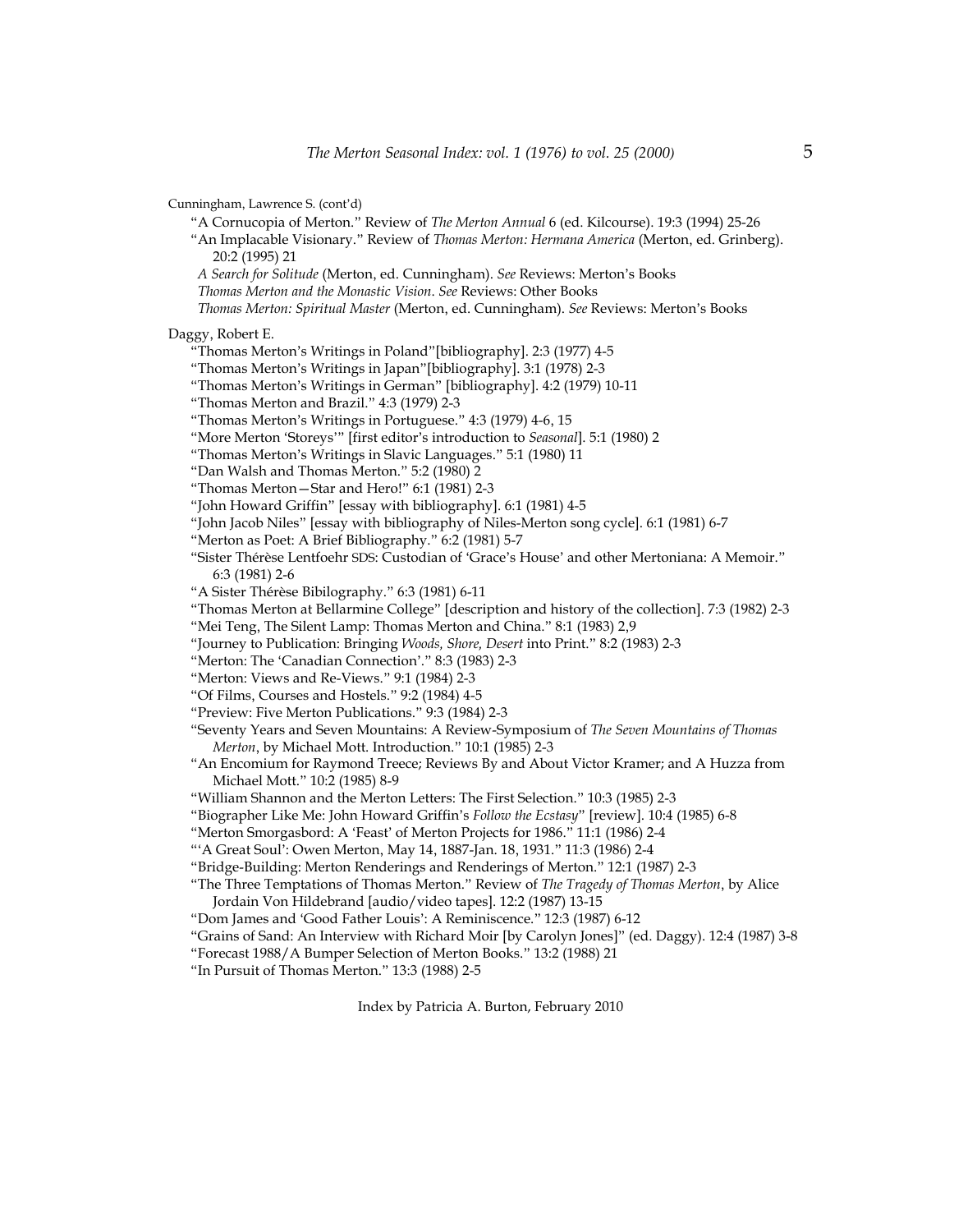Cunningham, Lawrence S. (cont'd)

“A Cornucopia of Merton.” Review of *The Merton Annual* 6 (ed. Kilcourse). 19:3 (1994) 25-26

“An Implacable Visionary.” Review of *Thomas Merton: Hermana America* (Merton, ed. Grinberg). 20:2 (1995) 21

*A Search for Solitude* (Merton, ed. Cunningham). *See* Reviews: Merton's Books

*Thomas Merton and the Monastic Vision*. *See* Reviews: Other Books

*Thomas Merton: Spiritual Master* (Merton, ed. Cunningham). *See* Reviews: Merton's Books

Daggy, Robert E.

“Thomas Merton's Writings in Poland”[bibliography]. 2:3 (1977) 4-5

“Thomas Merton's Writings in Japan”[bibliography]. 3:1 (1978) 2-3

“Thomas Merton's Writings in German” [bibliography]. 4:2 (1979) 10-11

“Thomas Merton and Brazil.” 4:3 (1979) 2-3

“Thomas Merton's Writings in Portuguese.” 4:3 (1979) 4-6, 15

“More Merton ‘Storeys’” [first editor's introduction to *Seasonal*]. 5:1 (1980) 2

“Thomas Merton's Writings in Slavic Languages.” 5:1 (1980) 11

“Dan Walsh and Thomas Merton.” 5:2 (1980) 2

“Thomas Merton—Star and Hero!” 6:1 (1981) 2-3

“John Howard Griffin” [essay with bibliography]. 6:1 (1981) 4-5

“John Jacob Niles” [essay with bibliography of Niles-Merton song cycle]. 6:1 (1981) 6-7

“Merton as Poet: A Brief Bibliography.” 6:2 (1981) 5-7

“Sister Thérèse Lentfoehr SDS: Custodian of ‘Grace's House' and other Mertoniana: A Memoir.” 6:3 (1981) 2-6

“A Sister Thérèse Bibilography.” 6:3 (1981) 6-11

“Thomas Merton at Bellarmine College” [description and history of the collection]. 7:3 (1982) 2-3

“Mei Teng, The Silent Lamp: Thomas Merton and China.” 8:1 (1983) 2,9

“Journey to Publication: Bringing *Woods, Shore, Desert* into Print.” 8:2 (1983) 2-3

“Merton: The ‘Canadian Connection'.” 8:3 (1983) 2-3

“Merton: Views and Re-Views.” 9:1 (1984) 2-3

“Of Films, Courses and Hostels.” 9:2 (1984) 4-5

“Preview: Five Merton Publications.” 9:3 (1984) 2-3

“Seventy Years and Seven Mountains: A Review-Symposium of *The Seven Mountains of Thomas Merton*, by Michael Mott. Introduction.” 10:1 (1985) 2-3

“An Encomium for Raymond Treece; Reviews By and About Victor Kramer; and A Huzza from Michael Mott.” 10:2 (1985) 8-9

“William Shannon and the Merton Letters: The First Selection.” 10:3 (1985) 2-3

“Biographer Like Me: John Howard Griffin's *Follow the Ecstasy*” [review]. 10:4 (1985) 6-8

“Merton Smorgasbord: A ‘Feast' of Merton Projects for 1986.” 11:1 (1986) 2-4

“‘A Great Soul': Owen Merton, May 14, 1887-Jan. 18, 1931.” 11:3 (1986) 2-4

“Bridge-Building: Merton Renderings and Renderings of Merton.” 12:1 (1987) 2-3

“The Three Temptations of Thomas Merton.” Review of *The Tragedy of Thomas Merton*, by Alice Jordain Von Hildebrand [audio/video tapes]. 12:2 (1987) 13-15

“Dom James and ‘Good Father Louis': A Reminiscence.” 12:3 (1987) 6-12

“Grains of Sand: An Interview with Richard Moir [by Carolyn Jones]” (ed. Daggy). 12:4 (1987) 3-8

“Forecast 1988/A Bumper Selection of Merton Books.” 13:2 (1988) 21

“In Pursuit of Thomas Merton.” 13:3 (1988) 2-5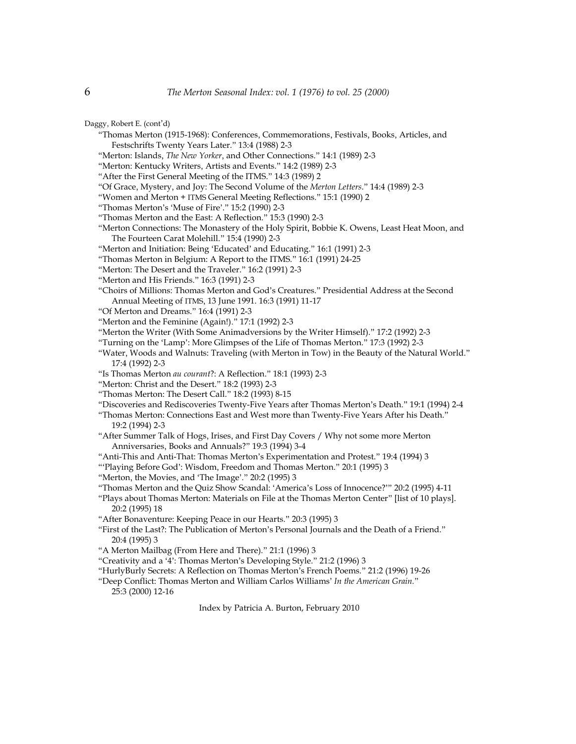Daggy, Robert E. (cont'd)

"Thomas Merton (1915-1968): Conferences, Commemorations, Festivals, Books, Articles, and Festschrifts Twenty Years Later." 13:4 (1988) 2-3

"Merton: Islands, *The New Yorker*, and Other Connections." 14:1 (1989) 2-3

"Merton: Kentucky Writers, Artists and Events." 14:2 (1989) 2-3

"After the First General Meeting of the ITMS." 14:3 (1989) 2

"Of Grace, Mystery, and Joy: The Second Volume of the *Merton Letters*." 14:4 (1989) 2-3

"Women and Merton + ITMS General Meeting Reflections." 15:1 (1990) 2

"Thomas Merton's 'Muse of Fire'." 15:2 (1990) 2-3

"Thomas Merton and the East: A Reflection." 15:3 (1990) 2-3

"Merton Connections: The Monastery of the Holy Spirit, Bobbie K. Owens, Least Heat Moon, and The Fourteen Carat Molehill." 15:4 (1990) 2-3

"Merton and Initiation: Being 'Educated' and Educating." 16:1 (1991) 2-3

"Thomas Merton in Belgium: A Report to the ITMS." 16:1 (1991) 24-25

"Merton: The Desert and the Traveler." 16:2 (1991) 2-3

"Merton and His Friends." 16:3 (1991) 2-3

"Choirs of Millions: Thomas Merton and God's Creatures." Presidential Address at the Second Annual Meeting of ITMS, 13 June 1991. 16:3 (1991) 11-17

"Of Merton and Dreams." 16:4 (1991) 2-3

"Merton and the Feminine (Again!)." 17:1 (1992) 2-3

"Merton the Writer (With Some Animadversions by the Writer Himself)." 17:2 (1992) 2-3

"Turning on the 'Lamp': More Glimpses of the Life of Thomas Merton." 17:3 (1992) 2-3

"Water, Woods and Walnuts: Traveling (with Merton in Tow) in the Beauty of the Natural World." 17:4 (1992) 2-3

"Is Thomas Merton *au courant*?: A Reflection." 18:1 (1993) 2-3

"Merton: Christ and the Desert." 18:2 (1993) 2-3

"Thomas Merton: The Desert Call." 18:2 (1993) 8-15

"Discoveries and Rediscoveries Twenty-Five Years after Thomas Merton's Death." 19:1 (1994) 2-4

"Thomas Merton: Connections East and West more than Twenty-Five Years After his Death." 19:2 (1994) 2-3

"After Summer Talk of Hogs, Irises, and First Day Covers / Why not some more Merton Anniversaries, Books and Annuals?" 19:3 (1994) 3-4

"Anti-This and Anti-That: Thomas Merton's Experimentation and Protest." 19:4 (1994) 3

"'Playing Before God': Wisdom, Freedom and Thomas Merton." 20:1 (1995) 3

"Merton, the Movies, and 'The Image'." 20:2 (1995) 3

"Thomas Merton and the Quiz Show Scandal: 'America's Loss of Innocence?'" 20:2 (1995) 4-11

"Plays about Thomas Merton: Materials on File at the Thomas Merton Center" [list of 10 plays]. 20:2 (1995) 18

"After Bonaventure: Keeping Peace in our Hearts." 20:3 (1995) 3

"First of the Last?: The Publication of Merton's Personal Journals and the Death of a Friend." 20:4 (1995) 3

"A Merton Mailbag (From Here and There)." 21:1 (1996) 3

"Creativity and a '4': Thomas Merton's Developing Style." 21:2 (1996) 3

"HurlyBurly Secrets: A Reflection on Thomas Merton's French Poems." 21:2 (1996) 19-26

"Deep Conflict: Thomas Merton and William Carlos Williams' *In the American Grain*." 25:3 (2000) 12-16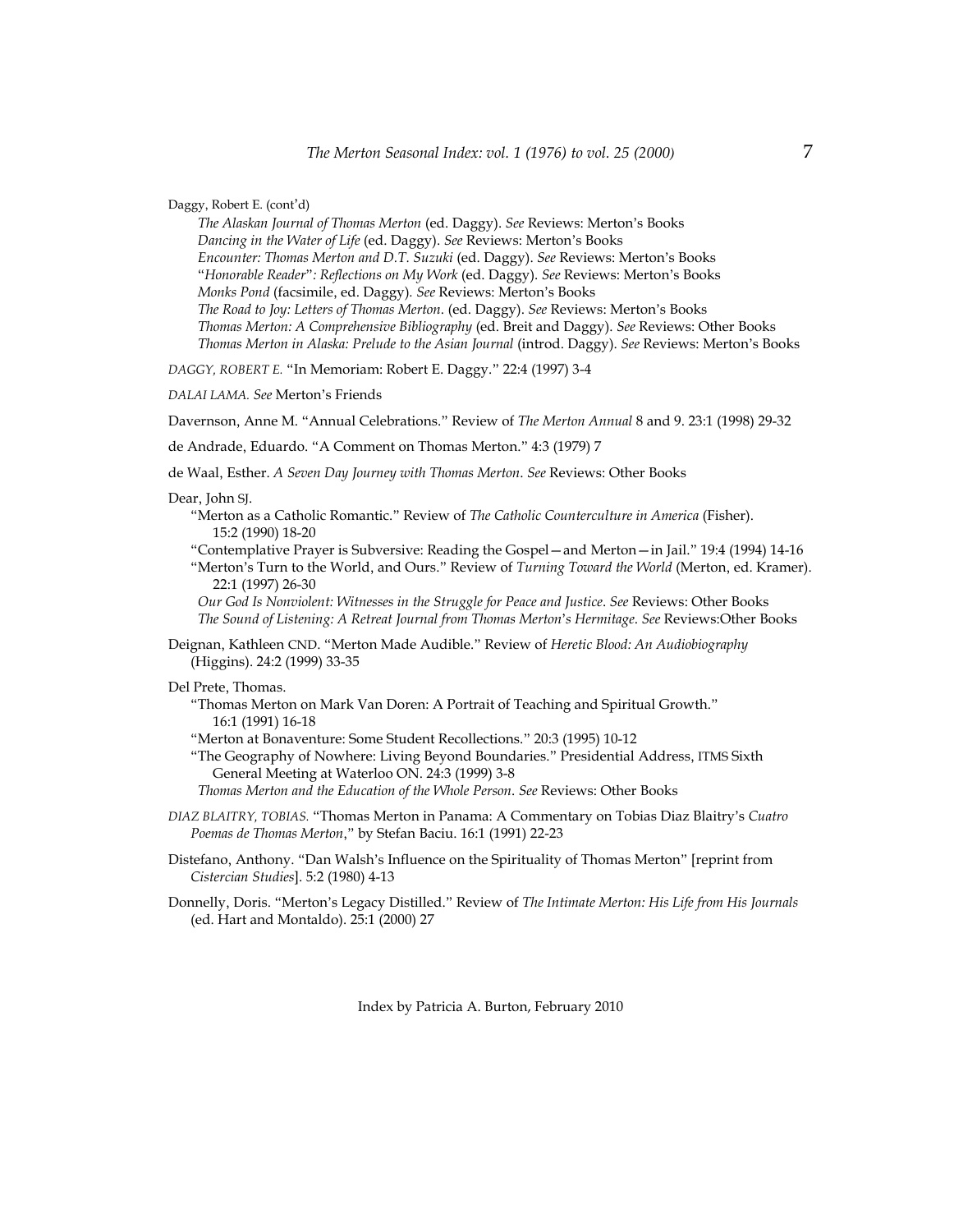Daggy, Robert E. (cont'd)

*The Alaskan Journal of Thomas Merton* (ed. Daggy). *See* Reviews: Merton's Books
*Dancing in the Water of Life* (ed. Daggy). *See* Reviews: Merton's Books
*Encounter: Thomas Merton and D.T. Suzuki* (ed. Daggy). *See* Reviews: Merton's Books
"*Honorable Reader*"*: Reflections on My Work* (ed. Daggy). *See* Reviews: Merton's Books
*Monks Pond* (facsimile, ed. Daggy). *See* Reviews: Merton's Books
*The Road to Joy: Letters of Thomas Merton*. (ed. Daggy). *See* Reviews: Merton's Books
*Thomas Merton: A Comprehensive Bibliography* (ed. Breit and Daggy). *See* Reviews: Other Books
*Thomas Merton in Alaska: Prelude to the Asian Journal* (introd. Daggy). *See* Reviews: Merton's Books

*DAGGY, ROBERT E.* "In Memoriam: Robert E. Daggy." 22:4 (1997) 3-4

*DALAI LAMA. See* Merton's Friends

Davernson, Anne M. "Annual Celebrations." Review of *The Merton Annual* 8 and 9. 23:1 (1998) 29-32

de Andrade, Eduardo. "A Comment on Thomas Merton." 4:3 (1979) 7

de Waal, Esther. *A Seven Day Journey with Thomas Merton*. *See* Reviews: Other Books

Dear, John SJ.

"Merton as a Catholic Romantic." Review of *The Catholic Counterculture in America* (Fisher). 15:2 (1990) 18-20
"Contemplative Prayer is Subversive: Reading the Gospel—and Merton—in Jail." 19:4 (1994) 14-16
"Merton's Turn to the World, and Ours." Review of *Turning Toward the World* (Merton, ed. Kramer). 22:1 (1997) 26-30
*Our God Is Nonviolent: Witnesses in the Struggle for Peace and Justice*. *See* Reviews: Other Books
*The Sound of Listening: A Retreat Journal from Thomas Merton's Hermitage*. *See* Reviews:Other Books

Deignan, Kathleen CND. "Merton Made Audible." Review of *Heretic Blood: An Audiobiography* (Higgins). 24:2 (1999) 33-35

Del Prete, Thomas.

"Thomas Merton on Mark Van Doren: A Portrait of Teaching and Spiritual Growth." 16:1 (1991) 16-18
"Merton at Bonaventure: Some Student Recollections." 20:3 (1995) 10-12
"The Geography of Nowhere: Living Beyond Boundaries." Presidential Address, ITMS Sixth General Meeting at Waterloo ON. 24:3 (1999) 3-8
*Thomas Merton and the Education of the Whole Person*. *See* Reviews: Other Books

*DIAZ BLAITRY, TOBIAS.* "Thomas Merton in Panama: A Commentary on Tobias Diaz Blaitry's *Cuatro Poemas de Thomas Merton*," by Stefan Baciu. 16:1 (1991) 22-23

Distefano, Anthony. "Dan Walsh's Influence on the Spirituality of Thomas Merton" [reprint from *Cistercian Studies*]. 5:2 (1980) 4-13

Donnelly, Doris. "Merton's Legacy Distilled." Review of *The Intimate Merton: His Life from His Journals* (ed. Hart and Montaldo). 25:1 (2000) 27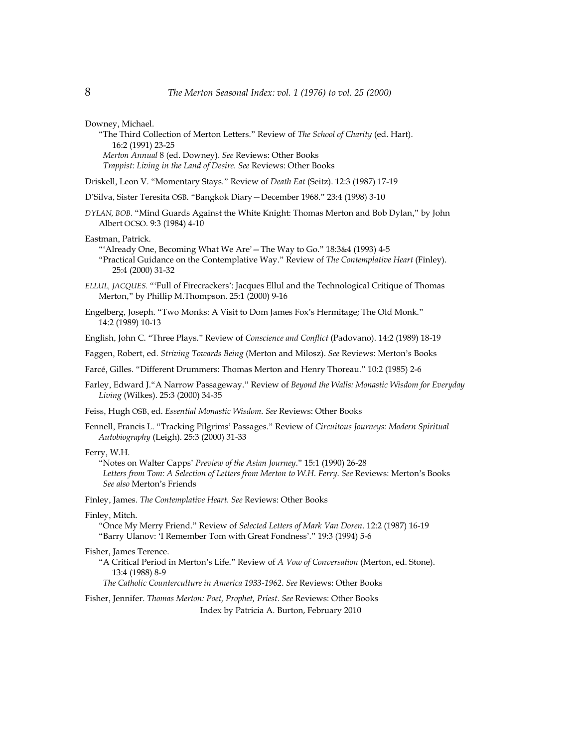Downey, Michael.

"The Third Collection of Merton Letters." Review of *The School of Charity* (ed. Hart). 16:2 (1991) 23-25

*Merton Annual* 8 (ed. Downey). *See* Reviews: Other Books

*Trappist: Living in the Land of Desire*. *See* Reviews: Other Books

Driskell, Leon V. "Momentary Stays." Review of *Death Eat* (Seitz). 12:3 (1987) 17-19

D'Silva, Sister Teresita OSB. "Bangkok Diary—December 1968." 23:4 (1998) 3-10

*DYLAN, BOB.* "Mind Guards Against the White Knight: Thomas Merton and Bob Dylan," by John Albert OCSO. 9:3 (1984) 4-10

Eastman, Patrick.

"'Already One, Becoming What We Are'—The Way to Go." 18:3&4 (1993) 4-5

"Practical Guidance on the Contemplative Way." Review of *The Contemplative Heart* (Finley). 25:4 (2000) 31-32

*ELLUL, JACQUES.* "'Full of Firecrackers': Jacques Ellul and the Technological Critique of Thomas Merton," by Phillip M.Thompson. 25:1 (2000) 9-16

Engelberg, Joseph. "Two Monks: A Visit to Dom James Fox's Hermitage; The Old Monk." 14:2 (1989) 10-13

English, John C. "Three Plays." Review of *Conscience and Conflict* (Padovano). 14:2 (1989) 18-19

Faggen, Robert, ed. *Striving Towards Being* (Merton and Milosz). *See* Reviews: Merton's Books

Farcé, Gilles. "Different Drummers: Thomas Merton and Henry Thoreau." 10:2 (1985) 2-6

Farley, Edward J."A Narrow Passageway." Review of *Beyond the Walls: Monastic Wisdom for Everyday Living* (Wilkes). 25:3 (2000) 34-35

Feiss, Hugh OSB, ed. *Essential Monastic Wisdom*. *See* Reviews: Other Books

Fennell, Francis L. "Tracking Pilgrims' Passages." Review of *Circuitous Journeys: Modern Spiritual Autobiography* (Leigh). 25:3 (2000) 31-33

Ferry, W.H.

"Notes on Walter Capps' *Preview of the Asian Journey*." 15:1 (1990) 26-28

*Letters from Tom: A Selection of Letters from Merton to W.H. Ferry*. *See* Reviews: Merton's Books

*See also* Merton's Friends

Finley, James. *The Contemplative Heart*. *See* Reviews: Other Books

Finley, Mitch.

"Once My Merry Friend." Review of *Selected Letters of Mark Van Doren*. 12:2 (1987) 16-19

"Barry Ulanov: 'I Remember Tom with Great Fondness'." 19:3 (1994) 5-6

Fisher, James Terence.

"A Critical Period in Merton's Life." Review of *A Vow of Conversation* (Merton, ed. Stone). 13:4 (1988) 8-9

*The Catholic Counterculture in America 1933-1962*. *See* Reviews: Other Books

Fisher, Jennifer. *Thomas Merton: Poet, Prophet, Priest*. *See* Reviews: Other Books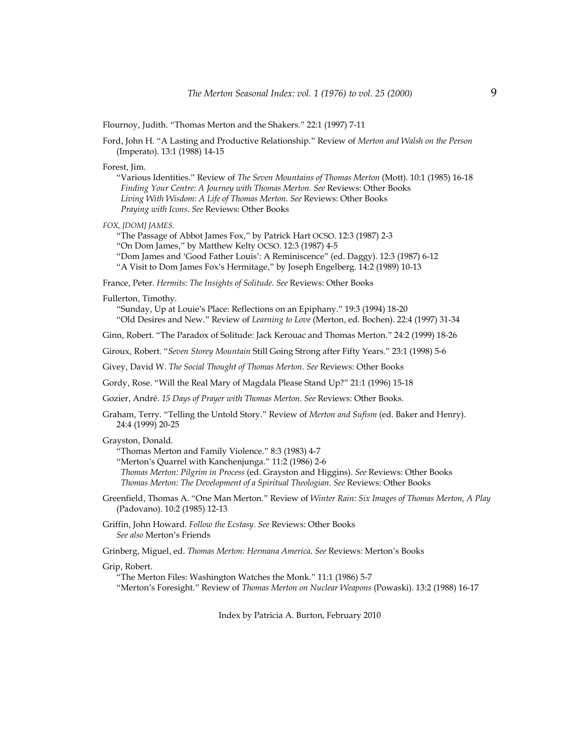Flournoy, Judith. "Thomas Merton and the Shakers." 22:1 (1997) 7-11

Ford, John H. "A Lasting and Productive Relationship." Review of *Merton and Walsh on the Person* (Imperato). 13:1 (1988) 14-15

Forest, Jim.
  "Various Identities." Review of *The Seven Mountains of Thomas Merton* (Mott). 10:1 (1985) 16-18
  *Finding Your Centre: A Journey with Thomas Merton*. *See* Reviews: Other Books
  *Living With Wisdom: A Life of Thomas Merton*. *See* Reviews: Other Books
  *Praying with Icons*. *See* Reviews: Other Books

*FOX, [DOM] JAMES.*
  "The Passage of Abbot James Fox," by Patrick Hart OCSO. 12:3 (1987) 2-3
  "On Dom James," by Matthew Kelty OCSO. 12:3 (1987) 4-5
  "Dom James and 'Good Father Louis': A Reminiscence" (ed. Daggy). 12:3 (1987) 6-12
  "A Visit to Dom James Fox's Hermitage," by Joseph Engelberg. 14:2 (1989) 10-13

France, Peter. *Hermits: The Insights of Solitude*. *See* Reviews: Other Books

Fullerton, Timothy.
  "Sunday, Up at Louie's Place: Reflections on an Epiphany." 19:3 (1994) 18-20
  "Old Desires and New." Review of *Learning to Love* (Merton, ed. Bochen). 22:4 (1997) 31-34

Ginn, Robert. "The Paradox of Solitude: Jack Kerouac and Thomas Merton." 24:2 (1999) 18-26

Giroux, Robert. "*Seven Storey Mountain* Still Going Strong after Fifty Years." 23:1 (1998) 5-6

Givey, David W. *The Social Thought of Thomas Merton*. *See* Reviews: Other Books

Gordy, Rose. "Will the Real Mary of Magdala Please Stand Up?" 21:1 (1996) 15-18

Gozier, André. *15 Days of Prayer with Thomas Merton*. *See* Reviews: Other Books.

Graham, Terry. "Telling the Untold Story." Review of *Merton and Sufism* (ed. Baker and Henry). 24:4 (1999) 20-25

Grayston, Donald.
  "Thomas Merton and Family Violence." 8:3 (1983) 4-7
  "Merton's Quarrel with Kanchenjunga." 11:2 (1986) 2-6
  *Thomas Merton: Pilgrim in Process* (ed. Grayston and Higgins). *See* Reviews: Other Books
  *Thomas Merton: The Development of a Spiritual Theologian*. *See* Reviews: Other Books

Greenfield, Thomas A. "One Man Merton." Review of *Winter Rain: Six Images of Thomas Merton, A Play* (Padovano). 10:2 (1985) 12-13

Griffin, John Howard. *Follow the Ecstasy*. *See* Reviews: Other Books
  *See also* Merton's Friends

Grinberg, Miguel, ed. *Thomas Merton: Hermana America*. *See* Reviews: Merton's Books

Grip, Robert.
  "The Merton Files: Washington Watches the Monk." 11:1 (1986) 5-7
  "Merton's Foresight." Review of *Thomas Merton on Nuclear Weapons* (Powaski). 13:2 (1988) 16-17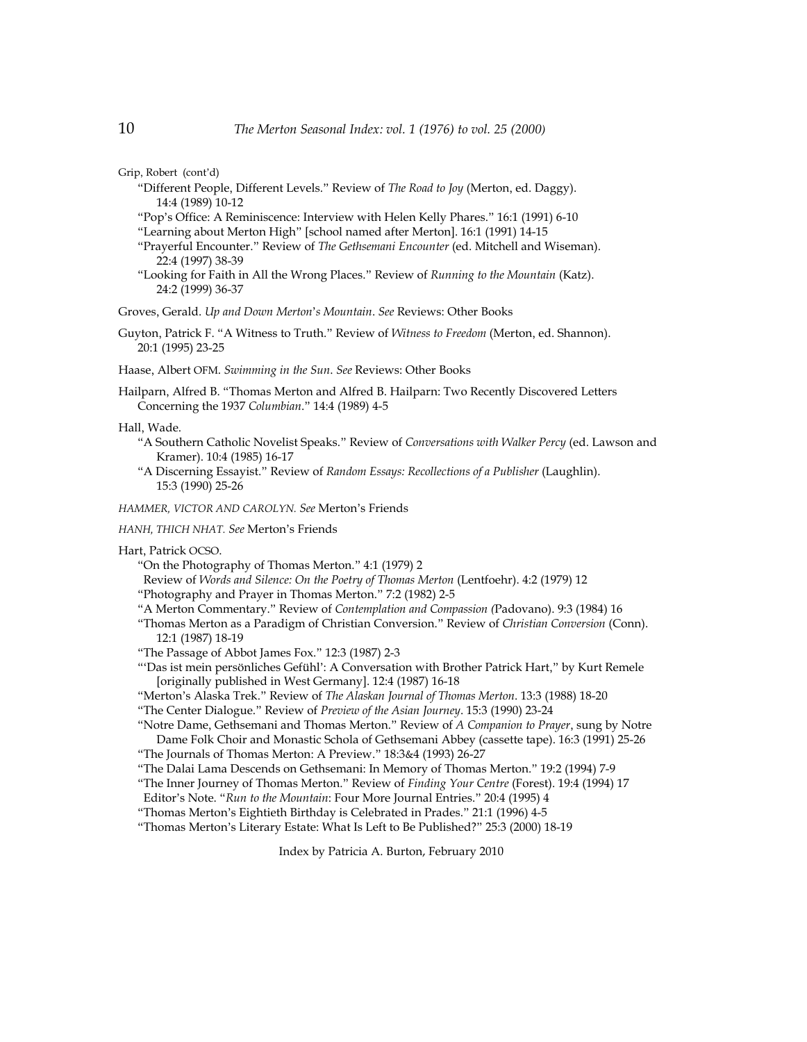Grip, Robert (cont'd)

"Different People, Different Levels." Review of *The Road to Joy* (Merton, ed. Daggy). 14:4 (1989) 10-12

"Pop's Office: A Reminiscence: Interview with Helen Kelly Phares." 16:1 (1991) 6-10

"Learning about Merton High" [school named after Merton]. 16:1 (1991) 14-15

"Prayerful Encounter." Review of *The Gethsemani Encounter* (ed. Mitchell and Wiseman). 22:4 (1997) 38-39

"Looking for Faith in All the Wrong Places." Review of *Running to the Mountain* (Katz). 24:2 (1999) 36-37

Groves, Gerald. *Up and Down Merton's Mountain*. *See* Reviews: Other Books

Guyton, Patrick F. "A Witness to Truth." Review of *Witness to Freedom* (Merton, ed. Shannon). 20:1 (1995) 23-25

Haase, Albert OFM. *Swimming in the Sun*. *See* Reviews: Other Books

Hailparn, Alfred B. "Thomas Merton and Alfred B. Hailparn: Two Recently Discovered Letters Concerning the 1937 *Columbian*." 14:4 (1989) 4-5

Hall, Wade.

"A Southern Catholic Novelist Speaks." Review of *Conversations with Walker Percy* (ed. Lawson and Kramer). 10:4 (1985) 16-17

"A Discerning Essayist." Review of *Random Essays: Recollections of a Publisher* (Laughlin). 15:3 (1990) 25-26

*HAMMER, VICTOR AND CAROLYN. See* Merton's Friends

*HANH, THICH NHAT. See* Merton's Friends

Hart, Patrick OCSO.

"On the Photography of Thomas Merton." 4:1 (1979) 2

Review of *Words and Silence: On the Poetry of Thomas Merton* (Lentfoehr). 4:2 (1979) 12

"Photography and Prayer in Thomas Merton." 7:2 (1982) 2-5

"A Merton Commentary." Review of *Contemplation and Compassion (*Padovano). 9:3 (1984) 16

"Thomas Merton as a Paradigm of Christian Conversion." Review of *Christian Conversion* (Conn). 12:1 (1987) 18-19

"The Passage of Abbot James Fox." 12:3 (1987) 2-3

"'Das ist mein persönliches Gefühl': A Conversation with Brother Patrick Hart," by Kurt Remele [originally published in West Germany]. 12:4 (1987) 16-18

"Merton's Alaska Trek." Review of *The Alaskan Journal of Thomas Merton*. 13:3 (1988) 18-20

"The Center Dialogue." Review of *Preview of the Asian Journey*. 15:3 (1990) 23-24

"Notre Dame, Gethsemani and Thomas Merton." Review of *A Companion to Prayer*, sung by Notre Dame Folk Choir and Monastic Schola of Gethsemani Abbey (cassette tape). 16:3 (1991) 25-26

"The Journals of Thomas Merton: A Preview." 18:3&4 (1993) 26-27

"The Dalai Lama Descends on Gethsemani: In Memory of Thomas Merton." 19:2 (1994) 7-9

"The Inner Journey of Thomas Merton." Review of *Finding Your Centre* (Forest). 19:4 (1994) 17

Editor's Note. "*Run to the Mountain*: Four More Journal Entries." 20:4 (1995) 4

"Thomas Merton's Eightieth Birthday is Celebrated in Prades." 21:1 (1996) 4-5

"Thomas Merton's Literary Estate: What Is Left to Be Published?" 25:3 (2000) 18-19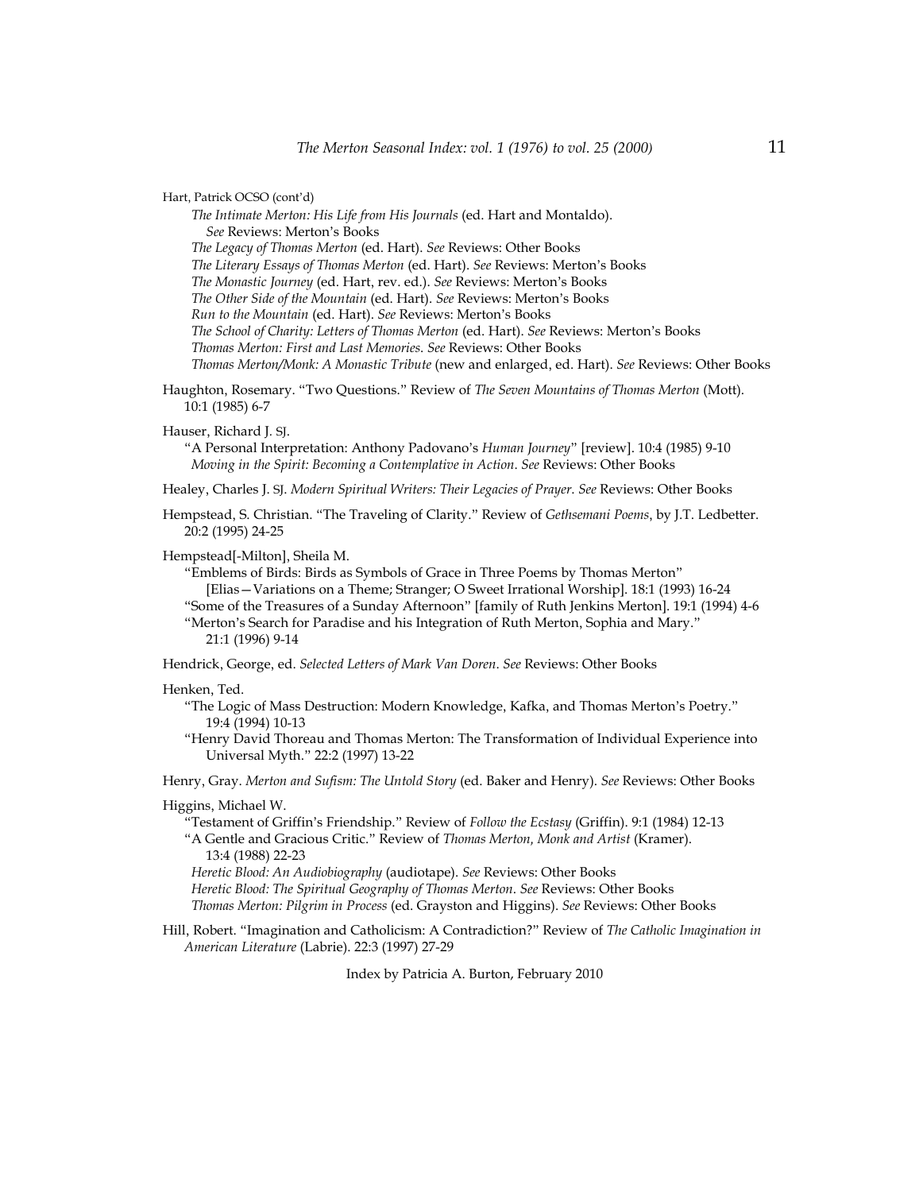Hart, Patrick OCSO (cont'd)

*The Intimate Merton: His Life from His Journals* (ed. Hart and Montaldo). *See* Reviews: Merton's Books
*The Legacy of Thomas Merton* (ed. Hart). *See* Reviews: Other Books
*The Literary Essays of Thomas Merton* (ed. Hart). *See* Reviews: Merton's Books
*The Monastic Journey* (ed. Hart, rev. ed.). *See* Reviews: Merton's Books
*The Other Side of the Mountain* (ed. Hart). *See* Reviews: Merton's Books
*Run to the Mountain* (ed. Hart). *See* Reviews: Merton's Books
*The School of Charity: Letters of Thomas Merton* (ed. Hart). *See* Reviews: Merton's Books
*Thomas Merton: First and Last Memories*. *See* Reviews: Other Books
*Thomas Merton/Monk: A Monastic Tribute* (new and enlarged, ed. Hart). *See* Reviews: Other Books

Haughton, Rosemary. "Two Questions." Review of *The Seven Mountains of Thomas Merton* (Mott). 10:1 (1985) 6-7

Hauser, Richard J. SJ.
"A Personal Interpretation: Anthony Padovano's *Human Journey*" [review]. 10:4 (1985) 9-10
*Moving in the Spirit: Becoming a Contemplative in Action*. *See* Reviews: Other Books

Healey, Charles J. SJ. *Modern Spiritual Writers: Their Legacies of Prayer*. *See* Reviews: Other Books

Hempstead, S. Christian. "The Traveling of Clarity." Review of *Gethsemani Poems*, by J.T. Ledbetter. 20:2 (1995) 24-25

Hempstead[-Milton], Sheila M.
"Emblems of Birds: Birds as Symbols of Grace in Three Poems by Thomas Merton" [Elias—Variations on a Theme; Stranger; O Sweet Irrational Worship]. 18:1 (1993) 16-24
"Some of the Treasures of a Sunday Afternoon" [family of Ruth Jenkins Merton]. 19:1 (1994) 4-6
"Merton's Search for Paradise and his Integration of Ruth Merton, Sophia and Mary." 21:1 (1996) 9-14

Hendrick, George, ed. *Selected Letters of Mark Van Doren*. *See* Reviews: Other Books

Henken, Ted.
"The Logic of Mass Destruction: Modern Knowledge, Kafka, and Thomas Merton's Poetry." 19:4 (1994) 10-13
"Henry David Thoreau and Thomas Merton: The Transformation of Individual Experience into Universal Myth." 22:2 (1997) 13-22

Henry, Gray. *Merton and Sufism: The Untold Story* (ed. Baker and Henry). *See* Reviews: Other Books

Higgins, Michael W.
"Testament of Griffin's Friendship." Review of *Follow the Ecstasy* (Griffin). 9:1 (1984) 12-13
"A Gentle and Gracious Critic." Review of *Thomas Merton, Monk and Artist* (Kramer). 13:4 (1988) 22-23
*Heretic Blood: An Audiobiography* (audiotape). *See* Reviews: Other Books
*Heretic Blood: The Spiritual Geography of Thomas Merton*. *See* Reviews: Other Books
*Thomas Merton: Pilgrim in Process* (ed. Grayston and Higgins). *See* Reviews: Other Books

Hill, Robert. "Imagination and Catholicism: A Contradiction?" Review of *The Catholic Imagination in American Literature* (Labrie). 22:3 (1997) 27-29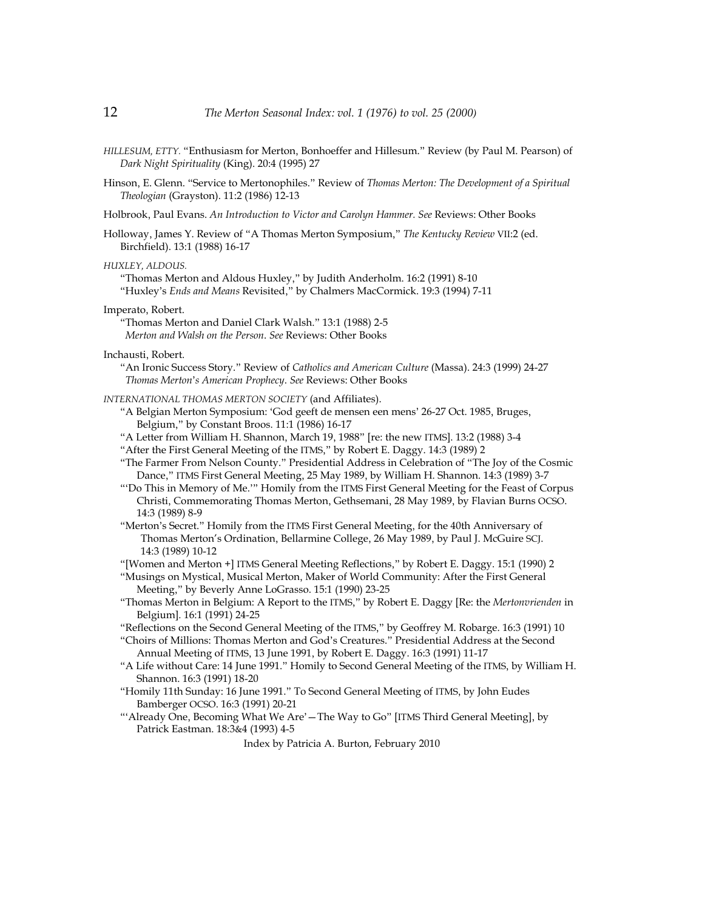*HILLESUM, ETTY.* "Enthusiasm for Merton, Bonhoeffer and Hillesum." Review (by Paul M. Pearson) of *Dark Night Spirituality* (King). 20:4 (1995) 27

Hinson, E. Glenn. "Service to Mertonophiles." Review of *Thomas Merton: The Development of a Spiritual Theologian* (Grayston). 11:2 (1986) 12-13

Holbrook, Paul Evans. *An Introduction to Victor and Carolyn Hammer. See* Reviews: Other Books

Holloway, James Y. Review of "A Thomas Merton Symposium," *The Kentucky Review* VII:2 (ed. Birchfield). 13:1 (1988) 16-17

*HUXLEY, ALDOUS.*

"Thomas Merton and Aldous Huxley," by Judith Anderholm. 16:2 (1991) 8-10
"Huxley's *Ends and Means* Revisited," by Chalmers MacCormick. 19:3 (1994) 7-11

Imperato, Robert.

"Thomas Merton and Daniel Clark Walsh." 13:1 (1988) 2-5
*Merton and Walsh on the Person*. *See* Reviews: Other Books

Inchausti, Robert.

"An Ironic Success Story." Review of *Catholics and American Culture* (Massa). 24:3 (1999) 24-27
*Thomas Merton's American Prophecy*. *See* Reviews: Other Books

*INTERNATIONAL THOMAS MERTON SOCIETY* (and Affiliates).

"A Belgian Merton Symposium: 'God geeft de mensen een mens' 26-27 Oct. 1985, Bruges, Belgium," by Constant Broos. 11:1 (1986) 16-17
"A Letter from William H. Shannon, March 19, 1988" [re: the new ITMS]. 13:2 (1988) 3-4
"After the First General Meeting of the ITMS," by Robert E. Daggy. 14:3 (1989) 2
"The Farmer From Nelson County." Presidential Address in Celebration of "The Joy of the Cosmic Dance," ITMS First General Meeting, 25 May 1989, by William H. Shannon. 14:3 (1989) 3-7
"'Do This in Memory of Me.'" Homily from the ITMS First General Meeting for the Feast of Corpus Christi, Commemorating Thomas Merton, Gethsemani, 28 May 1989, by Flavian Burns OCSO. 14:3 (1989) 8-9
"Merton's Secret." Homily from the ITMS First General Meeting, for the 40th Anniversary of Thomas Merton's Ordination, Bellarmine College, 26 May 1989, by Paul J. McGuire SCJ. 14:3 (1989) 10-12
"[Women and Merton +] ITMS General Meeting Reflections," by Robert E. Daggy. 15:1 (1990) 2
"Musings on Mystical, Musical Merton, Maker of World Community: After the First General Meeting," by Beverly Anne LoGrasso. 15:1 (1990) 23-25
"Thomas Merton in Belgium: A Report to the ITMS," by Robert E. Daggy [Re: the *Mertonvrienden* in Belgium]. 16:1 (1991) 24-25
"Reflections on the Second General Meeting of the ITMS," by Geoffrey M. Robarge. 16:3 (1991) 10
"Choirs of Millions: Thomas Merton and God's Creatures." Presidential Address at the Second Annual Meeting of ITMS, 13 June 1991, by Robert E. Daggy. 16:3 (1991) 11-17
"A Life without Care: 14 June 1991." Homily to Second General Meeting of the ITMS, by William H. Shannon. 16:3 (1991) 18-20
"Homily 11th Sunday: 16 June 1991." To Second General Meeting of ITMS, by John Eudes Bamberger OCSO. 16:3 (1991) 20-21
"'Already One, Becoming What We Are'—The Way to Go" [ITMS Third General Meeting], by Patrick Eastman. 18:3&4 (1993) 4-5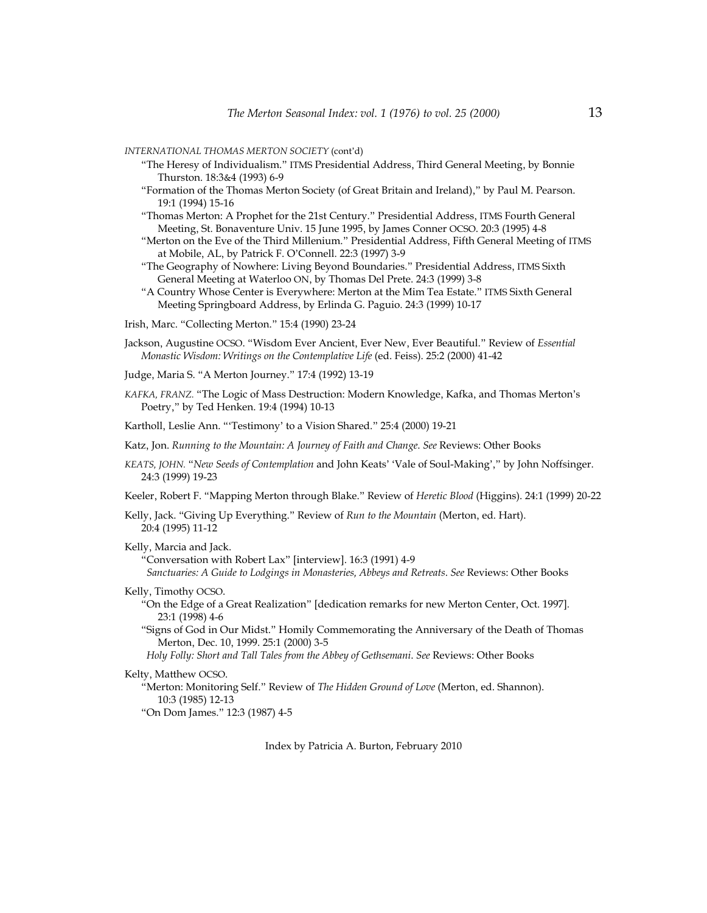*INTERNATIONAL THOMAS MERTON SOCIETY* (cont'd)

- "The Heresy of Individualism." ITMS Presidential Address, Third General Meeting, by Bonnie Thurston. 18:3&4 (1993) 6-9
- "Formation of the Thomas Merton Society (of Great Britain and Ireland)," by Paul M. Pearson. 19:1 (1994) 15-16
- "Thomas Merton: A Prophet for the 21st Century." Presidential Address, ITMS Fourth General Meeting, St. Bonaventure Univ. 15 June 1995, by James Conner OCSO. 20:3 (1995) 4-8
- "Merton on the Eve of the Third Millenium." Presidential Address, Fifth General Meeting of ITMS at Mobile, AL, by Patrick F. O'Connell. 22:3 (1997) 3-9
- "The Geography of Nowhere: Living Beyond Boundaries." Presidential Address, ITMS Sixth General Meeting at Waterloo ON, by Thomas Del Prete. 24:3 (1999) 3-8
- "A Country Whose Center is Everywhere: Merton at the Mim Tea Estate." ITMS Sixth General Meeting Springboard Address, by Erlinda G. Paguio. 24:3 (1999) 10-17

Irish, Marc. "Collecting Merton." 15:4 (1990) 23-24

Jackson, Augustine OCSO. "Wisdom Ever Ancient, Ever New, Ever Beautiful." Review of *Essential Monastic Wisdom: Writings on the Contemplative Life* (ed. Feiss). 25:2 (2000) 41-42

Judge, Maria S. "A Merton Journey." 17:4 (1992) 13-19

*KAFKA, FRANZ.* "The Logic of Mass Destruction: Modern Knowledge, Kafka, and Thomas Merton's Poetry," by Ted Henken. 19:4 (1994) 10-13

Kartholl, Leslie Ann. "'Testimony' to a Vision Shared." 25:4 (2000) 19-21

Katz, Jon. *Running to the Mountain: A Journey of Faith and Change*. *See* Reviews: Other Books

*KEATS, JOHN.* "*New Seeds of Contemplation* and John Keats' 'Vale of Soul-Making'," by John Noffsinger. 24:3 (1999) 19-23

Keeler, Robert F. "Mapping Merton through Blake." Review of *Heretic Blood* (Higgins). 24:1 (1999) 20-22

Kelly, Jack. "Giving Up Everything." Review of *Run to the Mountain* (Merton, ed. Hart). 20:4 (1995) 11-12

Kelly, Marcia and Jack.

- "Conversation with Robert Lax" [interview]. 16:3 (1991) 4-9
- *Sanctuaries: A Guide to Lodgings in Monasteries, Abbeys and Retreats*. *See* Reviews: Other Books

Kelly, Timothy OCSO.

- "On the Edge of a Great Realization" [dedication remarks for new Merton Center, Oct. 1997]. 23:1 (1998) 4-6
- "Signs of God in Our Midst." Homily Commemorating the Anniversary of the Death of Thomas Merton, Dec. 10, 1999. 25:1 (2000) 3-5
- *Holy Folly: Short and Tall Tales from the Abbey of Gethsemani*. *See* Reviews: Other Books

Kelty, Matthew OCSO.

- "Merton: Monitoring Self." Review of *The Hidden Ground of Love* (Merton, ed. Shannon). 10:3 (1985) 12-13
- "On Dom James." 12:3 (1987) 4-5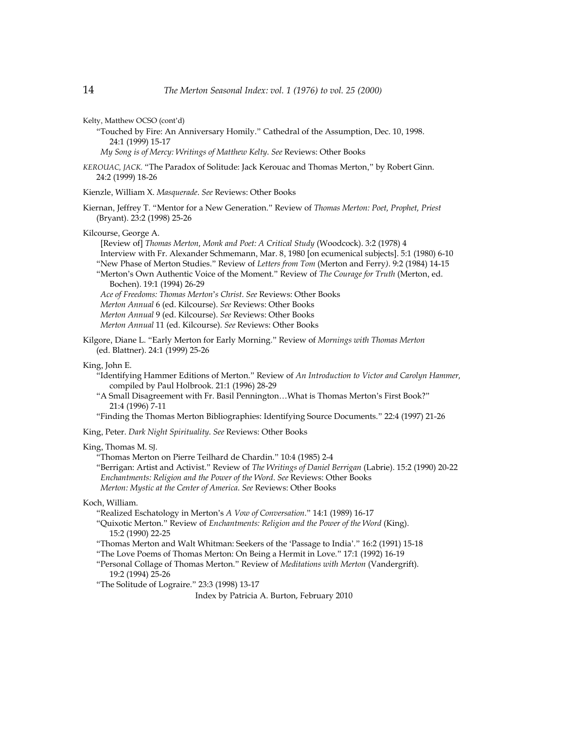Kelty, Matthew OCSO (cont'd)

"Touched by Fire: An Anniversary Homily." Cathedral of the Assumption, Dec. 10, 1998. 24:1 (1999) 15-17

*My Song is of Mercy: Writings of Matthew Kelty. See* Reviews: Other Books

*KEROUAC, JACK.* "The Paradox of Solitude: Jack Kerouac and Thomas Merton," by Robert Ginn. 24:2 (1999) 18-26

Kienzle, William X. *Masquerade*. *See* Reviews: Other Books

Kiernan, Jeffrey T. "Mentor for a New Generation." Review of *Thomas Merton: Poet, Prophet, Priest* (Bryant). 23:2 (1998) 25-26

Kilcourse, George A.

[Review of] *Thomas Merton, Monk and Poet: A Critical Study* (Woodcock). 3:2 (1978) 4

Interview with Fr. Alexander Schmemann, Mar. 8, 1980 [on ecumenical subjects]. 5:1 (1980) 6-10

"New Phase of Merton Studies." Review of *Letters from Tom* (Merton and Ferry). 9:2 (1984) 14-15

"Merton's Own Authentic Voice of the Moment." Review of *The Courage for Truth* (Merton, ed. Bochen). 19:1 (1994) 26-29

*Ace of Freedoms: Thomas Merton's Christ*. *See* Reviews: Other Books

*Merton Annual* 6 (ed. Kilcourse). *See* Reviews: Other Books

*Merton Annual* 9 (ed. Kilcourse). *See* Reviews: Other Books

*Merton Annual* 11 (ed. Kilcourse). *See* Reviews: Other Books

Kilgore, Diane L. "Early Merton for Early Morning." Review of *Mornings with Thomas Merton* (ed. Blattner). 24:1 (1999) 25-26

King, John E.

"Identifying Hammer Editions of Merton." Review of *An Introduction to Victor and Carolyn Hammer,* compiled by Paul Holbrook. 21:1 (1996) 28-29

"A Small Disagreement with Fr. Basil Pennington…What is Thomas Merton's First Book?" 21:4 (1996) 7-11

"Finding the Thomas Merton Bibliographies: Identifying Source Documents." 22:4 (1997) 21-26

King, Peter. *Dark Night Spirituality*. *See* Reviews: Other Books

King, Thomas M. SJ.

"Thomas Merton on Pierre Teilhard de Chardin." 10:4 (1985) 2-4

"Berrigan: Artist and Activist." Review of *The Writings of Daniel Berrigan* (Labrie). 15:2 (1990) 20-22

*Enchantments: Religion and the Power of the Word*. *See* Reviews: Other Books

*Merton: Mystic at the Center of America*. *See* Reviews: Other Books

Koch, William.

"Realized Eschatology in Merton's *A Vow of Conversation*." 14:1 (1989) 16-17

"Quixotic Merton." Review of *Enchantments: Religion and the Power of the Word* (King). 15:2 (1990) 22-25

"Thomas Merton and Walt Whitman: Seekers of the 'Passage to India'." 16:2 (1991) 15-18

"The Love Poems of Thomas Merton: On Being a Hermit in Love." 17:1 (1992) 16-19

"Personal Collage of Thomas Merton." Review of *Meditations with Merton* (Vandergrift). 19:2 (1994) 25-26

"The Solitude of Lograire." 23:3 (1998) 13-17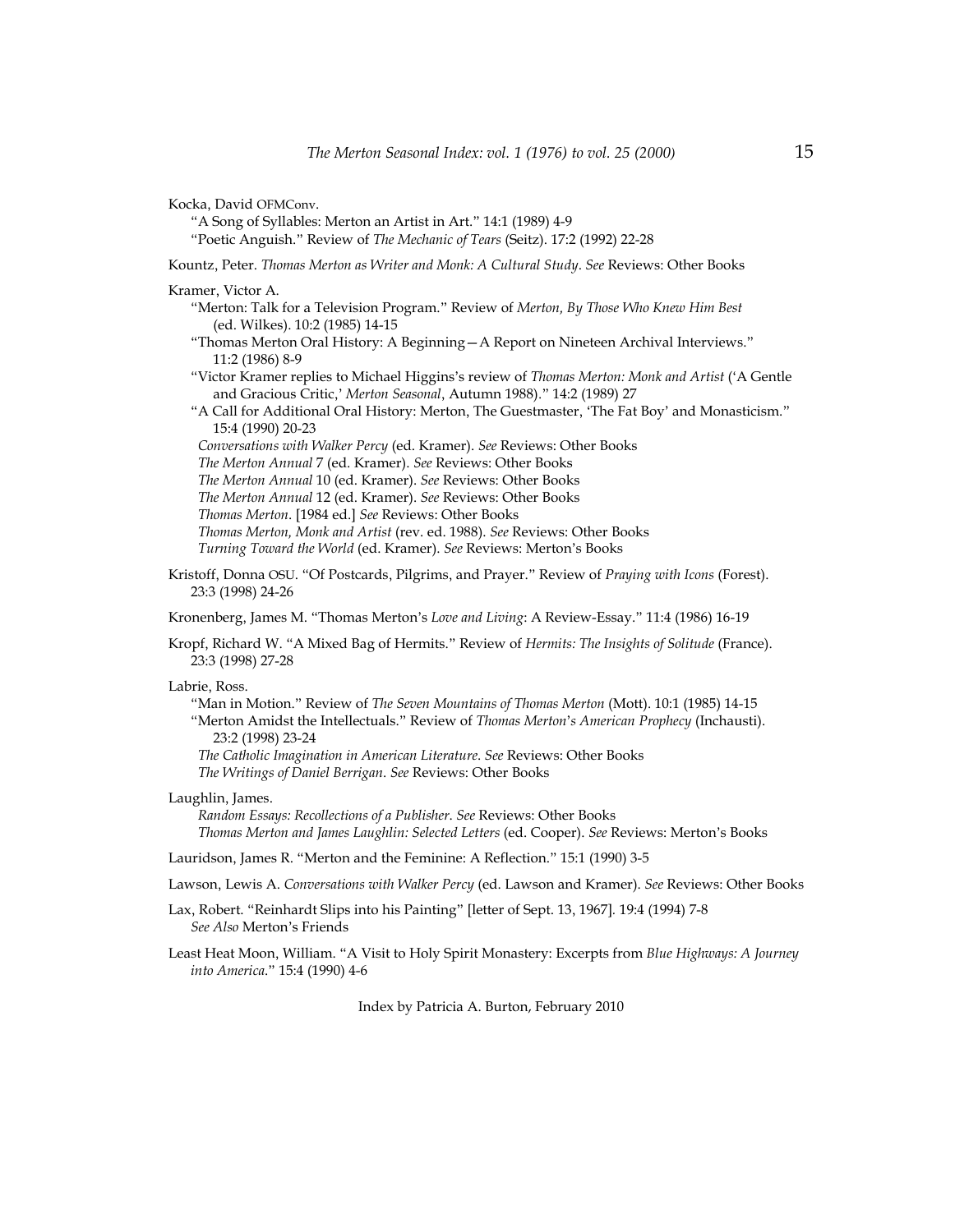Kocka, David OFMConv.

"A Song of Syllables: Merton an Artist in Art." 14:1 (1989) 4-9

"Poetic Anguish." Review of *The Mechanic of Tears* (Seitz). 17:2 (1992) 22-28

Kountz, Peter. *Thomas Merton as Writer and Monk: A Cultural Study*. *See* Reviews: Other Books

Kramer, Victor A.

"Merton: Talk for a Television Program." Review of *Merton, By Those Who Knew Him Best* (ed. Wilkes). 10:2 (1985) 14-15

"Thomas Merton Oral History: A Beginning—A Report on Nineteen Archival Interviews." 11:2 (1986) 8-9

"Victor Kramer replies to Michael Higgins's review of *Thomas Merton: Monk and Artist* ('A Gentle and Gracious Critic,' *Merton Seasonal*, Autumn 1988)." 14:2 (1989) 27

"A Call for Additional Oral History: Merton, The Guestmaster, 'The Fat Boy' and Monasticism." 15:4 (1990) 20-23

*Conversations with Walker Percy* (ed. Kramer). *See* Reviews: Other Books

*The Merton Annual* 7 (ed. Kramer). *See* Reviews: Other Books

*The Merton Annual* 10 (ed. Kramer). *See* Reviews: Other Books

*The Merton Annual* 12 (ed. Kramer). *See* Reviews: Other Books

*Thomas Merton*. [1984 ed.] *See* Reviews: Other Books

*Thomas Merton, Monk and Artist* (rev. ed. 1988). *See* Reviews: Other Books

*Turning Toward the World* (ed. Kramer). *See* Reviews: Merton's Books

Kristoff, Donna OSU. "Of Postcards, Pilgrims, and Prayer." Review of *Praying with Icons* (Forest). 23:3 (1998) 24-26

Kronenberg, James M. "Thomas Merton's *Love and Living*: A Review-Essay." 11:4 (1986) 16-19

Kropf, Richard W. "A Mixed Bag of Hermits." Review of *Hermits: The Insights of Solitude* (France). 23:3 (1998) 27-28

Labrie, Ross.

"Man in Motion." Review of *The Seven Mountains of Thomas Merton* (Mott). 10:1 (1985) 14-15

"Merton Amidst the Intellectuals." Review of *Thomas Merton's American Prophecy* (Inchausti). 23:2 (1998) 23-24

*The Catholic Imagination in American Literature*. *See* Reviews: Other Books

*The Writings of Daniel Berrigan*. *See* Reviews: Other Books

Laughlin, James.

*Random Essays: Recollections of a Publisher*. *See* Reviews: Other Books

*Thomas Merton and James Laughlin: Selected Letters* (ed. Cooper). *See* Reviews: Merton's Books

Lauridson, James R. "Merton and the Feminine: A Reflection." 15:1 (1990) 3-5

Lawson, Lewis A. *Conversations with Walker Percy* (ed. Lawson and Kramer). *See* Reviews: Other Books

Lax, Robert. "Reinhardt Slips into his Painting" [letter of Sept. 13, 1967]. 19:4 (1994) 7-8
*See Also* Merton's Friends

Least Heat Moon, William. "A Visit to Holy Spirit Monastery: Excerpts from *Blue Highways: A Journey into America*." 15:4 (1990) 4-6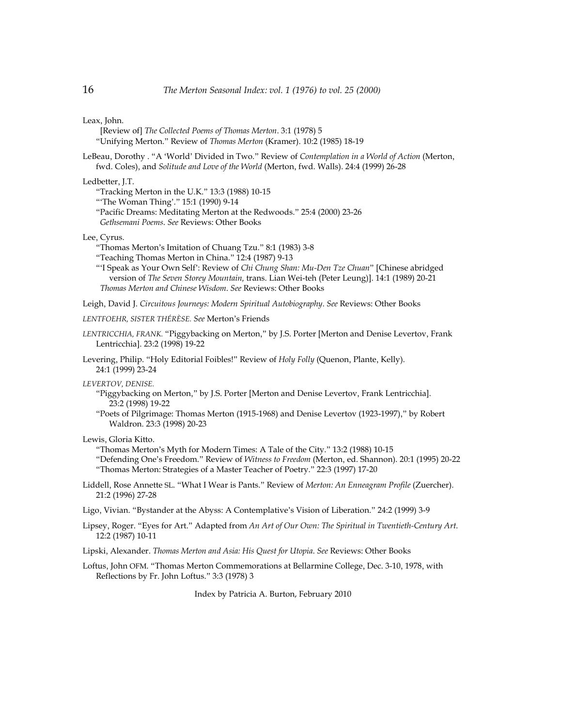Leax, John.

[Review of] *The Collected Poems of Thomas Merton*. 3:1 (1978) 5

"Unifying Merton." Review of *Thomas Merton* (Kramer). 10:2 (1985) 18-19

LeBeau, Dorothy . "A 'World' Divided in Two." Review of *Contemplation in a World of Action* (Merton, fwd. Coles), and *Solitude and Love of the World* (Merton, fwd. Walls). 24:4 (1999) 26-28

Ledbetter, J.T.

"Tracking Merton in the U.K." 13:3 (1988) 10-15

"'The Woman Thing'." 15:1 (1990) 9-14

"Pacific Dreams: Meditating Merton at the Redwoods." 25:4 (2000) 23-26

*Gethsemani Poems*. *See* Reviews: Other Books

Lee, Cyrus.

"Thomas Merton's Imitation of Chuang Tzu." 8:1 (1983) 3-8

"Teaching Thomas Merton in China." 12:4 (1987) 9-13

"'I Speak as Your Own Self': Review of *Chi Chung Shan: Mu-Den Tze Chuan*" [Chinese abridged version of *The Seven Storey Mountain,* trans. Lian Wei-teh (Peter Leung)]. 14:1 (1989) 20-21

*Thomas Merton and Chinese Wisdom*. *See* Reviews: Other Books

Leigh, David J. *Circuitous Journeys: Modern Spiritual Autobiography*. *See* Reviews: Other Books

*LENTFOEHR, SISTER THÉRÈSE. See* Merton's Friends

*LENTRICCHIA, FRANK.* "Piggybacking on Merton," by J.S. Porter [Merton and Denise Levertov, Frank Lentricchia]. 23:2 (1998) 19-22

Levering, Philip. "Holy Editorial Foibles!" Review of *Holy Folly* (Quenon, Plante, Kelly). 24:1 (1999) 23-24

*LEVERTOV, DENISE.*

"Piggybacking on Merton," by J.S. Porter [Merton and Denise Levertov, Frank Lentricchia]. 23:2 (1998) 19-22

"Poets of Pilgrimage: Thomas Merton (1915-1968) and Denise Levertov (1923-1997)," by Robert Waldron. 23:3 (1998) 20-23

Lewis, Gloria Kitto.

"Thomas Merton's Myth for Modern Times: A Tale of the City." 13:2 (1988) 10-15

"Defending One's Freedom." Review of *Witness to Freedom* (Merton, ed. Shannon). 20:1 (1995) 20-22

"Thomas Merton: Strategies of a Master Teacher of Poetry." 22:3 (1997) 17-20

Liddell, Rose Annette SL. "What I Wear is Pants." Review of *Merton: An Enneagram Profile* (Zuercher). 21:2 (1996) 27-28

Ligo, Vivian. "Bystander at the Abyss: A Contemplative's Vision of Liberation." 24:2 (1999) 3-9

Lipsey, Roger. "Eyes for Art." Adapted from *An Art of Our Own: The Spiritual in Twentieth-Century Art*. 12:2 (1987) 10-11

Lipski, Alexander. *Thomas Merton and Asia: His Quest for Utopia*. *See* Reviews: Other Books

Loftus, John OFM. "Thomas Merton Commemorations at Bellarmine College, Dec. 3-10, 1978, with Reflections by Fr. John Loftus." 3:3 (1978) 3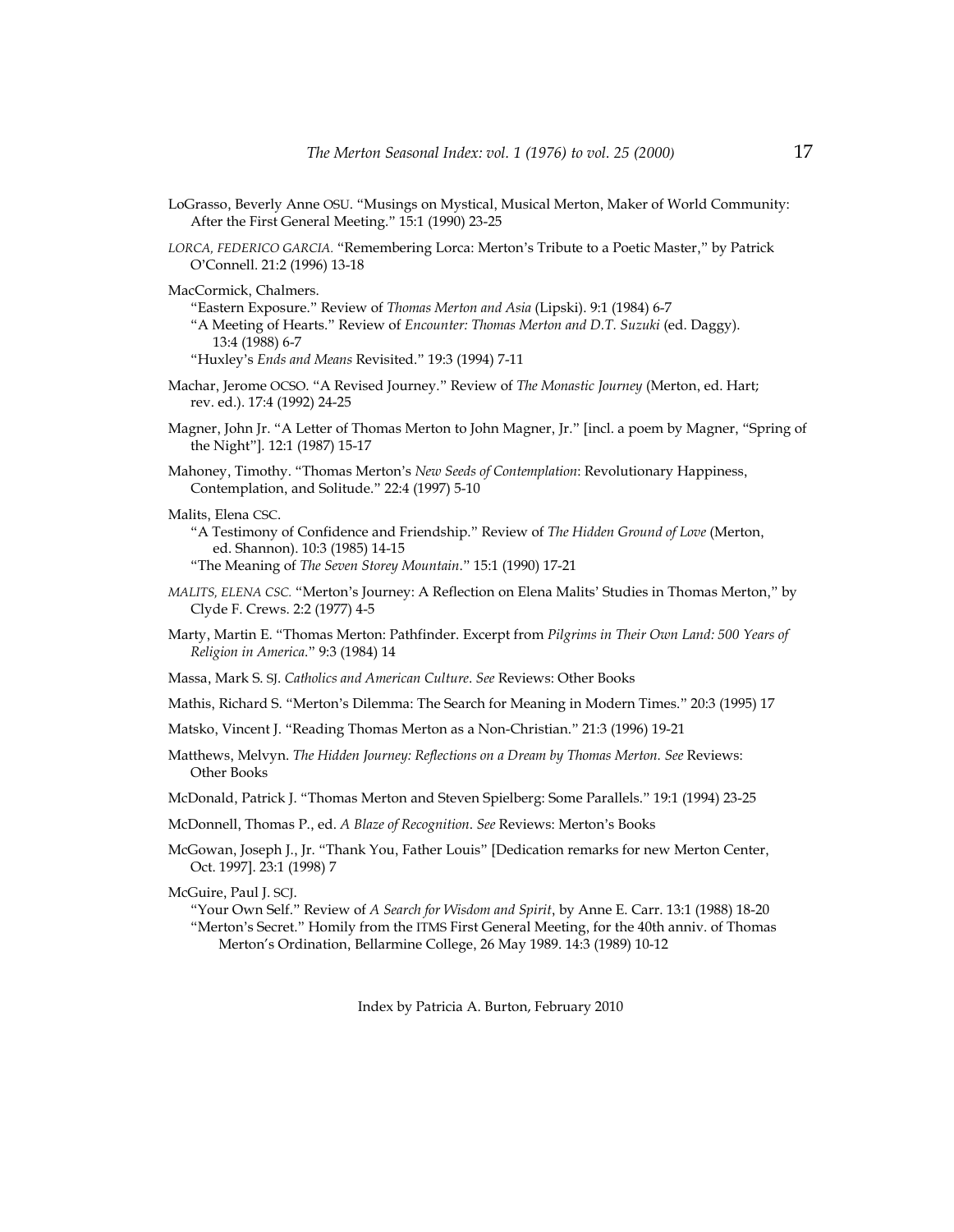LoGrasso, Beverly Anne OSU. "Musings on Mystical, Musical Merton, Maker of World Community: After the First General Meeting." 15:1 (1990) 23-25

*LORCA, FEDERICO GARCIA.* "Remembering Lorca: Merton's Tribute to a Poetic Master," by Patrick O'Connell. 21:2 (1996) 13-18

MacCormick, Chalmers.
- "Eastern Exposure." Review of *Thomas Merton and Asia* (Lipski). 9:1 (1984) 6-7
- "A Meeting of Hearts." Review of *Encounter: Thomas Merton and D.T. Suzuki* (ed. Daggy). 13:4 (1988) 6-7
- "Huxley's *Ends and Means* Revisited." 19:3 (1994) 7-11

Machar, Jerome OCSO. "A Revised Journey." Review of *The Monastic Journey* (Merton, ed. Hart; rev. ed.). 17:4 (1992) 24-25

Magner, John Jr. "A Letter of Thomas Merton to John Magner, Jr." [incl. a poem by Magner, "Spring of the Night"]. 12:1 (1987) 15-17

Mahoney, Timothy. "Thomas Merton's *New Seeds of Contemplation*: Revolutionary Happiness, Contemplation, and Solitude." 22:4 (1997) 5-10

Malits, Elena CSC.
- "A Testimony of Confidence and Friendship." Review of *The Hidden Ground of Love* (Merton, ed. Shannon). 10:3 (1985) 14-15
- "The Meaning of *The Seven Storey Mountain*." 15:1 (1990) 17-21

*MALITS, ELENA CSC.* "Merton's Journey: A Reflection on Elena Malits' Studies in Thomas Merton," by Clyde F. Crews. 2:2 (1977) 4-5

Marty, Martin E. "Thomas Merton: Pathfinder. Excerpt from *Pilgrims in Their Own Land: 500 Years of Religion in America*." 9:3 (1984) 14

Massa, Mark S. SJ. *Catholics and American Culture*. *See* Reviews: Other Books

Mathis, Richard S. "Merton's Dilemma: The Search for Meaning in Modern Times." 20:3 (1995) 17

Matsko, Vincent J. "Reading Thomas Merton as a Non-Christian." 21:3 (1996) 19-21

Matthews, Melvyn. *The Hidden Journey: Reflections on a Dream by Thomas Merton. See* Reviews: Other Books

McDonald, Patrick J. "Thomas Merton and Steven Spielberg: Some Parallels." 19:1 (1994) 23-25

McDonnell, Thomas P., ed. *A Blaze of Recognition*. *See* Reviews: Merton's Books

McGowan, Joseph J., Jr. "Thank You, Father Louis" [Dedication remarks for new Merton Center, Oct. 1997]. 23:1 (1998) 7

McGuire, Paul J. SCJ.
- "Your Own Self." Review of *A Search for Wisdom and Spirit*, by Anne E. Carr. 13:1 (1988) 18-20
- "Merton's Secret." Homily from the ITMS First General Meeting, for the 40th anniv. of Thomas Merton's Ordination, Bellarmine College, 26 May 1989. 14:3 (1989) 10-12

Index by Patricia A. Burton, February 2010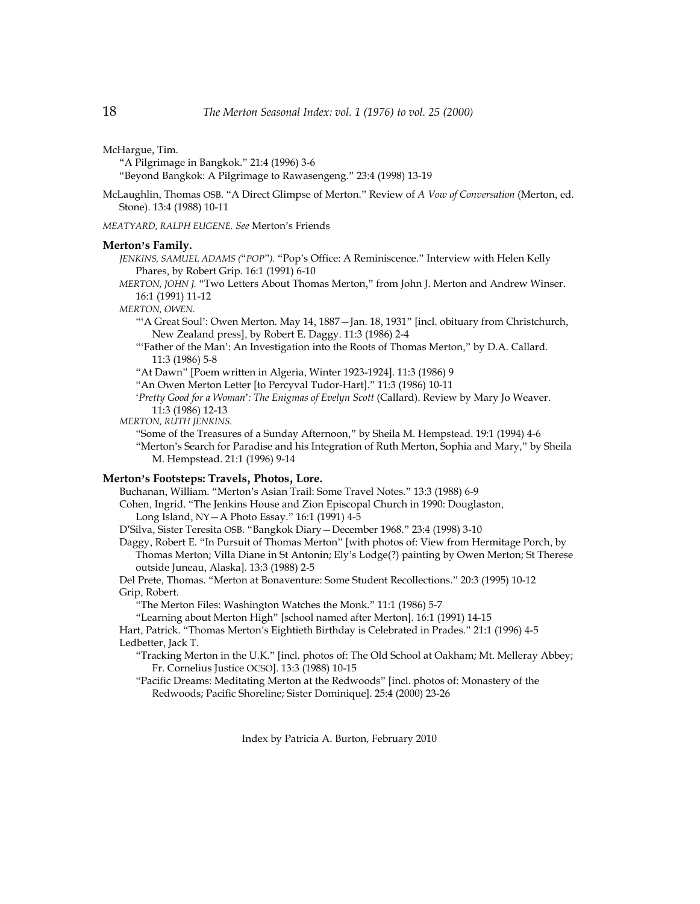McHargue, Tim.

"A Pilgrimage in Bangkok." 21:4 (1996) 3-6

"Beyond Bangkok: A Pilgrimage to Rawasengeng." 23:4 (1998) 13-19

McLaughlin, Thomas OSB. "A Direct Glimpse of Merton." Review of *A Vow of Conversation* (Merton, ed. Stone). 13:4 (1988) 10-11

*MEATYARD, RALPH EUGENE. See* Merton's Friends

**Merton's Family.**

*JENKINS, SAMUEL ADAMS ("POP").* "Pop's Office: A Reminiscence." Interview with Helen Kelly Phares, by Robert Grip. 16:1 (1991) 6-10

*MERTON, JOHN J.* "Two Letters About Thomas Merton," from John J. Merton and Andrew Winser. 16:1 (1991) 11-12

*MERTON, OWEN.*

"'A Great Soul': Owen Merton. May 14, 1887—Jan. 18, 1931" [incl. obituary from Christchurch, New Zealand press], by Robert E. Daggy. 11:3 (1986) 2-4

"'Father of the Man': An Investigation into the Roots of Thomas Merton," by D.A. Callard. 11:3 (1986) 5-8

"At Dawn" [Poem written in Algeria, Winter 1923-1924]. 11:3 (1986) 9

"An Owen Merton Letter [to Percyval Tudor-Hart]." 11:3 (1986) 10-11

'*Pretty Good for a Woman*'*: The Enigmas of Evelyn Scott* (Callard). Review by Mary Jo Weaver. 11:3 (1986) 12-13

*MERTON, RUTH JENKINS.*

"Some of the Treasures of a Sunday Afternoon," by Sheila M. Hempstead. 19:1 (1994) 4-6

"Merton's Search for Paradise and his Integration of Ruth Merton, Sophia and Mary," by Sheila M. Hempstead. 21:1 (1996) 9-14

**Merton's Footsteps: Travels, Photos, Lore.**

Buchanan, William. "Merton's Asian Trail: Some Travel Notes." 13:3 (1988) 6-9

Cohen, Ingrid. "The Jenkins House and Zion Episcopal Church in 1990: Douglaston, Long Island, NY—A Photo Essay." 16:1 (1991) 4-5

D'Silva, Sister Teresita OSB. "Bangkok Diary—December 1968." 23:4 (1998) 3-10

Daggy, Robert E. "In Pursuit of Thomas Merton" [with photos of: View from Hermitage Porch, by Thomas Merton; Villa Diane in St Antonin; Ely's Lodge(?) painting by Owen Merton; St Therese outside Juneau, Alaska]. 13:3 (1988) 2-5

Del Prete, Thomas. "Merton at Bonaventure: Some Student Recollections." 20:3 (1995) 10-12

Grip, Robert.

"The Merton Files: Washington Watches the Monk." 11:1 (1986) 5-7

"Learning about Merton High" [school named after Merton]. 16:1 (1991) 14-15

Hart, Patrick. "Thomas Merton's Eightieth Birthday is Celebrated in Prades." 21:1 (1996) 4-5

Ledbetter, Jack T.

"Tracking Merton in the U.K." [incl. photos of: The Old School at Oakham; Mt. Melleray Abbey; Fr. Cornelius Justice OCSO]. 13:3 (1988) 10-15

"Pacific Dreams: Meditating Merton at the Redwoods" [incl. photos of: Monastery of the Redwoods; Pacific Shoreline; Sister Dominique]. 25:4 (2000) 23-26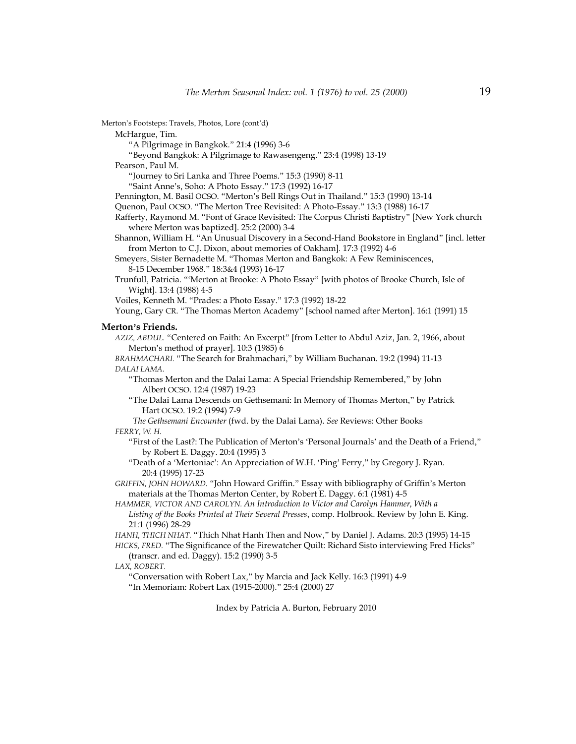Merton's Footsteps: Travels, Photos, Lore (cont'd)

McHargue, Tim.

"A Pilgrimage in Bangkok." 21:4 (1996) 3-6

"Beyond Bangkok: A Pilgrimage to Rawasengeng." 23:4 (1998) 13-19

Pearson, Paul M.

"Journey to Sri Lanka and Three Poems." 15:3 (1990) 8-11

"Saint Anne's, Soho: A Photo Essay." 17:3 (1992) 16-17

Pennington, M. Basil OCSO. "Merton's Bell Rings Out in Thailand." 15:3 (1990) 13-14

Quenon, Paul OCSO. "The Merton Tree Revisited: A Photo-Essay." 13:3 (1988) 16-17

Rafferty, Raymond M. "Font of Grace Revisited: The Corpus Christi Baptistry" [New York church where Merton was baptized]. 25:2 (2000) 3-4

Shannon, William H. "An Unusual Discovery in a Second-Hand Bookstore in England" [incl. letter from Merton to C.J. Dixon, about memories of Oakham]. 17:3 (1992) 4-6

Smeyers, Sister Bernadette M. "Thomas Merton and Bangkok: A Few Reminiscences, 8-15 December 1968." 18:3&4 (1993) 16-17

Trunfull, Patricia. "'Merton at Brooke: A Photo Essay" [with photos of Brooke Church, Isle of Wight]. 13:4 (1988) 4-5

Voiles, Kenneth M. "Prades: a Photo Essay." 17:3 (1992) 18-22

Young, Gary CR. "The Thomas Merton Academy" [school named after Merton]. 16:1 (1991) 15

**Merton's Friends.**

*AZIZ, ABDUL.* "Centered on Faith: An Excerpt" [from Letter to Abdul Aziz, Jan. 2, 1966, about Merton's method of prayer]. 10:3 (1985) 6

*BRAHMACHARI.* "The Search for Brahmachari," by William Buchanan. 19:2 (1994) 11-13

*DALAI LAMA.*

"Thomas Merton and the Dalai Lama: A Special Friendship Remembered," by John Albert OCSO. 12:4 (1987) 19-23

"The Dalai Lama Descends on Gethsemani: In Memory of Thomas Merton," by Patrick Hart OCSO. 19:2 (1994) 7-9

*The Gethsemani Encounter* (fwd. by the Dalai Lama). *See* Reviews: Other Books

*FERRY, W. H.*

"First of the Last?: The Publication of Merton's 'Personal Journals' and the Death of a Friend," by Robert E. Daggy. 20:4 (1995) 3

"Death of a 'Mertoniac': An Appreciation of W.H. 'Ping' Ferry," by Gregory J. Ryan. 20:4 (1995) 17-23

*GRIFFIN, JOHN HOWARD.* "John Howard Griffin." Essay with bibliography of Griffin's Merton materials at the Thomas Merton Center, by Robert E. Daggy. 6:1 (1981) 4-5

*HAMMER, VICTOR AND CAROLYN. An Introduction to Victor and Carolyn Hammer, With a Listing of the Books Printed at Their Several Presses*, comp. Holbrook. Review by John E. King. 21:1 (1996) 28-29

*HANH, THICH NHAT.* "Thich Nhat Hanh Then and Now," by Daniel J. Adams. 20:3 (1995) 14-15

*HICKS, FRED.* "The Significance of the Firewatcher Quilt: Richard Sisto interviewing Fred Hicks" (transcr. and ed. Daggy). 15:2 (1990) 3-5

*LAX, ROBERT.*

"Conversation with Robert Lax," by Marcia and Jack Kelly. 16:3 (1991) 4-9

"In Memoriam: Robert Lax (1915-2000)." 25:4 (2000) 27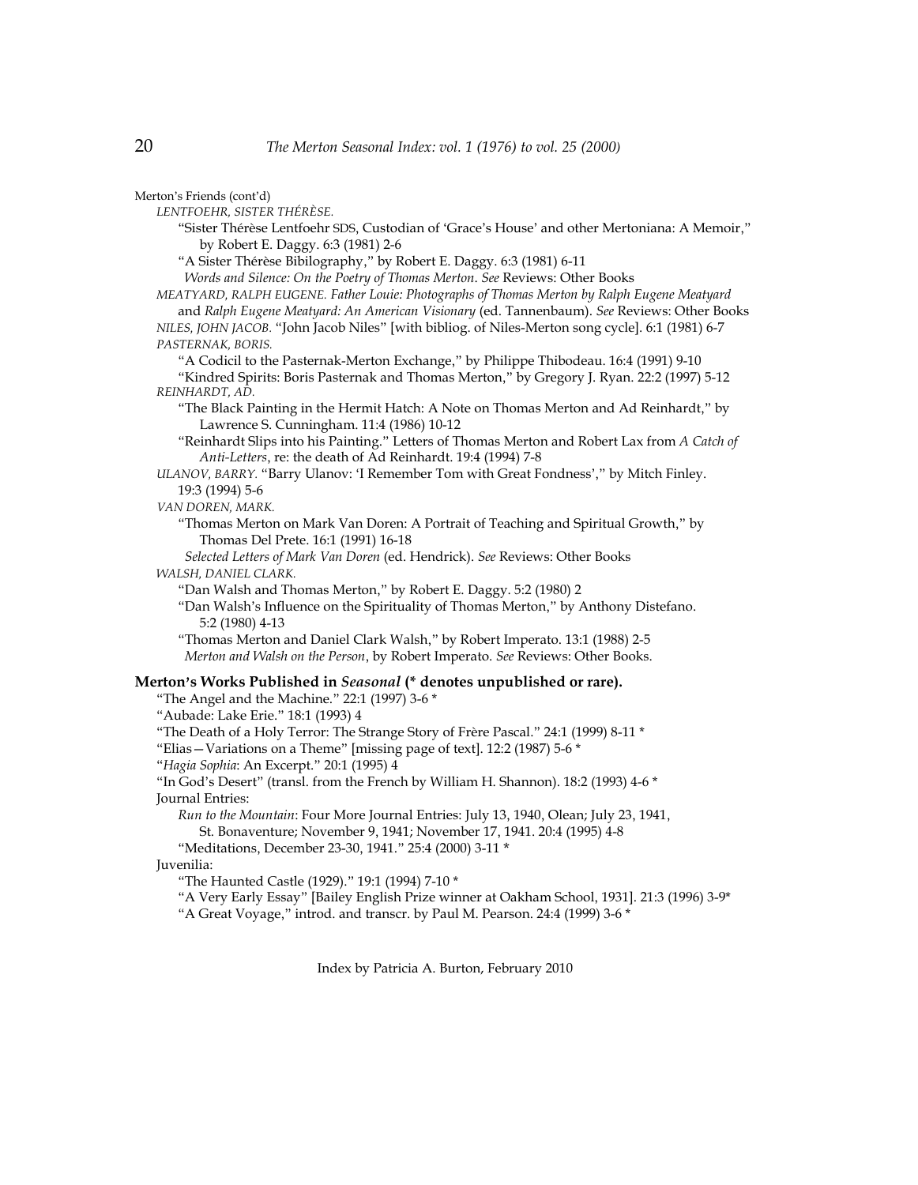Merton's Friends (cont'd)

*LENTFOEHR, SISTER THÉRÈSE.*

"Sister Thérèse Lentfoehr SDS, Custodian of 'Grace's House' and other Mertoniana: A Memoir," by Robert E. Daggy. 6:3 (1981) 2-6

"A Sister Thérèse Bibilography," by Robert E. Daggy. 6:3 (1981) 6-11

*Words and Silence: On the Poetry of Thomas Merton*. *See* Reviews: Other Books

*MEATYARD, RALPH EUGENE. Father Louie: Photographs of Thomas Merton by Ralph Eugene Meatyard* and *Ralph Eugene Meatyard: An American Visionary* (ed. Tannenbaum). *See* Reviews: Other Books

*NILES, JOHN JACOB.* "John Jacob Niles" [with bibliog. of Niles-Merton song cycle]. 6:1 (1981) 6-7

*PASTERNAK, BORIS.*

"A Codicil to the Pasternak-Merton Exchange," by Philippe Thibodeau. 16:4 (1991) 9-10

"Kindred Spirits: Boris Pasternak and Thomas Merton," by Gregory J. Ryan. 22:2 (1997) 5-12

*REINHARDT, AD.*

"The Black Painting in the Hermit Hatch: A Note on Thomas Merton and Ad Reinhardt," by Lawrence S. Cunningham. 11:4 (1986) 10-12

"Reinhardt Slips into his Painting." Letters of Thomas Merton and Robert Lax from *A Catch of Anti-Letters*, re: the death of Ad Reinhardt. 19:4 (1994) 7-8

*ULANOV, BARRY.* "Barry Ulanov: 'I Remember Tom with Great Fondness'," by Mitch Finley. 19:3 (1994) 5-6

*VAN DOREN, MARK.*

"Thomas Merton on Mark Van Doren: A Portrait of Teaching and Spiritual Growth," by Thomas Del Prete. 16:1 (1991) 16-18

*Selected Letters of Mark Van Doren* (ed. Hendrick). *See* Reviews: Other Books

*WALSH, DANIEL CLARK.*

"Dan Walsh and Thomas Merton," by Robert E. Daggy. 5:2 (1980) 2

"Dan Walsh's Influence on the Spirituality of Thomas Merton," by Anthony Distefano. 5:2 (1980) 4-13

"Thomas Merton and Daniel Clark Walsh," by Robert Imperato. 13:1 (1988) 2-5

*Merton and Walsh on the Person*, by Robert Imperato. *See* Reviews: Other Books.

**Merton's Works Published in *Seasonal* (* denotes unpublished or rare).**

"The Angel and the Machine." 22:1 (1997) 3-6 *

"Aubade: Lake Erie." 18:1 (1993) 4

"The Death of a Holy Terror: The Strange Story of Frère Pascal." 24:1 (1999) 8-11 *

"Elias—Variations on a Theme" [missing page of text]. 12:2 (1987) 5-6 *

"*Hagia Sophia*: An Excerpt." 20:1 (1995) 4

"In God's Desert" (transl. from the French by William H. Shannon). 18:2 (1993) 4-6 *

Journal Entries:

*Run to the Mountain*: Four More Journal Entries: July 13, 1940, Olean; July 23, 1941, St. Bonaventure; November 9, 1941; November 17, 1941. 20:4 (1995) 4-8

"Meditations, December 23-30, 1941." 25:4 (2000) 3-11 *

Juvenilia:

"The Haunted Castle (1929)." 19:1 (1994) 7-10 *

"A Very Early Essay" [Bailey English Prize winner at Oakham School, 1931]. 21:3 (1996) 3-9*

"A Great Voyage," introd. and transcr. by Paul M. Pearson. 24:4 (1999) 3-6 *

Index by Patricia A. Burton, February 2010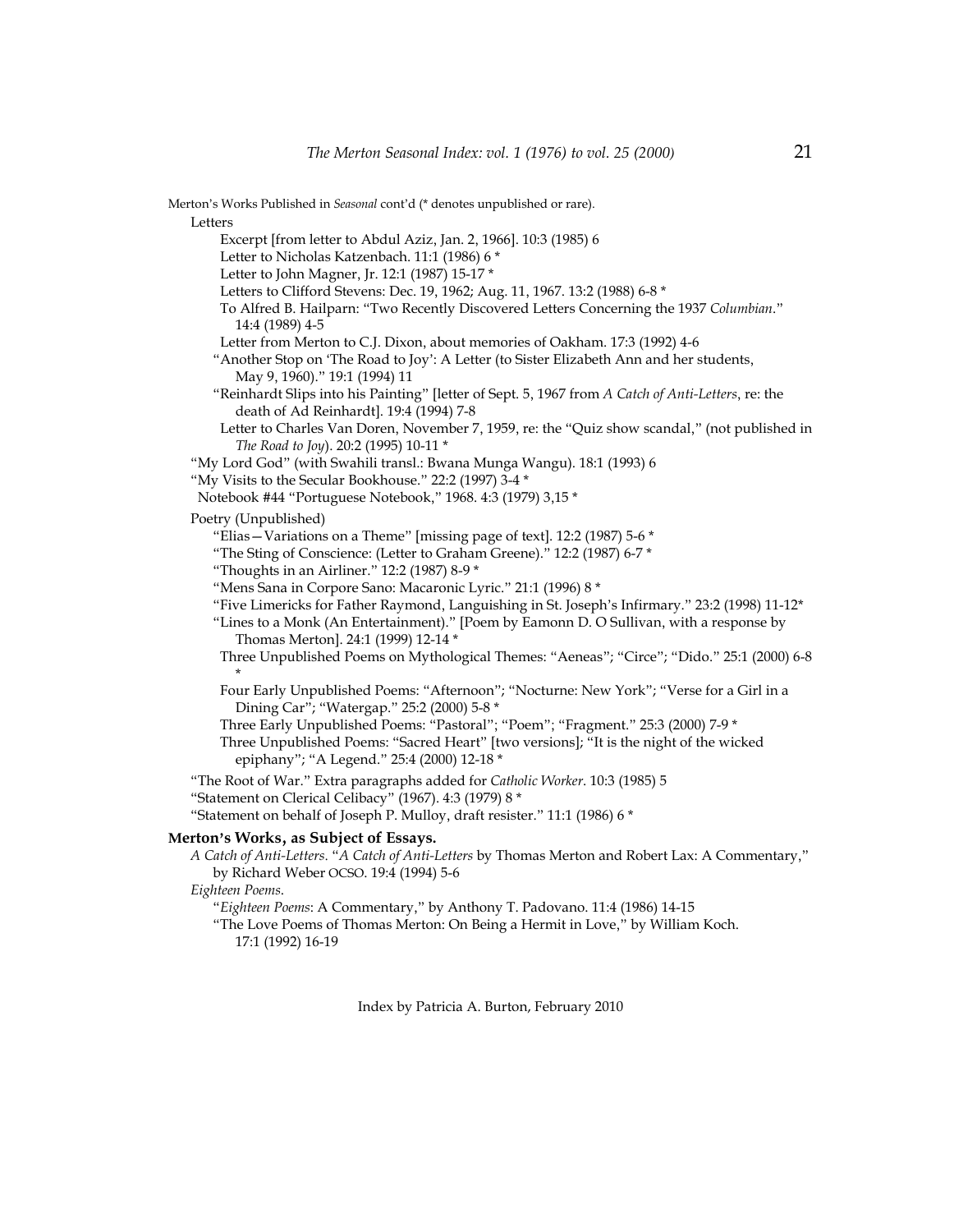Merton's Works Published in *Seasonal* cont'd (* denotes unpublished or rare).

Letters

- Excerpt [from letter to Abdul Aziz, Jan. 2, 1966]. 10:3 (1985) 6
- Letter to Nicholas Katzenbach. 11:1 (1986) 6 *
- Letter to John Magner, Jr. 12:1 (1987) 15-17 *
- Letters to Clifford Stevens: Dec. 19, 1962; Aug. 11, 1967. 13:2 (1988) 6-8 *
- To Alfred B. Hailparn: "Two Recently Discovered Letters Concerning the 1937 *Columbian*." 14:4 (1989) 4-5
- Letter from Merton to C.J. Dixon, about memories of Oakham. 17:3 (1992) 4-6
- "Another Stop on 'The Road to Joy': A Letter (to Sister Elizabeth Ann and her students, May 9, 1960)." 19:1 (1994) 11
- "Reinhardt Slips into his Painting" [letter of Sept. 5, 1967 from *A Catch of Anti-Letters*, re: the death of Ad Reinhardt]. 19:4 (1994) 7-8
- Letter to Charles Van Doren, November 7, 1959, re: the "Quiz show scandal," (not published in *The Road to Joy*). 20:2 (1995) 10-11 *

"My Lord God" (with Swahili transl.: Bwana Munga Wangu). 18:1 (1993) 6

"My Visits to the Secular Bookhouse." 22:2 (1997) 3-4 *

Notebook #44 "Portuguese Notebook," 1968. 4:3 (1979) 3,15 *

Poetry (Unpublished)

- "Elias—Variations on a Theme" [missing page of text]. 12:2 (1987) 5-6 *
- "The Sting of Conscience: (Letter to Graham Greene)." 12:2 (1987) 6-7 *
- "Thoughts in an Airliner." 12:2 (1987) 8-9 *
- "Mens Sana in Corpore Sano: Macaronic Lyric." 21:1 (1996) 8 *
- "Five Limericks for Father Raymond, Languishing in St. Joseph's Infirmary." 23:2 (1998) 11-12*
- "Lines to a Monk (An Entertainment)." [Poem by Eamonn D. O Sullivan, with a response by Thomas Merton]. 24:1 (1999) 12-14 *
- Three Unpublished Poems on Mythological Themes: "Aeneas"; "Circe"; "Dido." 25:1 (2000) 6-8 *
- Four Early Unpublished Poems: "Afternoon"; "Nocturne: New York"; "Verse for a Girl in a Dining Car"; "Watergap." 25:2 (2000) 5-8 *
- Three Early Unpublished Poems: "Pastoral"; "Poem"; "Fragment." 25:3 (2000) 7-9 *
- Three Unpublished Poems: "Sacred Heart" [two versions]; "It is the night of the wicked epiphany"; "A Legend." 25:4 (2000) 12-18 *

"The Root of War." Extra paragraphs added for *Catholic Worker*. 10:3 (1985) 5

"Statement on Clerical Celibacy" (1967). 4:3 (1979) 8 *

"Statement on behalf of Joseph P. Mulloy, draft resister." 11:1 (1986) 6 *

**Merton's Works, as Subject of Essays.**

*A Catch of Anti-Letters*. "*A Catch of Anti-Letters* by Thomas Merton and Robert Lax: A Commentary," by Richard Weber OCSO. 19:4 (1994) 5-6

*Eighteen Poems*.

- "*Eighteen Poems*: A Commentary," by Anthony T. Padovano. 11:4 (1986) 14-15
- "The Love Poems of Thomas Merton: On Being a Hermit in Love," by William Koch. 17:1 (1992) 16-19

Index by Patricia A. Burton, February 2010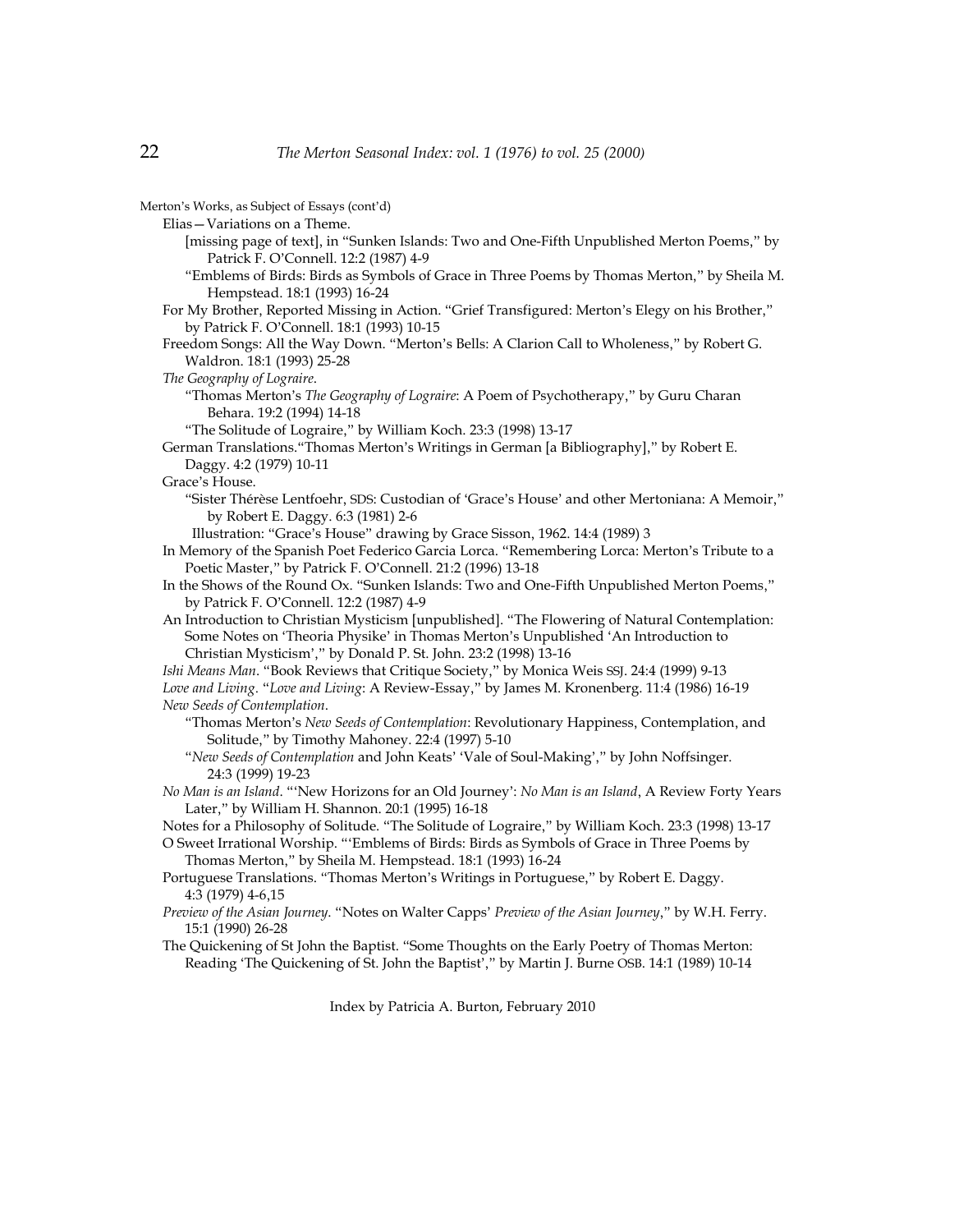Merton's Works, as Subject of Essays (cont'd)

Elias—Variations on a Theme.

[missing page of text], in "Sunken Islands: Two and One-Fifth Unpublished Merton Poems," by Patrick F. O'Connell. 12:2 (1987) 4-9

"Emblems of Birds: Birds as Symbols of Grace in Three Poems by Thomas Merton," by Sheila M. Hempstead. 18:1 (1993) 16-24

For My Brother, Reported Missing in Action. "Grief Transfigured: Merton's Elegy on his Brother," by Patrick F. O'Connell. 18:1 (1993) 10-15

Freedom Songs: All the Way Down. "Merton's Bells: A Clarion Call to Wholeness," by Robert G. Waldron. 18:1 (1993) 25-28

*The Geography of Lograire*.

"Thomas Merton's *The Geography of Lograire*: A Poem of Psychotherapy," by Guru Charan Behara. 19:2 (1994) 14-18

"The Solitude of Lograire," by William Koch. 23:3 (1998) 13-17

German Translations."Thomas Merton's Writings in German [a Bibliography]," by Robert E. Daggy. 4:2 (1979) 10-11

Grace's House.

"Sister Thérèse Lentfoehr, SDS: Custodian of 'Grace's House' and other Mertoniana: A Memoir," by Robert E. Daggy. 6:3 (1981) 2-6

Illustration: "Grace's House" drawing by Grace Sisson, 1962. 14:4 (1989) 3

In Memory of the Spanish Poet Federico Garcia Lorca. "Remembering Lorca: Merton's Tribute to a Poetic Master," by Patrick F. O'Connell. 21:2 (1996) 13-18

In the Shows of the Round Ox. "Sunken Islands: Two and One-Fifth Unpublished Merton Poems," by Patrick F. O'Connell. 12:2 (1987) 4-9

An Introduction to Christian Mysticism [unpublished]. "The Flowering of Natural Contemplation: Some Notes on 'Theoria Physike' in Thomas Merton's Unpublished 'An Introduction to Christian Mysticism'," by Donald P. St. John. 23:2 (1998) 13-16

*Ishi Means Man*. "Book Reviews that Critique Society," by Monica Weis SSJ. 24:4 (1999) 9-13

*Love and Living*. "*Love and Living*: A Review-Essay," by James M. Kronenberg. 11:4 (1986) 16-19

*New Seeds of Contemplation*.

"Thomas Merton's *New Seeds of Contemplation*: Revolutionary Happiness, Contemplation, and Solitude," by Timothy Mahoney. 22:4 (1997) 5-10

"*New Seeds of Contemplation* and John Keats' 'Vale of Soul-Making'," by John Noffsinger. 24:3 (1999) 19-23

*No Man is an Island*. "'New Horizons for an Old Journey': *No Man is an Island*, A Review Forty Years Later," by William H. Shannon. 20:1 (1995) 16-18

Notes for a Philosophy of Solitude. "The Solitude of Lograire," by William Koch. 23:3 (1998) 13-17

O Sweet Irrational Worship. "'Emblems of Birds: Birds as Symbols of Grace in Three Poems by Thomas Merton," by Sheila M. Hempstead. 18:1 (1993) 16-24

Portuguese Translations. "Thomas Merton's Writings in Portuguese," by Robert E. Daggy. 4:3 (1979) 4-6,15

*Preview of the Asian Journey*. "Notes on Walter Capps' *Preview of the Asian Journey*," by W.H. Ferry. 15:1 (1990) 26-28

The Quickening of St John the Baptist. "Some Thoughts on the Early Poetry of Thomas Merton: Reading 'The Quickening of St. John the Baptist'," by Martin J. Burne OSB. 14:1 (1989) 10-14

Index by Patricia A. Burton, February 2010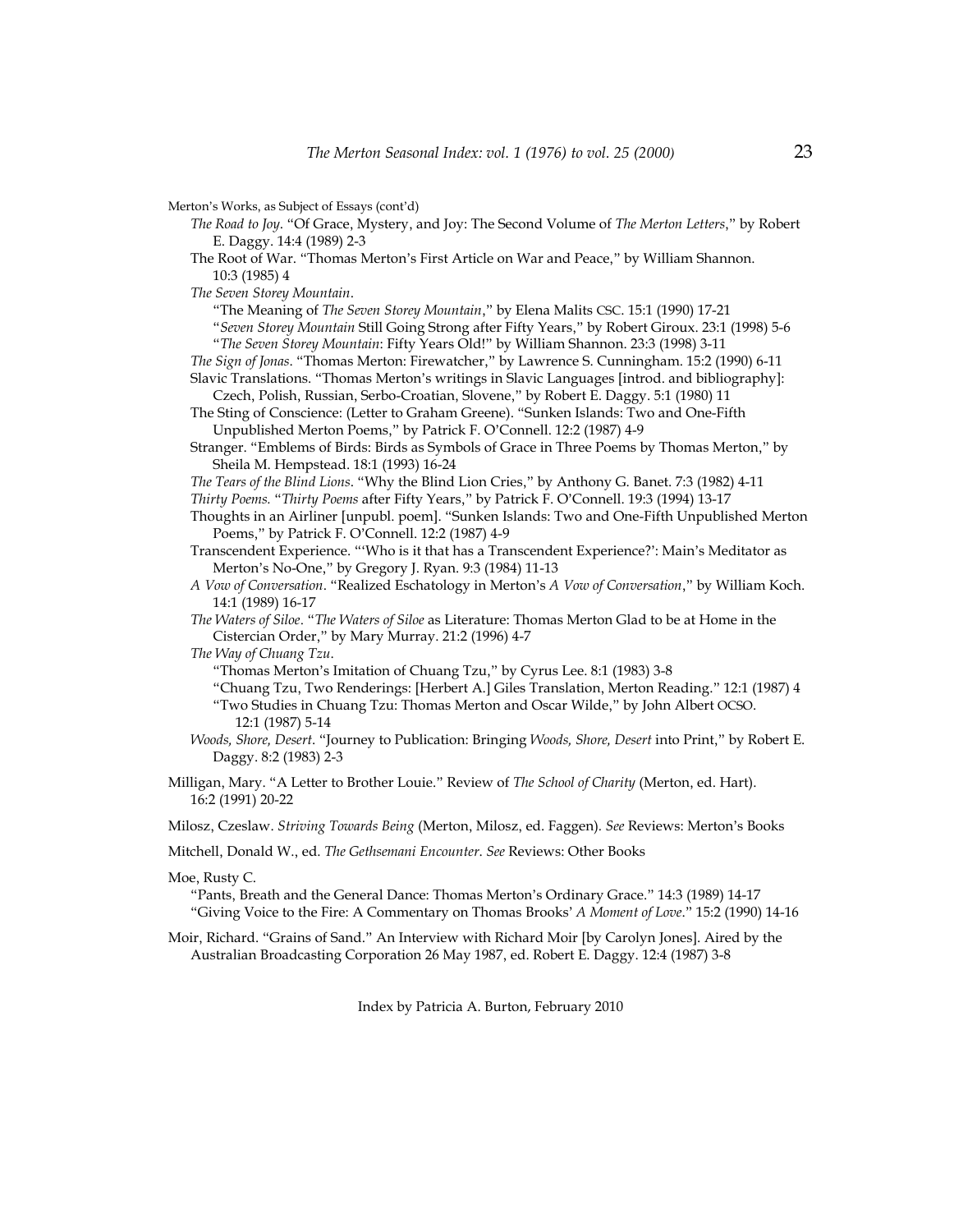Merton's Works, as Subject of Essays (cont'd)

*The Road to Joy*. "Of Grace, Mystery, and Joy: The Second Volume of *The Merton Letters*," by Robert E. Daggy. 14:4 (1989) 2-3

The Root of War. "Thomas Merton's First Article on War and Peace," by William Shannon. 10:3 (1985) 4

*The Seven Storey Mountain*.

"The Meaning of *The Seven Storey Mountain*," by Elena Malits CSC. 15:1 (1990) 17-21

"*Seven Storey Mountain* Still Going Strong after Fifty Years," by Robert Giroux. 23:1 (1998) 5-6

"*The Seven Storey Mountain*: Fifty Years Old!" by William Shannon. 23:3 (1998) 3-11

*The Sign of Jonas*. "Thomas Merton: Firewatcher," by Lawrence S. Cunningham. 15:2 (1990) 6-11

Slavic Translations. "Thomas Merton's writings in Slavic Languages [introd. and bibliography]: Czech, Polish, Russian, Serbo-Croatian, Slovene," by Robert E. Daggy. 5:1 (1980) 11

The Sting of Conscience: (Letter to Graham Greene). "Sunken Islands: Two and One-Fifth Unpublished Merton Poems," by Patrick F. O'Connell. 12:2 (1987) 4-9

Stranger. "Emblems of Birds: Birds as Symbols of Grace in Three Poems by Thomas Merton," by Sheila M. Hempstead. 18:1 (1993) 16-24

*The Tears of the Blind Lions*. "Why the Blind Lion Cries," by Anthony G. Banet. 7:3 (1982) 4-11

*Thirty Poems*. "*Thirty Poems* after Fifty Years," by Patrick F. O'Connell. 19:3 (1994) 13-17

Thoughts in an Airliner [unpubl. poem]. "Sunken Islands: Two and One-Fifth Unpublished Merton Poems," by Patrick F. O'Connell. 12:2 (1987) 4-9

Transcendent Experience. "'Who is it that has a Transcendent Experience?': Main's Meditator as Merton's No-One," by Gregory J. Ryan. 9:3 (1984) 11-13

*A Vow of Conversation*. "Realized Eschatology in Merton's *A Vow of Conversation*," by William Koch. 14:1 (1989) 16-17

*The Waters of Siloe*. "*The Waters of Siloe* as Literature: Thomas Merton Glad to be at Home in the Cistercian Order," by Mary Murray. 21:2 (1996) 4-7

*The Way of Chuang Tzu*.

"Thomas Merton's Imitation of Chuang Tzu," by Cyrus Lee. 8:1 (1983) 3-8

"Chuang Tzu, Two Renderings: [Herbert A.] Giles Translation, Merton Reading." 12:1 (1987) 4

"Two Studies in Chuang Tzu: Thomas Merton and Oscar Wilde," by John Albert OCSO. 12:1 (1987) 5-14

*Woods, Shore, Desert*. "Journey to Publication: Bringing *Woods, Shore, Desert* into Print," by Robert E. Daggy. 8:2 (1983) 2-3

Milligan, Mary. "A Letter to Brother Louie." Review of *The School of Charity* (Merton, ed. Hart). 16:2 (1991) 20-22

Milosz, Czeslaw. *Striving Towards Being* (Merton, Milosz, ed. Faggen). *See* Reviews: Merton's Books

Mitchell, Donald W., ed. *The Gethsemani Encounter*. *See* Reviews: Other Books

Moe, Rusty C.

"Pants, Breath and the General Dance: Thomas Merton's Ordinary Grace." 14:3 (1989) 14-17

"Giving Voice to the Fire: A Commentary on Thomas Brooks' *A Moment of Love*." 15:2 (1990) 14-16

Moir, Richard. "Grains of Sand." An Interview with Richard Moir [by Carolyn Jones]. Aired by the Australian Broadcasting Corporation 26 May 1987, ed. Robert E. Daggy. 12:4 (1987) 3-8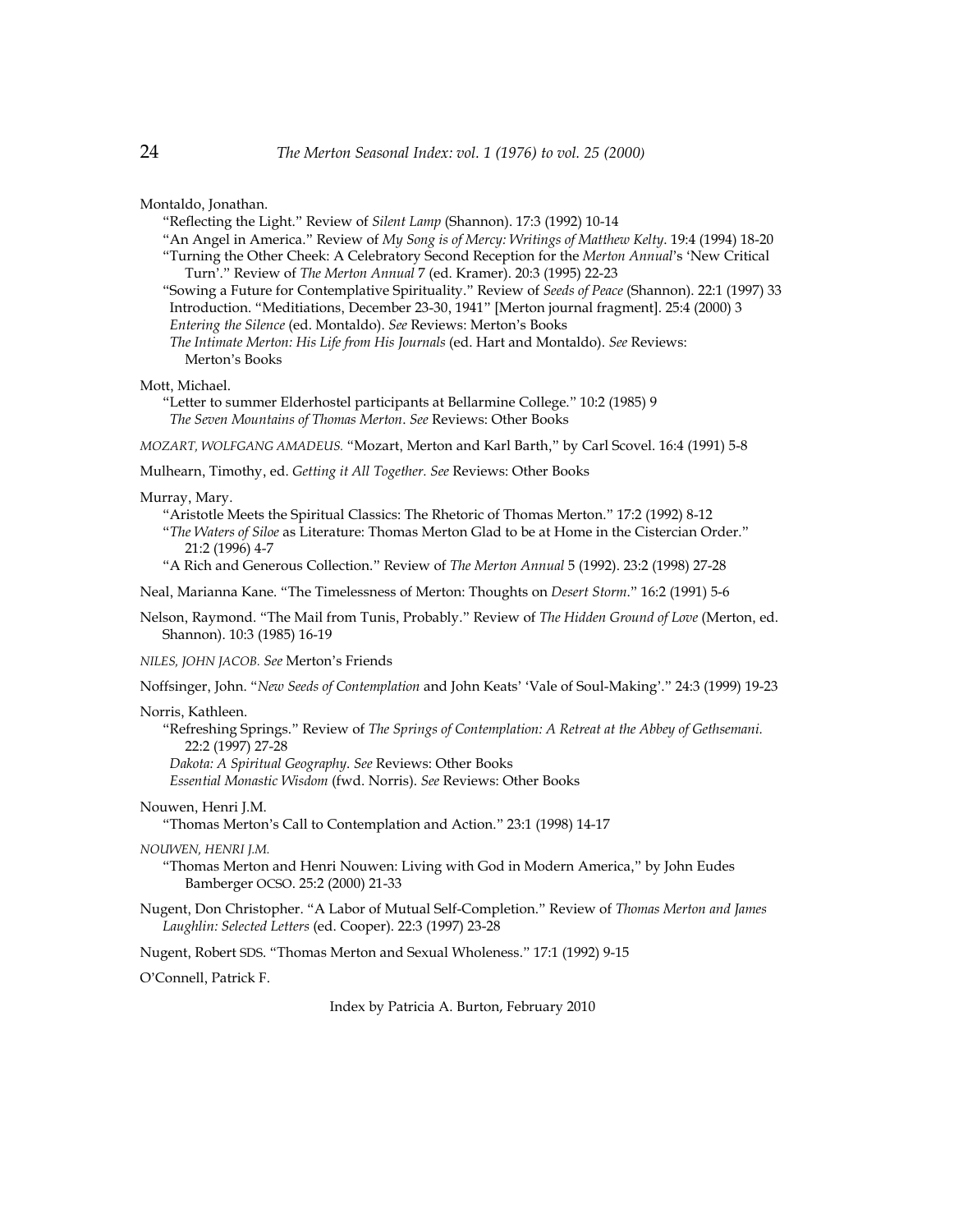Montaldo, Jonathan.

“Reflecting the Light.” Review of *Silent Lamp* (Shannon). 17:3 (1992) 10-14

“An Angel in America.” Review of *My Song is of Mercy: Writings of Matthew Kelty*. 19:4 (1994) 18-20

“Turning the Other Cheek: A Celebratory Second Reception for the *Merton Annual*’s ‘New Critical Turn’.” Review of *The Merton Annual* 7 (ed. Kramer). 20:3 (1995) 22-23

“Sowing a Future for Contemplative Spirituality.” Review of *Seeds of Peace* (Shannon). 22:1 (1997) 33

Introduction. “Meditiations, December 23-30, 1941” [Merton journal fragment]. 25:4 (2000) 3

*Entering the Silence* (ed. Montaldo). *See* Reviews: Merton’s Books

*The Intimate Merton: His Life from His Journals* (ed. Hart and Montaldo). *See* Reviews: Merton’s Books

Mott, Michael.

“Letter to summer Elderhostel participants at Bellarmine College.” 10:2 (1985) 9

*The Seven Mountains of Thomas Merton*. *See* Reviews: Other Books

*MOZART, WOLFGANG AMADEUS.* “Mozart, Merton and Karl Barth,” by Carl Scovel. 16:4 (1991) 5-8

Mulhearn, Timothy, ed. *Getting it All Together*. *See* Reviews: Other Books

Murray, Mary.

“Aristotle Meets the Spiritual Classics: The Rhetoric of Thomas Merton.” 17:2 (1992) 8-12

“*The Waters of Siloe* as Literature: Thomas Merton Glad to be at Home in the Cistercian Order.” 21:2 (1996) 4-7

“A Rich and Generous Collection.” Review of *The Merton Annual* 5 (1992). 23:2 (1998) 27-28

Neal, Marianna Kane. “The Timelessness of Merton: Thoughts on *Desert Storm*.” 16:2 (1991) 5-6

Nelson, Raymond. “The Mail from Tunis, Probably.” Review of *The Hidden Ground of Love* (Merton, ed. Shannon). 10:3 (1985) 16-19

*NILES, JOHN JACOB.* *See* Merton’s Friends

Noffsinger, John. “*New Seeds of Contemplation* and John Keats’ ‘Vale of Soul-Making’.” 24:3 (1999) 19-23

Norris, Kathleen.

“Refreshing Springs.” Review of *The Springs of Contemplation: A Retreat at the Abbey of Gethsemani.* 22:2 (1997) 27-28

*Dakota: A Spiritual Geography*. *See* Reviews: Other Books

*Essential Monastic Wisdom* (fwd. Norris). *See* Reviews: Other Books

Nouwen, Henri J.M.

“Thomas Merton’s Call to Contemplation and Action.” 23:1 (1998) 14-17

*NOUWEN, HENRI J.M.*

“Thomas Merton and Henri Nouwen: Living with God in Modern America,” by John Eudes Bamberger OCSO. 25:2 (2000) 21-33

Nugent, Don Christopher. “A Labor of Mutual Self-Completion.” Review of *Thomas Merton and James Laughlin: Selected Letters* (ed. Cooper). 22:3 (1997) 23-28

Nugent, Robert SDS. “Thomas Merton and Sexual Wholeness.” 17:1 (1992) 9-15

O’Connell, Patrick F.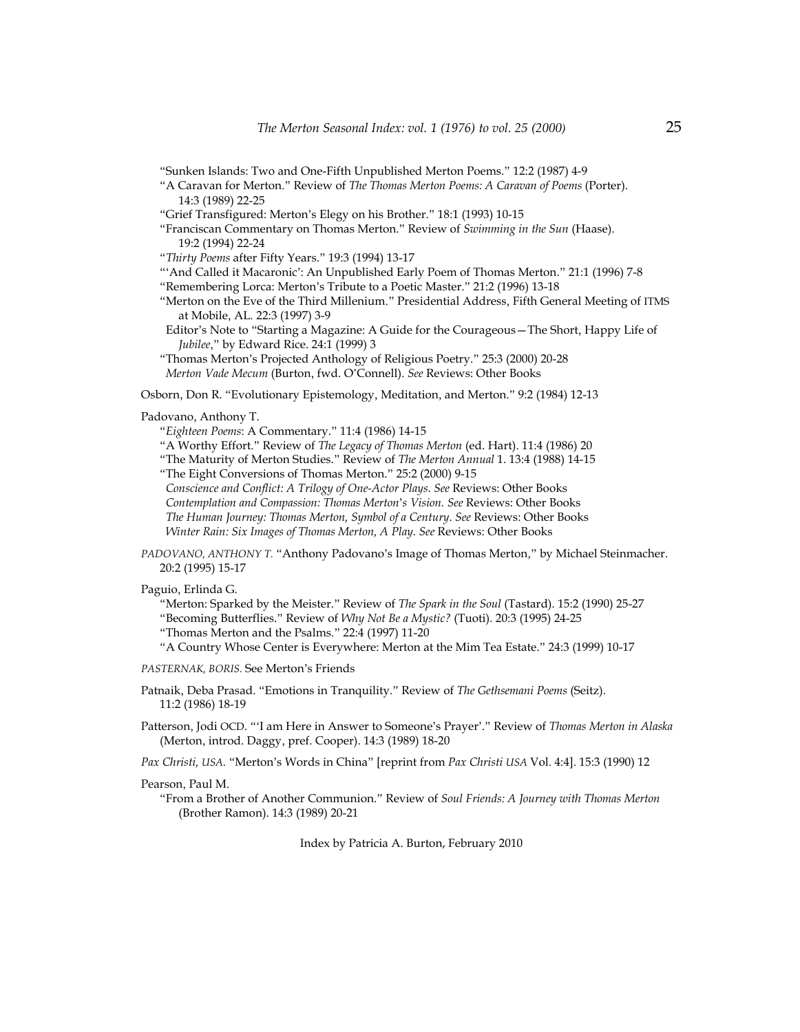“Sunken Islands: Two and One-Fifth Unpublished Merton Poems.” 12:2 (1987) 4-9

“A Caravan for Merton.” Review of *The Thomas Merton Poems: A Caravan of Poems* (Porter). 14:3 (1989) 22-25

“Grief Transfigured: Merton’s Elegy on his Brother.” 18:1 (1993) 10-15

“Franciscan Commentary on Thomas Merton.” Review of *Swimming in the Sun* (Haase). 19:2 (1994) 22-24

“*Thirty Poems* after Fifty Years.” 19:3 (1994) 13-17

“‘And Called it Macaronic’: An Unpublished Early Poem of Thomas Merton.” 21:1 (1996) 7-8

“Remembering Lorca: Merton’s Tribute to a Poetic Master.” 21:2 (1996) 13-18

“Merton on the Eve of the Third Millenium.” Presidential Address, Fifth General Meeting of ITMS at Mobile, AL. 22:3 (1997) 3-9

Editor’s Note to “Starting a Magazine: A Guide for the Courageous—The Short, Happy Life of *Jubilee*,” by Edward Rice. 24:1 (1999) 3

“Thomas Merton’s Projected Anthology of Religious Poetry.” 25:3 (2000) 20-28

*Merton Vade Mecum* (Burton, fwd. O’Connell). *See* Reviews: Other Books

Osborn, Don R. “Evolutionary Epistemology, Meditation, and Merton.” 9:2 (1984) 12-13

Padovano, Anthony T.

“*Eighteen Poems*: A Commentary.” 11:4 (1986) 14-15

“A Worthy Effort.” Review of *The Legacy of Thomas Merton* (ed. Hart). 11:4 (1986) 20

“The Maturity of Merton Studies.” Review of *The Merton Annual* 1. 13:4 (1988) 14-15

“The Eight Conversions of Thomas Merton.” 25:2 (2000) 9-15

*Conscience and Conflict: A Trilogy of One-Actor Plays*. *See* Reviews: Other Books

*Contemplation and Compassion: Thomas Merton’s Vision*. *See* Reviews: Other Books

*The Human Journey: Thomas Merton, Symbol of a Century*. *See* Reviews: Other Books

*Winter Rain: Six Images of Thomas Merton, A Play*. *See* Reviews: Other Books

*PADOVANO, ANTHONY T.* “Anthony Padovano’s Image of Thomas Merton,” by Michael Steinmacher. 20:2 (1995) 15-17

Paguio, Erlinda G.

“Merton: Sparked by the Meister.” Review of *The Spark in the Soul* (Tastard). 15:2 (1990) 25-27

“Becoming Butterflies.” Review of *Why Not Be a Mystic?* (Tuoti). 20:3 (1995) 24-25

“Thomas Merton and the Psalms.” 22:4 (1997) 11-20

“A Country Whose Center is Everywhere: Merton at the Mim Tea Estate.” 24:3 (1999) 10-17

*PASTERNAK, BORIS.* See Merton’s Friends

Patnaik, Deba Prasad. “Emotions in Tranquility.” Review of *The Gethsemani Poems* (Seitz). 11:2 (1986) 18-19

Patterson, Jodi OCD. “‘I am Here in Answer to Someone’s Prayer’.” Review of *Thomas Merton in Alaska* (Merton, introd. Daggy, pref. Cooper). 14:3 (1989) 18-20

*Pax Christi, USA.* “Merton’s Words in China” [reprint from *Pax Christi USA* Vol. 4:4]. 15:3 (1990) 12

Pearson, Paul M.

“From a Brother of Another Communion.” Review of *Soul Friends: A Journey with Thomas Merton* (Brother Ramon). 14:3 (1989) 20-21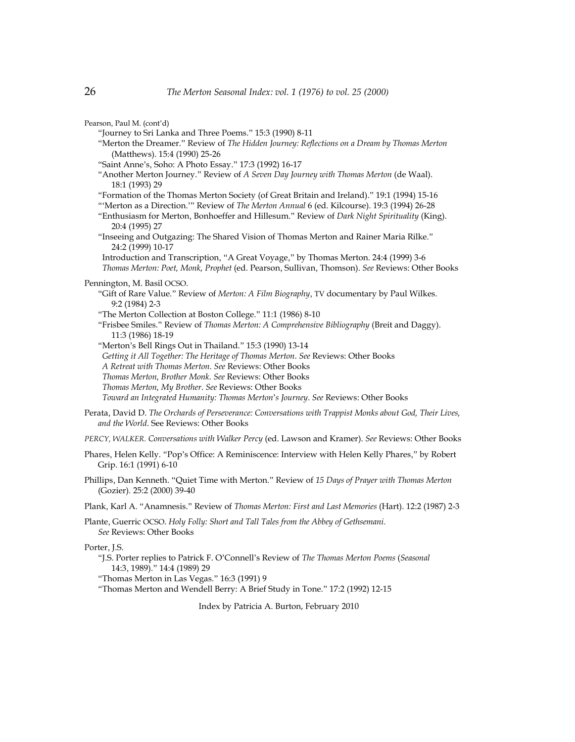Pearson, Paul M. (cont'd)

"Journey to Sri Lanka and Three Poems." 15:3 (1990) 8-11

"Merton the Dreamer." Review of *The Hidden Journey: Reflections on a Dream by Thomas Merton* (Matthews). 15:4 (1990) 25-26

"Saint Anne's, Soho: A Photo Essay." 17:3 (1992) 16-17

"Another Merton Journey." Review of *A Seven Day Journey with Thomas Merton* (de Waal). 18:1 (1993) 29

"Formation of the Thomas Merton Society (of Great Britain and Ireland)." 19:1 (1994) 15-16

"'Merton as a Direction.'" Review of *The Merton Annual* 6 (ed. Kilcourse). 19:3 (1994) 26-28

"Enthusiasm for Merton, Bonhoeffer and Hillesum." Review of *Dark Night Spirituality* (King). 20:4 (1995) 27

"Inseeing and Outgazing: The Shared Vision of Thomas Merton and Rainer Maria Rilke." 24:2 (1999) 10-17

Introduction and Transcription, "A Great Voyage," by Thomas Merton. 24:4 (1999) 3-6

*Thomas Merton: Poet, Monk, Prophet* (ed. Pearson, Sullivan, Thomson). *See* Reviews: Other Books

Pennington, M. Basil OCSO.

"Gift of Rare Value." Review of *Merton: A Film Biography*, TV documentary by Paul Wilkes. 9:2 (1984) 2-3

"The Merton Collection at Boston College." 11:1 (1986) 8-10

"Frisbee Smiles." Review of *Thomas Merton: A Comprehensive Bibliography* (Breit and Daggy). 11:3 (1986) 18-19

"Merton's Bell Rings Out in Thailand." 15:3 (1990) 13-14

*Getting it All Together: The Heritage of Thomas Merton*. *See* Reviews: Other Books

*A Retreat with Thomas Merton*. *See* Reviews: Other Books

*Thomas Merton, Brother Monk*. *See* Reviews: Other Books

*Thomas Merton, My Brother*. *See* Reviews: Other Books

*Toward an Integrated Humanity: Thomas Merton's Journey*. *See* Reviews: Other Books

Perata, David D. *The Orchards of Perseverance: Conversations with Trappist Monks about God, Their Lives, and the World*. See Reviews: Other Books

*PERCY, WALKER. Conversations with Walker Percy* (ed. Lawson and Kramer). *See* Reviews: Other Books

Phares, Helen Kelly. "Pop's Office: A Reminiscence: Interview with Helen Kelly Phares," by Robert Grip. 16:1 (1991) 6-10

Phillips, Dan Kenneth. "Quiet Time with Merton." Review of *15 Days of Prayer with Thomas Merton* (Gozier). 25:2 (2000) 39-40

Plank, Karl A. "Anamnesis." Review of *Thomas Merton: First and Last Memories* (Hart). 12:2 (1987) 2-3

Plante, Guerric OCSO. *Holy Folly: Short and Tall Tales from the Abbey of Gethsemani. See* Reviews: Other Books

Porter, J.S.

"J.S. Porter replies to Patrick F. O'Connell's Review of *The Thomas Merton Poems* (*Seasonal* 14:3, 1989)." 14:4 (1989) 29

"Thomas Merton in Las Vegas." 16:3 (1991) 9

"Thomas Merton and Wendell Berry: A Brief Study in Tone." 17:2 (1992) 12-15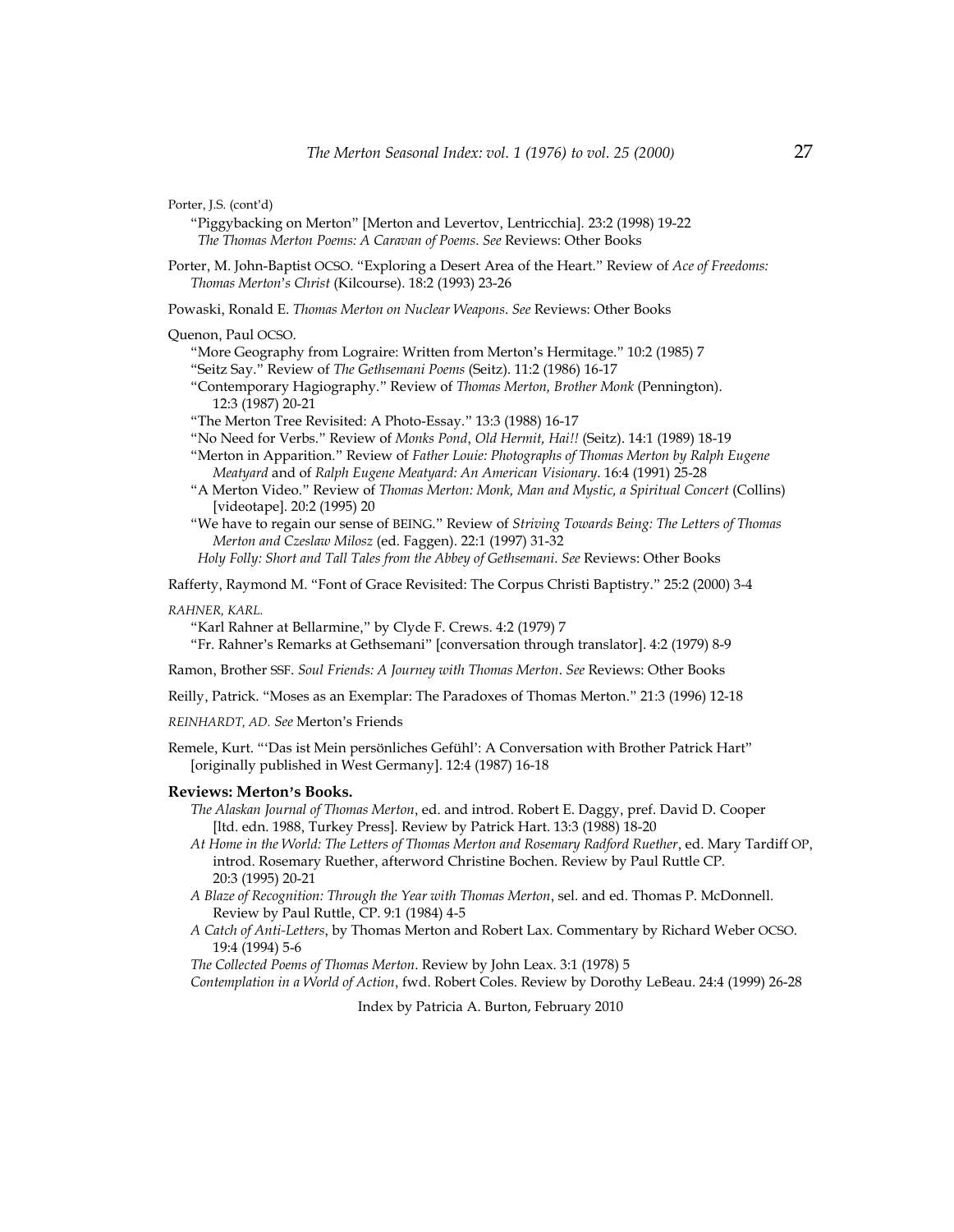Porter, J.S. (cont'd)

"Piggybacking on Merton" [Merton and Levertov, Lentricchia]. 23:2 (1998) 19-22
*The Thomas Merton Poems: A Caravan of Poems*. *See* Reviews: Other Books

Porter, M. John-Baptist OCSO. "Exploring a Desert Area of the Heart." Review of *Ace of Freedoms: Thomas Merton's Christ* (Kilcourse). 18:2 (1993) 23-26

Powaski, Ronald E. *Thomas Merton on Nuclear Weapons*. *See* Reviews: Other Books

Quenon, Paul OCSO.

"More Geography from Lograire: Written from Merton's Hermitage." 10:2 (1985) 7
"Seitz Say." Review of *The Gethsemani Poems* (Seitz). 11:2 (1986) 16-17
"Contemporary Hagiography." Review of *Thomas Merton, Brother Monk* (Pennington). 12:3 (1987) 20-21
"The Merton Tree Revisited: A Photo-Essay." 13:3 (1988) 16-17
"No Need for Verbs." Review of *Monks Pond*, *Old Hermit, Hai!!* (Seitz). 14:1 (1989) 18-19
"Merton in Apparition." Review of *Father Louie: Photographs of Thomas Merton by Ralph Eugene Meatyard* and of *Ralph Eugene Meatyard: An American Visionary*. 16:4 (1991) 25-28
"A Merton Video." Review of *Thomas Merton: Monk, Man and Mystic, a Spiritual Concert* (Collins) [videotape]. 20:2 (1995) 20
"We have to regain our sense of BEING." Review of *Striving Towards Being: The Letters of Thomas Merton and Czeslaw Milosz* (ed. Faggen). 22:1 (1997) 31-32
*Holy Folly: Short and Tall Tales from the Abbey of Gethsemani*. *See* Reviews: Other Books

Rafferty, Raymond M. "Font of Grace Revisited: The Corpus Christi Baptistry." 25:2 (2000) 3-4

*RAHNER, KARL.*

"Karl Rahner at Bellarmine," by Clyde F. Crews. 4:2 (1979) 7
"Fr. Rahner's Remarks at Gethsemani" [conversation through translator]. 4:2 (1979) 8-9

Ramon, Brother SSF. *Soul Friends: A Journey with Thomas Merton*. *See* Reviews: Other Books

Reilly, Patrick. "Moses as an Exemplar: The Paradoxes of Thomas Merton." 21:3 (1996) 12-18

*REINHARDT, AD. See* Merton's Friends

Remele, Kurt. "'Das ist Mein persönliches Gefühl': A Conversation with Brother Patrick Hart" [originally published in West Germany]. 12:4 (1987) 16-18

**Reviews: Merton's Books.**

*The Alaskan Journal of Thomas Merton*, ed. and introd. Robert E. Daggy, pref. David D. Cooper [ltd. edn. 1988, Turkey Press]. Review by Patrick Hart. 13:3 (1988) 18-20
*At Home in the World: The Letters of Thomas Merton and Rosemary Radford Ruether*, ed. Mary Tardiff OP, introd. Rosemary Ruether, afterword Christine Bochen. Review by Paul Ruttle CP. 20:3 (1995) 20-21
*A Blaze of Recognition: Through the Year with Thomas Merton*, sel. and ed. Thomas P. McDonnell. Review by Paul Ruttle, CP. 9:1 (1984) 4-5
*A Catch of Anti-Letters*, by Thomas Merton and Robert Lax. Commentary by Richard Weber OCSO. 19:4 (1994) 5-6
*The Collected Poems of Thomas Merton*. Review by John Leax. 3:1 (1978) 5
*Contemplation in a World of Action*, fwd. Robert Coles. Review by Dorothy LeBeau. 24:4 (1999) 26-28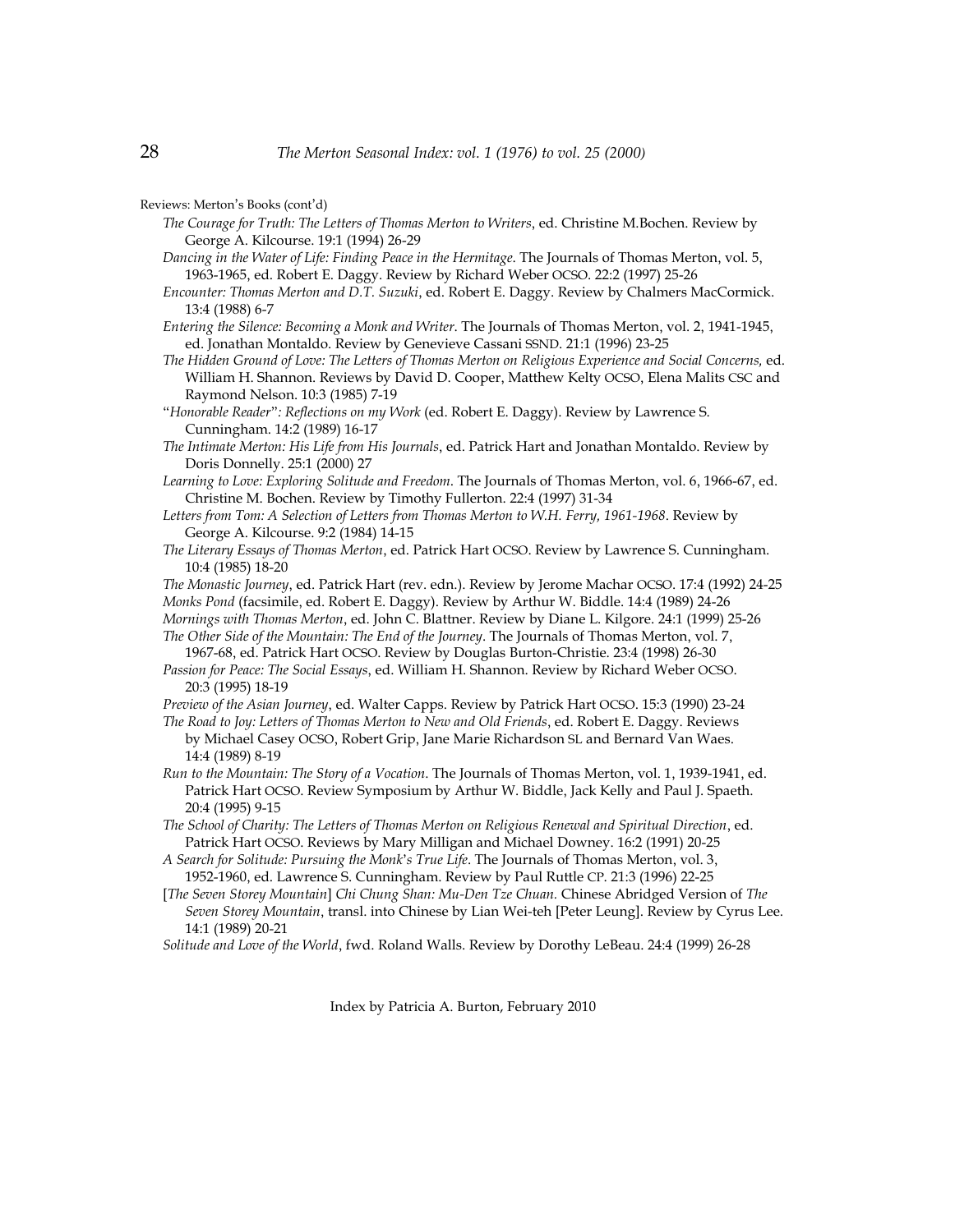Reviews: Merton's Books (cont'd)

*The Courage for Truth: The Letters of Thomas Merton to Writers*, ed. Christine M.Bochen. Review by George A. Kilcourse. 19:1 (1994) 26-29

*Dancing in the Water of Life: Finding Peace in the Hermitage*. The Journals of Thomas Merton, vol. 5, 1963-1965, ed. Robert E. Daggy. Review by Richard Weber OCSO. 22:2 (1997) 25-26

*Encounter: Thomas Merton and D.T. Suzuki*, ed. Robert E. Daggy. Review by Chalmers MacCormick. 13:4 (1988) 6-7

*Entering the Silence: Becoming a Monk and Writer*. The Journals of Thomas Merton, vol. 2, 1941-1945, ed. Jonathan Montaldo. Review by Genevieve Cassani SSND. 21:1 (1996) 23-25

*The Hidden Ground of Love: The Letters of Thomas Merton on Religious Experience and Social Concerns,* ed. William H. Shannon. Reviews by David D. Cooper, Matthew Kelty OCSO, Elena Malits CSC and Raymond Nelson. 10:3 (1985) 7-19

"*Honorable Reader*"*: Reflections on my Work* (ed. Robert E. Daggy). Review by Lawrence S. Cunningham. 14:2 (1989) 16-17

*The Intimate Merton: His Life from His Journals*, ed. Patrick Hart and Jonathan Montaldo. Review by Doris Donnelly. 25:1 (2000) 27

*Learning to Love: Exploring Solitude and Freedom*. The Journals of Thomas Merton, vol. 6, 1966-67, ed. Christine M. Bochen. Review by Timothy Fullerton. 22:4 (1997) 31-34

*Letters from Tom: A Selection of Letters from Thomas Merton to W.H. Ferry, 1961-1968*. Review by George A. Kilcourse. 9:2 (1984) 14-15

*The Literary Essays of Thomas Merton*, ed. Patrick Hart OCSO. Review by Lawrence S. Cunningham. 10:4 (1985) 18-20

*The Monastic Journey*, ed. Patrick Hart (rev. edn.). Review by Jerome Machar OCSO. 17:4 (1992) 24-25

*Monks Pond* (facsimile, ed. Robert E. Daggy). Review by Arthur W. Biddle. 14:4 (1989) 24-26

*Mornings with Thomas Merton*, ed. John C. Blattner. Review by Diane L. Kilgore. 24:1 (1999) 25-26

*The Other Side of the Mountain: The End of the Journey*. The Journals of Thomas Merton, vol. 7, 1967-68, ed. Patrick Hart OCSO. Review by Douglas Burton-Christie. 23:4 (1998) 26-30

*Passion for Peace: The Social Essays*, ed. William H. Shannon. Review by Richard Weber OCSO. 20:3 (1995) 18-19

*Preview of the Asian Journey*, ed. Walter Capps. Review by Patrick Hart OCSO. 15:3 (1990) 23-24

*The Road to Joy: Letters of Thomas Merton to New and Old Friends*, ed. Robert E. Daggy. Reviews by Michael Casey OCSO, Robert Grip, Jane Marie Richardson SL and Bernard Van Waes. 14:4 (1989) 8-19

*Run to the Mountain: The Story of a Vocation*. The Journals of Thomas Merton, vol. 1, 1939-1941, ed. Patrick Hart OCSO. Review Symposium by Arthur W. Biddle, Jack Kelly and Paul J. Spaeth. 20:4 (1995) 9-15

*The School of Charity: The Letters of Thomas Merton on Religious Renewal and Spiritual Direction*, ed. Patrick Hart OCSO. Reviews by Mary Milligan and Michael Downey. 16:2 (1991) 20-25

*A Search for Solitude: Pursuing the Monk's True Life*. The Journals of Thomas Merton, vol. 3, 1952-1960, ed. Lawrence S. Cunningham. Review by Paul Ruttle CP. 21:3 (1996) 22-25

[*The Seven Storey Mountain*] *Chi Chung Shan: Mu-Den Tze Chuan.* Chinese Abridged Version of *The Seven Storey Mountain*, transl. into Chinese by Lian Wei-teh [Peter Leung]. Review by Cyrus Lee. 14:1 (1989) 20-21

*Solitude and Love of the World*, fwd. Roland Walls. Review by Dorothy LeBeau. 24:4 (1999) 26-28

Index by Patricia A. Burton, February 2010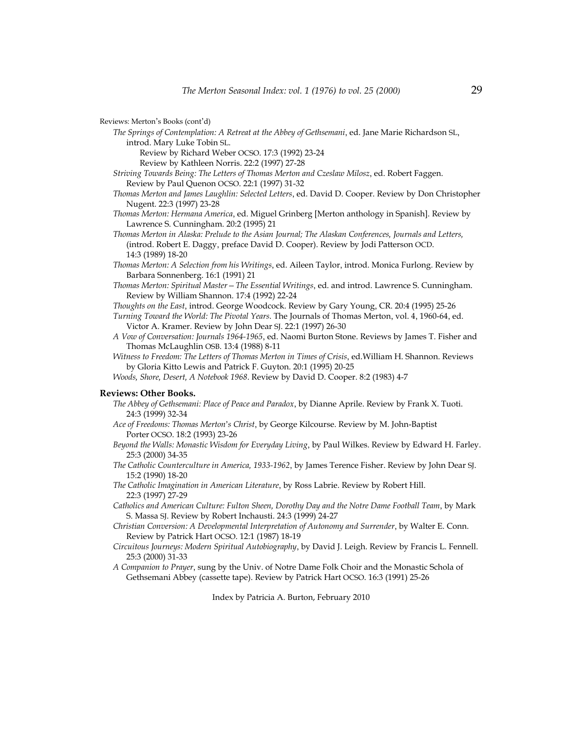Reviews: Merton's Books (cont'd)

*The Springs of Contemplation: A Retreat at the Abbey of Gethsemani*, ed. Jane Marie Richardson SL, introd. Mary Luke Tobin SL.
  Review by Richard Weber OCSO. 17:3 (1992) 23-24
  Review by Kathleen Norris. 22:2 (1997) 27-28

*Striving Towards Being: The Letters of Thomas Merton and Czeslaw Milosz*, ed. Robert Faggen. Review by Paul Quenon OCSO. 22:1 (1997) 31-32

*Thomas Merton and James Laughlin: Selected Letters*, ed. David D. Cooper. Review by Don Christopher Nugent. 22:3 (1997) 23-28

*Thomas Merton: Hermana America*, ed. Miguel Grinberg [Merton anthology in Spanish]. Review by Lawrence S. Cunningham. 20:2 (1995) 21

*Thomas Merton in Alaska: Prelude to the Asian Journal; The Alaskan Conferences, Journals and Letters,* (introd. Robert E. Daggy, preface David D. Cooper). Review by Jodi Patterson OCD. 14:3 (1989) 18-20

*Thomas Merton: A Selection from his Writings*, ed. Aileen Taylor, introd. Monica Furlong. Review by Barbara Sonnenberg. 16:1 (1991) 21

*Thomas Merton: Spiritual Master—The Essential Writings*, ed. and introd. Lawrence S. Cunningham. Review by William Shannon. 17:4 (1992) 22-24

*Thoughts on the East*, introd. George Woodcock. Review by Gary Young, CR. 20:4 (1995) 25-26

*Turning Toward the World: The Pivotal Years*. The Journals of Thomas Merton, vol. 4, 1960-64, ed. Victor A. Kramer. Review by John Dear SJ. 22:1 (1997) 26-30

*A Vow of Conversation: Journals 1964-1965*, ed. Naomi Burton Stone. Reviews by James T. Fisher and Thomas McLaughlin OSB. 13:4 (1988) 8-11

*Witness to Freedom: The Letters of Thomas Merton in Times of Crisis*, ed.William H. Shannon. Reviews by Gloria Kitto Lewis and Patrick F. Guyton. 20:1 (1995) 20-25

*Woods, Shore, Desert, A Notebook 1968*. Review by David D. Cooper. 8:2 (1983) 4-7

**Reviews: Other Books.**

*The Abbey of Gethsemani: Place of Peace and Paradox*, by Dianne Aprile. Review by Frank X. Tuoti. 24:3 (1999) 32-34

*Ace of Freedoms: Thomas Merton's Christ*, by George Kilcourse. Review by M. John-Baptist Porter OCSO. 18:2 (1993) 23-26

*Beyond the Walls: Monastic Wisdom for Everyday Living*, by Paul Wilkes. Review by Edward H. Farley. 25:3 (2000) 34-35

*The Catholic Counterculture in America, 1933-1962*, by James Terence Fisher. Review by John Dear SJ. 15:2 (1990) 18-20

*The Catholic Imagination in American Literature*, by Ross Labrie. Review by Robert Hill. 22:3 (1997) 27-29

*Catholics and American Culture: Fulton Sheen, Dorothy Day and the Notre Dame Football Team*, by Mark S. Massa SJ. Review by Robert Inchausti. 24:3 (1999) 24-27

*Christian Conversion: A Developmental Interpretation of Autonomy and Surrender*, by Walter E. Conn. Review by Patrick Hart OCSO. 12:1 (1987) 18-19

*Circuitous Journeys: Modern Spiritual Autobiography*, by David J. Leigh. Review by Francis L. Fennell. 25:3 (2000) 31-33

*A Companion to Prayer*, sung by the Univ. of Notre Dame Folk Choir and the Monastic Schola of Gethsemani Abbey (cassette tape). Review by Patrick Hart OCSO. 16:3 (1991) 25-26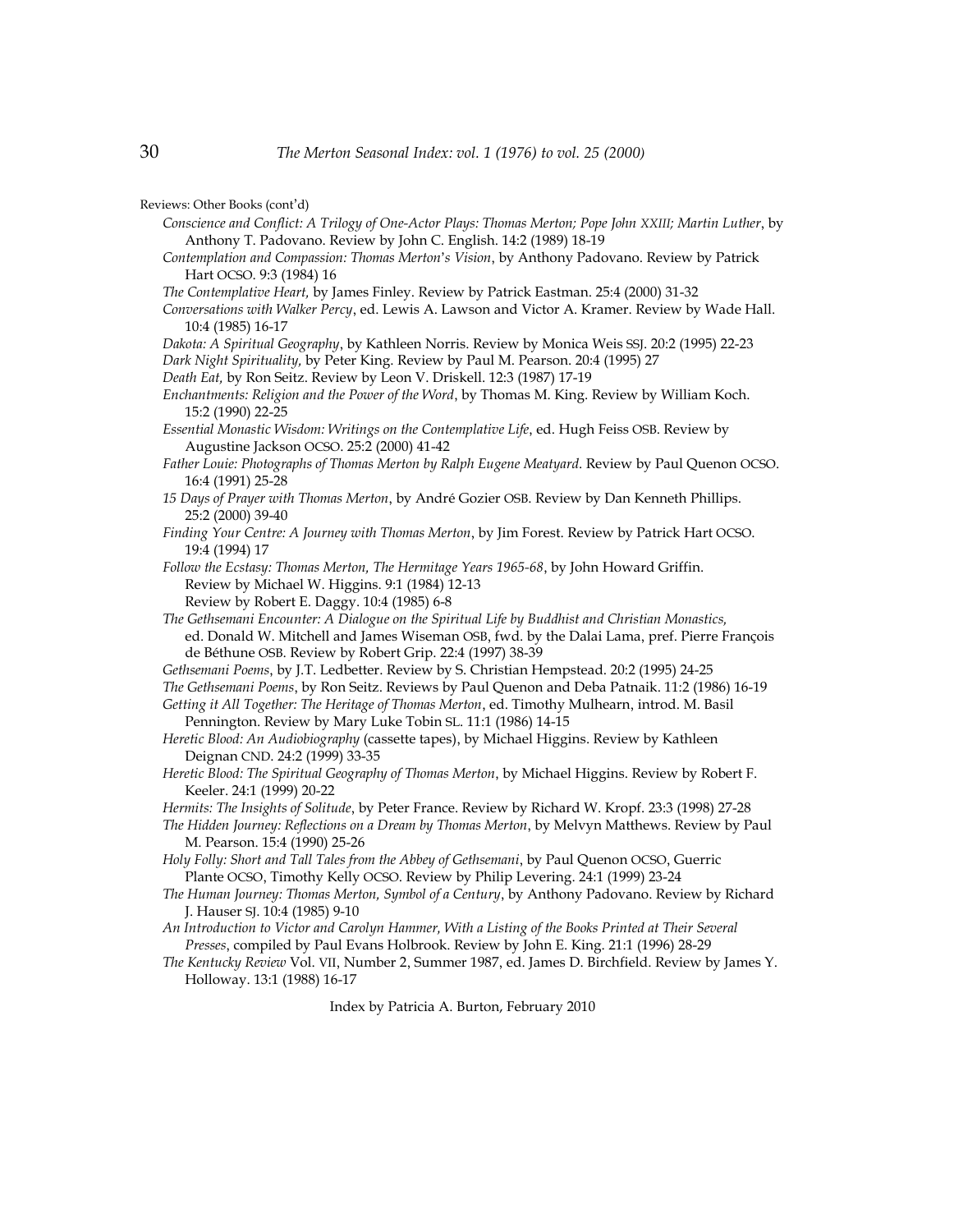Reviews: Other Books (cont'd)

*Conscience and Conflict: A Trilogy of One-Actor Plays: Thomas Merton; Pope John XXIII; Martin Luther*, by Anthony T. Padovano. Review by John C. English. 14:2 (1989) 18-19

*Contemplation and Compassion: Thomas Merton's Vision*, by Anthony Padovano. Review by Patrick Hart OCSO. 9:3 (1984) 16

*The Contemplative Heart,* by James Finley. Review by Patrick Eastman. 25:4 (2000) 31-32

*Conversations with Walker Percy*, ed. Lewis A. Lawson and Victor A. Kramer. Review by Wade Hall. 10:4 (1985) 16-17

*Dakota: A Spiritual Geography*, by Kathleen Norris. Review by Monica Weis SSJ. 20:2 (1995) 22-23

*Dark Night Spirituality,* by Peter King. Review by Paul M. Pearson. 20:4 (1995) 27

*Death Eat,* by Ron Seitz. Review by Leon V. Driskell. 12:3 (1987) 17-19

*Enchantments: Religion and the Power of the Word*, by Thomas M. King. Review by William Koch. 15:2 (1990) 22-25

*Essential Monastic Wisdom: Writings on the Contemplative Life*, ed. Hugh Feiss OSB. Review by Augustine Jackson OCSO. 25:2 (2000) 41-42

*Father Louie: Photographs of Thomas Merton by Ralph Eugene Meatyard*. Review by Paul Quenon OCSO. 16:4 (1991) 25-28

*15 Days of Prayer with Thomas Merton*, by André Gozier OSB. Review by Dan Kenneth Phillips. 25:2 (2000) 39-40

*Finding Your Centre: A Journey with Thomas Merton*, by Jim Forest. Review by Patrick Hart OCSO. 19:4 (1994) 17

*Follow the Ecstasy: Thomas Merton, The Hermitage Years 1965-68*, by John Howard Griffin.
Review by Michael W. Higgins. 9:1 (1984) 12-13
Review by Robert E. Daggy. 10:4 (1985) 6-8

*The Gethsemani Encounter: A Dialogue on the Spiritual Life by Buddhist and Christian Monastics,* ed. Donald W. Mitchell and James Wiseman OSB, fwd. by the Dalai Lama, pref. Pierre François de Béthune OSB. Review by Robert Grip. 22:4 (1997) 38-39

*Gethsemani Poems*, by J.T. Ledbetter. Review by S. Christian Hempstead. 20:2 (1995) 24-25

*The Gethsemani Poems*, by Ron Seitz. Reviews by Paul Quenon and Deba Patnaik. 11:2 (1986) 16-19

*Getting it All Together: The Heritage of Thomas Merton*, ed. Timothy Mulhearn, introd. M. Basil Pennington. Review by Mary Luke Tobin SL. 11:1 (1986) 14-15

*Heretic Blood: An Audiobiography* (cassette tapes), by Michael Higgins. Review by Kathleen Deignan CND. 24:2 (1999) 33-35

*Heretic Blood: The Spiritual Geography of Thomas Merton*, by Michael Higgins. Review by Robert F. Keeler. 24:1 (1999) 20-22

*Hermits: The Insights of Solitude*, by Peter France. Review by Richard W. Kropf. 23:3 (1998) 27-28

*The Hidden Journey: Reflections on a Dream by Thomas Merton*, by Melvyn Matthews. Review by Paul M. Pearson. 15:4 (1990) 25-26

*Holy Folly: Short and Tall Tales from the Abbey of Gethsemani*, by Paul Quenon OCSO, Guerric Plante OCSO, Timothy Kelly OCSO. Review by Philip Levering. 24:1 (1999) 23-24

*The Human Journey: Thomas Merton, Symbol of a Century*, by Anthony Padovano. Review by Richard J. Hauser SJ. 10:4 (1985) 9-10

*An Introduction to Victor and Carolyn Hammer, With a Listing of the Books Printed at Their Several Presses*, compiled by Paul Evans Holbrook. Review by John E. King. 21:1 (1996) 28-29

*The Kentucky Review* Vol. VII, Number 2, Summer 1987, ed. James D. Birchfield. Review by James Y. Holloway. 13:1 (1988) 16-17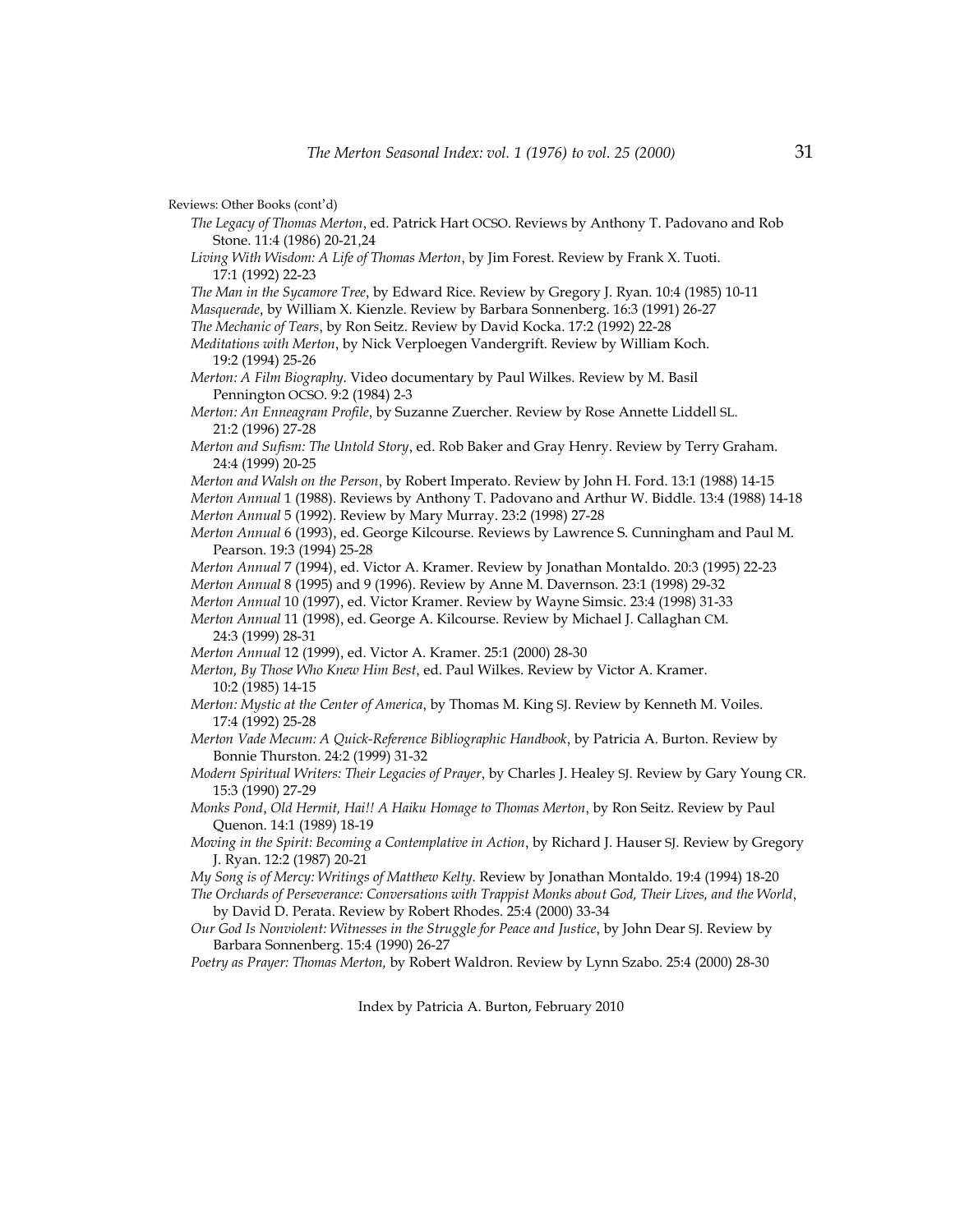Reviews: Other Books (cont'd)

*The Legacy of Thomas Merton*, ed. Patrick Hart OCSO. Reviews by Anthony T. Padovano and Rob Stone. 11:4 (1986) 20-21,24

*Living With Wisdom: A Life of Thomas Merton*, by Jim Forest. Review by Frank X. Tuoti. 17:1 (1992) 22-23

*The Man in the Sycamore Tree*, by Edward Rice. Review by Gregory J. Ryan. 10:4 (1985) 10-11

*Masquerade*, by William X. Kienzle. Review by Barbara Sonnenberg. 16:3 (1991) 26-27

*The Mechanic of Tears*, by Ron Seitz. Review by David Kocka. 17:2 (1992) 22-28

*Meditations with Merton*, by Nick Verploegen Vandergrift. Review by William Koch. 19:2 (1994) 25-26

*Merton: A Film Biography*. Video documentary by Paul Wilkes. Review by M. Basil Pennington OCSO. 9:2 (1984) 2-3

*Merton: An Enneagram Profile*, by Suzanne Zuercher. Review by Rose Annette Liddell SL. 21:2 (1996) 27-28

*Merton and Sufism: The Untold Story*, ed. Rob Baker and Gray Henry. Review by Terry Graham. 24:4 (1999) 20-25

*Merton and Walsh on the Person*, by Robert Imperato. Review by John H. Ford. 13:1 (1988) 14-15

*Merton Annual* 1 (1988). Reviews by Anthony T. Padovano and Arthur W. Biddle. 13:4 (1988) 14-18

*Merton Annual* 5 (1992). Review by Mary Murray. 23:2 (1998) 27-28

*Merton Annual* 6 (1993), ed. George Kilcourse. Reviews by Lawrence S. Cunningham and Paul M. Pearson. 19:3 (1994) 25-28

*Merton Annual* 7 (1994), ed. Victor A. Kramer. Review by Jonathan Montaldo. 20:3 (1995) 22-23

*Merton Annual* 8 (1995) and 9 (1996). Review by Anne M. Davernson. 23:1 (1998) 29-32

*Merton Annual* 10 (1997), ed. Victor Kramer. Review by Wayne Simsic. 23:4 (1998) 31-33

*Merton Annual* 11 (1998), ed. George A. Kilcourse. Review by Michael J. Callaghan CM. 24:3 (1999) 28-31

*Merton Annual* 12 (1999), ed. Victor A. Kramer. 25:1 (2000) 28-30

*Merton, By Those Who Knew Him Best*, ed. Paul Wilkes. Review by Victor A. Kramer. 10:2 (1985) 14-15

*Merton: Mystic at the Center of America*, by Thomas M. King SJ. Review by Kenneth M. Voiles. 17:4 (1992) 25-28

*Merton Vade Mecum: A Quick-Reference Bibliographic Handbook*, by Patricia A. Burton. Review by Bonnie Thurston. 24:2 (1999) 31-32

*Modern Spiritual Writers: Their Legacies of Prayer*, by Charles J. Healey SJ. Review by Gary Young CR. 15:3 (1990) 27-29

*Monks Pond*, *Old Hermit, Hai!! A Haiku Homage to Thomas Merton*, by Ron Seitz. Review by Paul Quenon. 14:1 (1989) 18-19

*Moving in the Spirit: Becoming a Contemplative in Action*, by Richard J. Hauser SJ. Review by Gregory J. Ryan. 12:2 (1987) 20-21

*My Song is of Mercy: Writings of Matthew Kelty*. Review by Jonathan Montaldo. 19:4 (1994) 18-20

*The Orchards of Perseverance: Conversations with Trappist Monks about God, Their Lives, and the World*, by David D. Perata. Review by Robert Rhodes. 25:4 (2000) 33-34

*Our God Is Nonviolent: Witnesses in the Struggle for Peace and Justice*, by John Dear SJ. Review by Barbara Sonnenberg. 15:4 (1990) 26-27

*Poetry as Prayer: Thomas Merton,* by Robert Waldron. Review by Lynn Szabo. 25:4 (2000) 28-30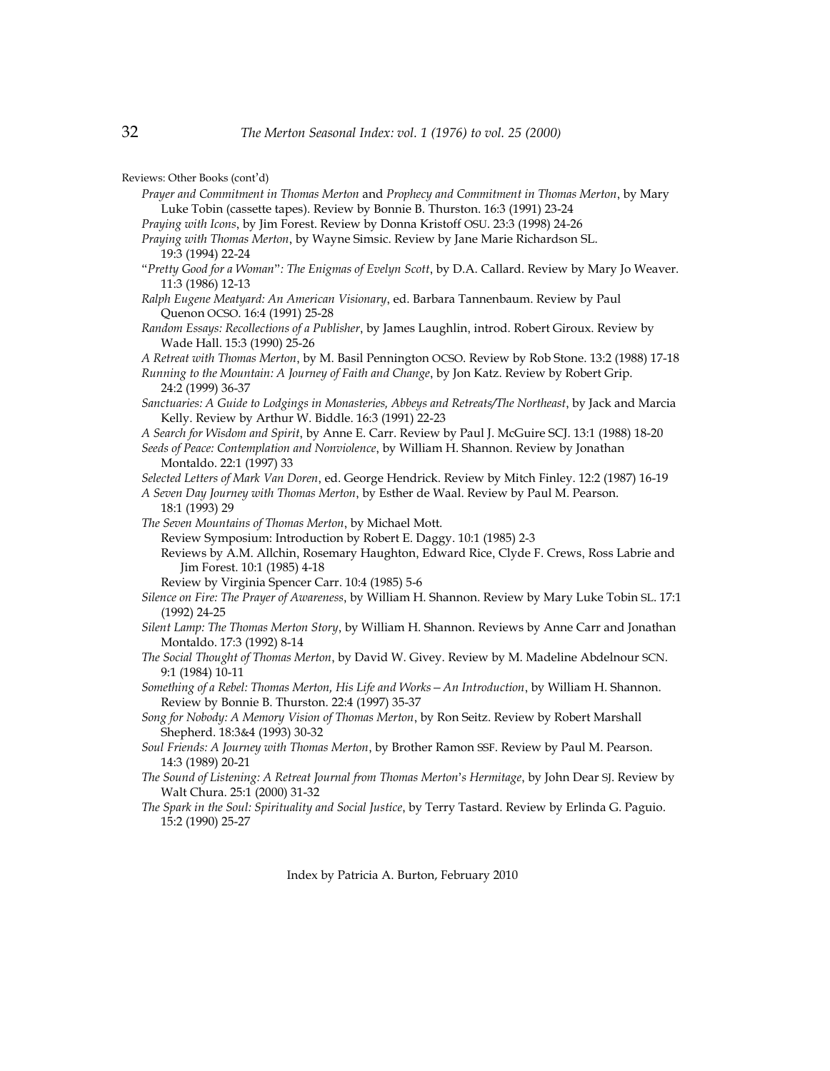Reviews: Other Books (cont'd)

*Prayer and Commitment in Thomas Merton* and *Prophecy and Commitment in Thomas Merton*, by Mary Luke Tobin (cassette tapes). Review by Bonnie B. Thurston. 16:3 (1991) 23-24

*Praying with Icons*, by Jim Forest. Review by Donna Kristoff OSU. 23:3 (1998) 24-26

*Praying with Thomas Merton*, by Wayne Simsic. Review by Jane Marie Richardson SL. 19:3 (1994) 22-24

"*Pretty Good for a Woman*": *The Enigmas of Evelyn Scott*, by D.A. Callard. Review by Mary Jo Weaver. 11:3 (1986) 12-13

*Ralph Eugene Meatyard: An American Visionary*, ed. Barbara Tannenbaum. Review by Paul Quenon OCSO. 16:4 (1991) 25-28

*Random Essays: Recollections of a Publisher*, by James Laughlin, introd. Robert Giroux. Review by Wade Hall. 15:3 (1990) 25-26

*A Retreat with Thomas Merton*, by M. Basil Pennington OCSO. Review by Rob Stone. 13:2 (1988) 17-18

*Running to the Mountain: A Journey of Faith and Change*, by Jon Katz. Review by Robert Grip. 24:2 (1999) 36-37

*Sanctuaries: A Guide to Lodgings in Monasteries, Abbeys and Retreats/The Northeast*, by Jack and Marcia Kelly. Review by Arthur W. Biddle. 16:3 (1991) 22-23

*A Search for Wisdom and Spirit*, by Anne E. Carr. Review by Paul J. McGuire SCJ. 13:1 (1988) 18-20

*Seeds of Peace: Contemplation and Nonviolence*, by William H. Shannon. Review by Jonathan Montaldo. 22:1 (1997) 33

*Selected Letters of Mark Van Doren*, ed. George Hendrick. Review by Mitch Finley. 12:2 (1987) 16-19

*A Seven Day Journey with Thomas Merton*, by Esther de Waal. Review by Paul M. Pearson. 18:1 (1993) 29

*The Seven Mountains of Thomas Merton*, by Michael Mott.
- Review Symposium: Introduction by Robert E. Daggy. 10:1 (1985) 2-3
- Reviews by A.M. Allchin, Rosemary Haughton, Edward Rice, Clyde F. Crews, Ross Labrie and Jim Forest. 10:1 (1985) 4-18
- Review by Virginia Spencer Carr. 10:4 (1985) 5-6

*Silence on Fire: The Prayer of Awareness*, by William H. Shannon. Review by Mary Luke Tobin SL. 17:1 (1992) 24-25

*Silent Lamp: The Thomas Merton Story*, by William H. Shannon. Reviews by Anne Carr and Jonathan Montaldo. 17:3 (1992) 8-14

*The Social Thought of Thomas Merton*, by David W. Givey. Review by M. Madeline Abdelnour SCN. 9:1 (1984) 10-11

*Something of a Rebel: Thomas Merton, His Life and Works—An Introduction*, by William H. Shannon. Review by Bonnie B. Thurston. 22:4 (1997) 35-37

*Song for Nobody: A Memory Vision of Thomas Merton*, by Ron Seitz. Review by Robert Marshall Shepherd. 18:3&4 (1993) 30-32

*Soul Friends: A Journey with Thomas Merton*, by Brother Ramon SSF. Review by Paul M. Pearson. 14:3 (1989) 20-21

*The Sound of Listening: A Retreat Journal from Thomas Merton's Hermitage*, by John Dear SJ. Review by Walt Chura. 25:1 (2000) 31-32

*The Spark in the Soul: Spirituality and Social Justice*, by Terry Tastard. Review by Erlinda G. Paguio. 15:2 (1990) 25-27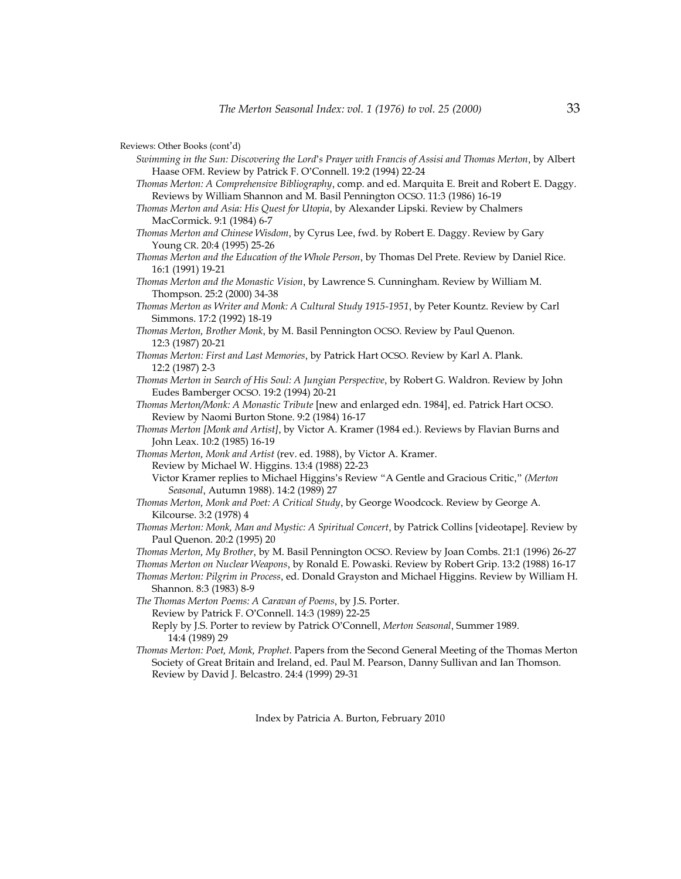Reviews: Other Books (cont'd)

*Swimming in the Sun: Discovering the Lord's Prayer with Francis of Assisi and Thomas Merton*, by Albert Haase OFM. Review by Patrick F. O'Connell. 19:2 (1994) 22-24

*Thomas Merton: A Comprehensive Bibliography*, comp. and ed. Marquita E. Breit and Robert E. Daggy. Reviews by William Shannon and M. Basil Pennington OCSO. 11:3 (1986) 16-19

*Thomas Merton and Asia: His Quest for Utopia*, by Alexander Lipski. Review by Chalmers MacCormick. 9:1 (1984) 6-7

*Thomas Merton and Chinese Wisdom*, by Cyrus Lee, fwd. by Robert E. Daggy. Review by Gary Young CR. 20:4 (1995) 25-26

*Thomas Merton and the Education of the Whole Person*, by Thomas Del Prete. Review by Daniel Rice. 16:1 (1991) 19-21

*Thomas Merton and the Monastic Vision*, by Lawrence S. Cunningham. Review by William M. Thompson. 25:2 (2000) 34-38

*Thomas Merton as Writer and Monk: A Cultural Study 1915-1951*, by Peter Kountz. Review by Carl Simmons. 17:2 (1992) 18-19

*Thomas Merton, Brother Monk*, by M. Basil Pennington OCSO. Review by Paul Quenon. 12:3 (1987) 20-21

*Thomas Merton: First and Last Memories*, by Patrick Hart OCSO. Review by Karl A. Plank. 12:2 (1987) 2-3

*Thomas Merton in Search of His Soul: A Jungian Perspective*, by Robert G. Waldron. Review by John Eudes Bamberger OCSO. 19:2 (1994) 20-21

*Thomas Merton/Monk: A Monastic Tribute* [new and enlarged edn. 1984], ed. Patrick Hart OCSO. Review by Naomi Burton Stone. 9:2 (1984) 16-17

*Thomas Merton [Monk and Artist]*, by Victor A. Kramer (1984 ed.). Reviews by Flavian Burns and John Leax. 10:2 (1985) 16-19

*Thomas Merton, Monk and Artist* (rev. ed. 1988), by Victor A. Kramer.
- Review by Michael W. Higgins. 13:4 (1988) 22-23
- Victor Kramer replies to Michael Higgins's Review "A Gentle and Gracious Critic," *(Merton Seasonal*, Autumn 1988). 14:2 (1989) 27

*Thomas Merton, Monk and Poet: A Critical Study*, by George Woodcock. Review by George A. Kilcourse. 3:2 (1978) 4

*Thomas Merton: Monk, Man and Mystic: A Spiritual Concert*, by Patrick Collins [videotape]. Review by Paul Quenon. 20:2 (1995) 20

*Thomas Merton, My Brother*, by M. Basil Pennington OCSO. Review by Joan Combs. 21:1 (1996) 26-27

*Thomas Merton on Nuclear Weapons*, by Ronald E. Powaski. Review by Robert Grip. 13:2 (1988) 16-17

*Thomas Merton: Pilgrim in Process*, ed. Donald Grayston and Michael Higgins. Review by William H. Shannon. 8:3 (1983) 8-9

*The Thomas Merton Poems: A Caravan of Poems*, by J.S. Porter.
- Review by Patrick F. O'Connell. 14:3 (1989) 22-25
- Reply by J.S. Porter to review by Patrick O'Connell, *Merton Seasonal*, Summer 1989. 14:4 (1989) 29

*Thomas Merton: Poet, Monk, Prophet*. Papers from the Second General Meeting of the Thomas Merton Society of Great Britain and Ireland, ed. Paul M. Pearson, Danny Sullivan and Ian Thomson. Review by David J. Belcastro. 24:4 (1999) 29-31

Index by Patricia A. Burton, February 2010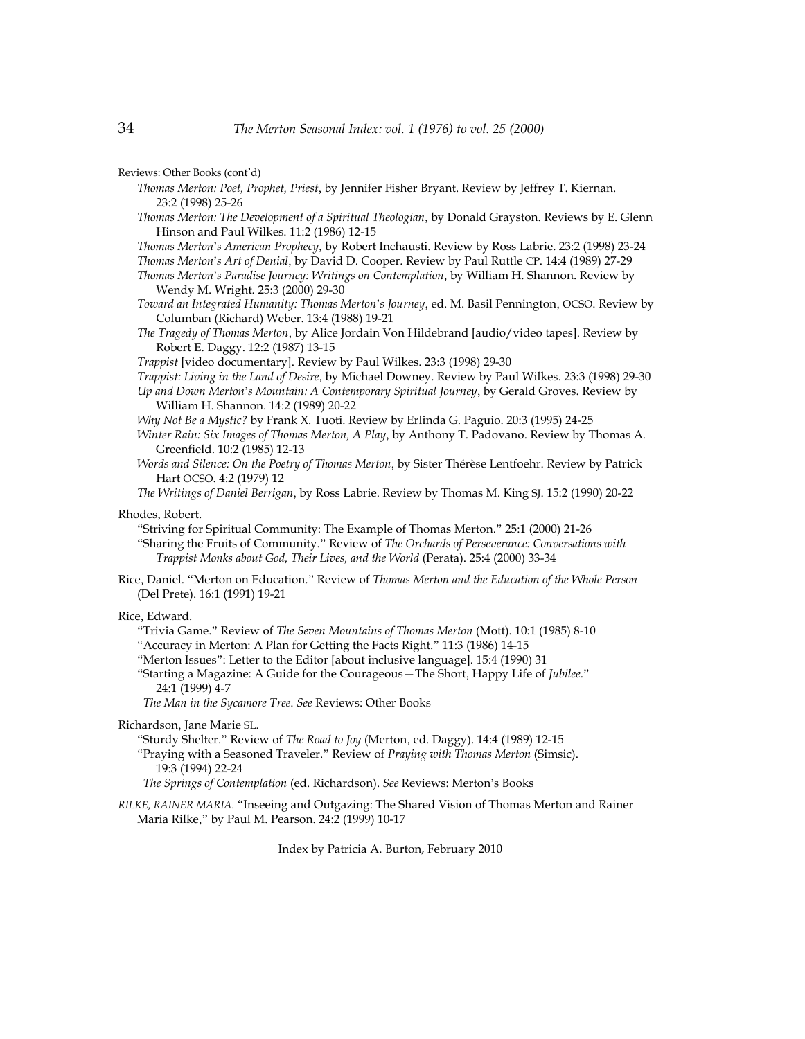Reviews: Other Books (cont'd)

*Thomas Merton: Poet, Prophet, Priest*, by Jennifer Fisher Bryant. Review by Jeffrey T. Kiernan. 23:2 (1998) 25-26

*Thomas Merton: The Development of a Spiritual Theologian*, by Donald Grayston. Reviews by E. Glenn Hinson and Paul Wilkes. 11:2 (1986) 12-15

*Thomas Merton's American Prophecy*, by Robert Inchausti. Review by Ross Labrie. 23:2 (1998) 23-24

*Thomas Merton's Art of Denial*, by David D. Cooper. Review by Paul Ruttle CP. 14:4 (1989) 27-29

*Thomas Merton's Paradise Journey: Writings on Contemplation*, by William H. Shannon. Review by Wendy M. Wright. 25:3 (2000) 29-30

*Toward an Integrated Humanity: Thomas Merton's Journey*, ed. M. Basil Pennington, OCSO. Review by Columban (Richard) Weber. 13:4 (1988) 19-21

*The Tragedy of Thomas Merton*, by Alice Jordain Von Hildebrand [audio/video tapes]. Review by Robert E. Daggy. 12:2 (1987) 13-15

*Trappist* [video documentary]. Review by Paul Wilkes. 23:3 (1998) 29-30

*Trappist: Living in the Land of Desire*, by Michael Downey. Review by Paul Wilkes. 23:3 (1998) 29-30

*Up and Down Merton's Mountain: A Contemporary Spiritual Journey*, by Gerald Groves. Review by William H. Shannon. 14:2 (1989) 20-22

*Why Not Be a Mystic?* by Frank X. Tuoti. Review by Erlinda G. Paguio. 20:3 (1995) 24-25

*Winter Rain: Six Images of Thomas Merton, A Play*, by Anthony T. Padovano. Review by Thomas A. Greenfield. 10:2 (1985) 12-13

*Words and Silence: On the Poetry of Thomas Merton*, by Sister Thérèse Lentfoehr. Review by Patrick Hart OCSO. 4:2 (1979) 12

*The Writings of Daniel Berrigan*, by Ross Labrie. Review by Thomas M. King SJ. 15:2 (1990) 20-22

Rhodes, Robert.

"Striving for Spiritual Community: The Example of Thomas Merton." 25:1 (2000) 21-26

"Sharing the Fruits of Community." Review of *The Orchards of Perseverance: Conversations with Trappist Monks about God, Their Lives, and the World* (Perata). 25:4 (2000) 33-34

Rice, Daniel. "Merton on Education." Review of *Thomas Merton and the Education of the Whole Person* (Del Prete). 16:1 (1991) 19-21

Rice, Edward.

"Trivia Game." Review of *The Seven Mountains of Thomas Merton* (Mott). 10:1 (1985) 8-10

"Accuracy in Merton: A Plan for Getting the Facts Right." 11:3 (1986) 14-15

"Merton Issues": Letter to the Editor [about inclusive language]. 15:4 (1990) 31

"Starting a Magazine: A Guide for the Courageous—The Short, Happy Life of *Jubilee*." 24:1 (1999) 4-7

*The Man in the Sycamore Tree*. *See* Reviews: Other Books

Richardson, Jane Marie SL.

"Sturdy Shelter." Review of *The Road to Joy* (Merton, ed. Daggy). 14:4 (1989) 12-15

"Praying with a Seasoned Traveler." Review of *Praying with Thomas Merton* (Simsic). 19:3 (1994) 22-24

*The Springs of Contemplation* (ed. Richardson). *See* Reviews: Merton's Books

*RILKE, RAINER MARIA.* "Inseeing and Outgazing: The Shared Vision of Thomas Merton and Rainer Maria Rilke," by Paul M. Pearson. 24:2 (1999) 10-17

Index by Patricia A. Burton, February 2010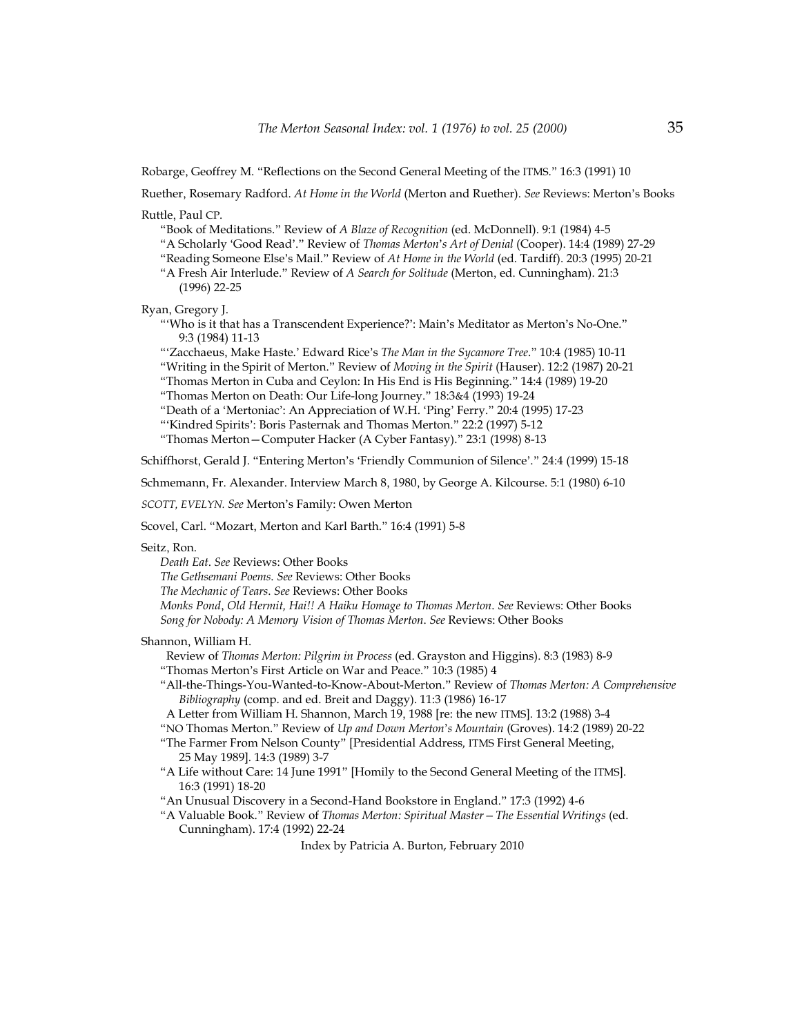Robarge, Geoffrey M. "Reflections on the Second General Meeting of the ITMS." 16:3 (1991) 10

Ruether, Rosemary Radford. *At Home in the World* (Merton and Ruether). *See* Reviews: Merton's Books

Ruttle, Paul CP.

- "Book of Meditations." Review of *A Blaze of Recognition* (ed. McDonnell). 9:1 (1984) 4-5
- "A Scholarly 'Good Read'." Review of *Thomas Merton's Art of Denial* (Cooper). 14:4 (1989) 27-29
- "Reading Someone Else's Mail." Review of *At Home in the World* (ed. Tardiff). 20:3 (1995) 20-21
- "A Fresh Air Interlude." Review of *A Search for Solitude* (Merton, ed. Cunningham). 21:3 (1996) 22-25

Ryan, Gregory J.

- "'Who is it that has a Transcendent Experience?': Main's Meditator as Merton's No-One." 9:3 (1984) 11-13
- "'Zacchaeus, Make Haste.' Edward Rice's *The Man in the Sycamore Tree*." 10:4 (1985) 10-11
- "Writing in the Spirit of Merton." Review of *Moving in the Spirit* (Hauser). 12:2 (1987) 20-21
- "Thomas Merton in Cuba and Ceylon: In His End is His Beginning." 14:4 (1989) 19-20
- "Thomas Merton on Death: Our Life-long Journey." 18:3&4 (1993) 19-24
- "Death of a 'Mertoniac': An Appreciation of W.H. 'Ping' Ferry." 20:4 (1995) 17-23
- "'Kindred Spirits': Boris Pasternak and Thomas Merton." 22:2 (1997) 5-12
- "Thomas Merton—Computer Hacker (A Cyber Fantasy)." 23:1 (1998) 8-13

Schiffhorst, Gerald J. "Entering Merton's 'Friendly Communion of Silence'." 24:4 (1999) 15-18

Schmemann, Fr. Alexander. Interview March 8, 1980, by George A. Kilcourse. 5:1 (1980) 6-10

*SCOTT, EVELYN. See* Merton's Family: Owen Merton

Scovel, Carl. "Mozart, Merton and Karl Barth." 16:4 (1991) 5-8

Seitz, Ron.

- *Death Eat*. *See* Reviews: Other Books
- *The Gethsemani Poems*. *See* Reviews: Other Books
- *The Mechanic of Tears*. *See* Reviews: Other Books
- *Monks Pond, Old Hermit, Hai!! A Haiku Homage to Thomas Merton*. *See* Reviews: Other Books
- *Song for Nobody: A Memory Vision of Thomas Merton*. *See* Reviews: Other Books

Shannon, William H.

- Review of *Thomas Merton: Pilgrim in Process* (ed. Grayston and Higgins). 8:3 (1983) 8-9
- "Thomas Merton's First Article on War and Peace." 10:3 (1985) 4
- "All-the-Things-You-Wanted-to-Know-About-Merton." Review of *Thomas Merton: A Comprehensive Bibliography* (comp. and ed. Breit and Daggy). 11:3 (1986) 16-17
- A Letter from William H. Shannon, March 19, 1988 [re: the new ITMS]. 13:2 (1988) 3-4
- "NO Thomas Merton." Review of *Up and Down Merton's Mountain* (Groves). 14:2 (1989) 20-22
- "The Farmer From Nelson County" [Presidential Address, ITMS First General Meeting, 25 May 1989]. 14:3 (1989) 3-7
- "A Life without Care: 14 June 1991" [Homily to the Second General Meeting of the ITMS]. 16:3 (1991) 18-20
- "An Unusual Discovery in a Second-Hand Bookstore in England." 17:3 (1992) 4-6
- "A Valuable Book." Review of *Thomas Merton: Spiritual Master—The Essential Writings* (ed. Cunningham). 17:4 (1992) 22-24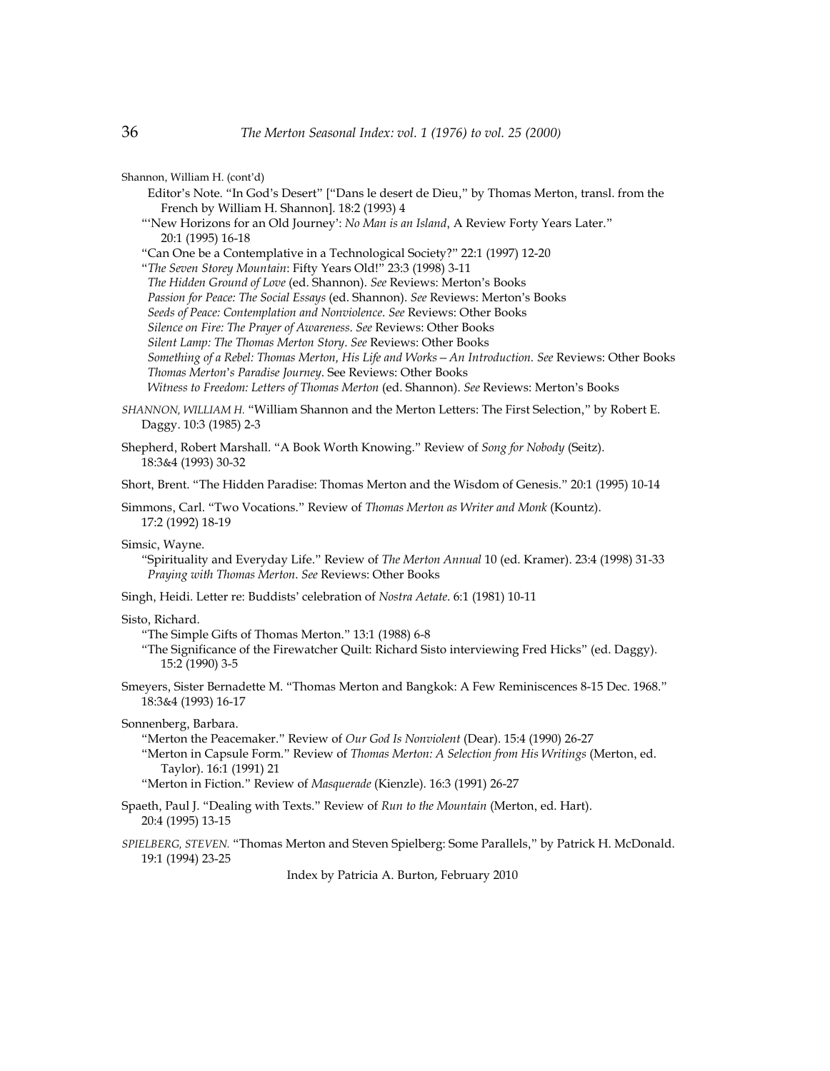Shannon, William H. (cont'd)

Editor's Note. "In God's Desert" ["Dans le desert de Dieu," by Thomas Merton, transl. from the French by William H. Shannon]. 18:2 (1993) 4

"'New Horizons for an Old Journey': *No Man is an Island*, A Review Forty Years Later." 20:1 (1995) 16-18

"Can One be a Contemplative in a Technological Society?" 22:1 (1997) 12-20

"*The Seven Storey Mountain*: Fifty Years Old!" 23:3 (1998) 3-11

*The Hidden Ground of Love* (ed. Shannon). *See* Reviews: Merton's Books

*Passion for Peace: The Social Essays* (ed. Shannon). *See* Reviews: Merton's Books

*Seeds of Peace: Contemplation and Nonviolence*. *See* Reviews: Other Books

*Silence on Fire: The Prayer of Awareness*. *See* Reviews: Other Books

*Silent Lamp: The Thomas Merton Story*. *See* Reviews: Other Books

*Something of a Rebel: Thomas Merton, His Life and Works – An Introduction*. *See* Reviews: Other Books

*Thomas Merton's Paradise Journey*. See Reviews: Other Books

*Witness to Freedom: Letters of Thomas Merton* (ed. Shannon). *See* Reviews: Merton's Books

*SHANNON, WILLIAM H.* "William Shannon and the Merton Letters: The First Selection," by Robert E. Daggy. 10:3 (1985) 2-3

Shepherd, Robert Marshall. "A Book Worth Knowing." Review of *Song for Nobody* (Seitz). 18:3&4 (1993) 30-32

Short, Brent. "The Hidden Paradise: Thomas Merton and the Wisdom of Genesis." 20:1 (1995) 10-14

Simmons, Carl. "Two Vocations." Review of *Thomas Merton as Writer and Monk* (Kountz). 17:2 (1992) 18-19

Simsic, Wayne.

"Spirituality and Everyday Life." Review of *The Merton Annual* 10 (ed. Kramer). 23:4 (1998) 31-33

*Praying with Thomas Merton*. *See* Reviews: Other Books

Singh, Heidi. Letter re: Buddists' celebration of *Nostra Aetate*. 6:1 (1981) 10-11

Sisto, Richard.

"The Simple Gifts of Thomas Merton." 13:1 (1988) 6-8

"The Significance of the Firewatcher Quilt: Richard Sisto interviewing Fred Hicks" (ed. Daggy). 15:2 (1990) 3-5

Smeyers, Sister Bernadette M. "Thomas Merton and Bangkok: A Few Reminiscences 8-15 Dec. 1968." 18:3&4 (1993) 16-17

Sonnenberg, Barbara.

"Merton the Peacemaker." Review of *Our God Is Nonviolent* (Dear). 15:4 (1990) 26-27

"Merton in Capsule Form." Review of *Thomas Merton: A Selection from His Writings* (Merton, ed. Taylor). 16:1 (1991) 21

"Merton in Fiction." Review of *Masquerade* (Kienzle). 16:3 (1991) 26-27

Spaeth, Paul J. "Dealing with Texts." Review of *Run to the Mountain* (Merton, ed. Hart). 20:4 (1995) 13-15

*SPIELBERG, STEVEN.* "Thomas Merton and Steven Spielberg: Some Parallels," by Patrick H. McDonald. 19:1 (1994) 23-25

Index by Patricia A. Burton, February 2010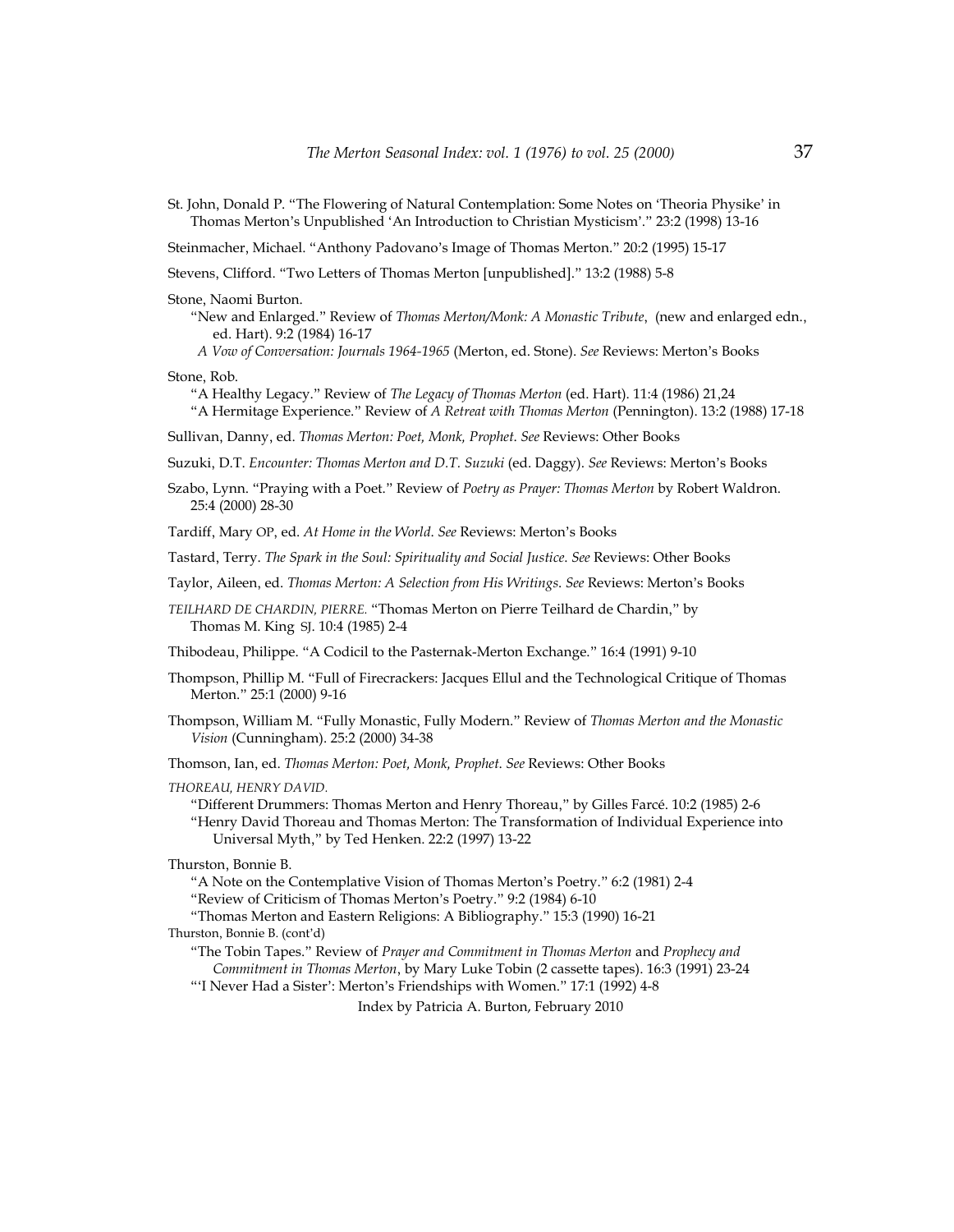St. John, Donald P. "The Flowering of Natural Contemplation: Some Notes on 'Theoria Physike' in Thomas Merton's Unpublished 'An Introduction to Christian Mysticism'." 23:2 (1998) 13-16

Steinmacher, Michael. "Anthony Padovano's Image of Thomas Merton." 20:2 (1995) 15-17

Stevens, Clifford. "Two Letters of Thomas Merton [unpublished]." 13:2 (1988) 5-8

Stone, Naomi Burton.
"New and Enlarged." Review of *Thomas Merton/Monk: A Monastic Tribute*, (new and enlarged edn., ed. Hart). 9:2 (1984) 16-17
*A Vow of Conversation: Journals 1964-1965* (Merton, ed. Stone). *See* Reviews: Merton's Books

Stone, Rob.
"A Healthy Legacy." Review of *The Legacy of Thomas Merton* (ed. Hart). 11:4 (1986) 21,24
"A Hermitage Experience." Review of *A Retreat with Thomas Merton* (Pennington). 13:2 (1988) 17-18

Sullivan, Danny, ed. *Thomas Merton: Poet, Monk, Prophet*. *See* Reviews: Other Books

Suzuki, D.T. *Encounter: Thomas Merton and D.T. Suzuki* (ed. Daggy). *See* Reviews: Merton's Books

Szabo, Lynn. "Praying with a Poet." Review of *Poetry as Prayer: Thomas Merton* by Robert Waldron. 25:4 (2000) 28-30

Tardiff, Mary OP, ed. *At Home in the World*. *See* Reviews: Merton's Books

Tastard, Terry. *The Spark in the Soul: Spirituality and Social Justice*. *See* Reviews: Other Books

Taylor, Aileen, ed. *Thomas Merton: A Selection from His Writings*. *See* Reviews: Merton's Books

*TEILHARD DE CHARDIN, PIERRE.* "Thomas Merton on Pierre Teilhard de Chardin," by Thomas M. King SJ. 10:4 (1985) 2-4

Thibodeau, Philippe. "A Codicil to the Pasternak-Merton Exchange." 16:4 (1991) 9-10

Thompson, Phillip M. "Full of Firecrackers: Jacques Ellul and the Technological Critique of Thomas Merton." 25:1 (2000) 9-16

Thompson, William M. "Fully Monastic, Fully Modern." Review of *Thomas Merton and the Monastic Vision* (Cunningham). 25:2 (2000) 34-38

Thomson, Ian, ed. *Thomas Merton: Poet, Monk, Prophet*. *See* Reviews: Other Books

*THOREAU, HENRY DAVID.*
"Different Drummers: Thomas Merton and Henry Thoreau," by Gilles Farcé. 10:2 (1985) 2-6
"Henry David Thoreau and Thomas Merton: The Transformation of Individual Experience into Universal Myth," by Ted Henken. 22:2 (1997) 13-22

Thurston, Bonnie B.
"A Note on the Contemplative Vision of Thomas Merton's Poetry." 6:2 (1981) 2-4
"Review of Criticism of Thomas Merton's Poetry." 9:2 (1984) 6-10
"Thomas Merton and Eastern Religions: A Bibliography." 15:3 (1990) 16-21

Thurston, Bonnie B. (cont'd)
"The Tobin Tapes." Review of *Prayer and Commitment in Thomas Merton* and *Prophecy and Commitment in Thomas Merton*, by Mary Luke Tobin (2 cassette tapes). 16:3 (1991) 23-24
"'I Never Had a Sister': Merton's Friendships with Women." 17:1 (1992) 4-8

Index by Patricia A. Burton, February 2010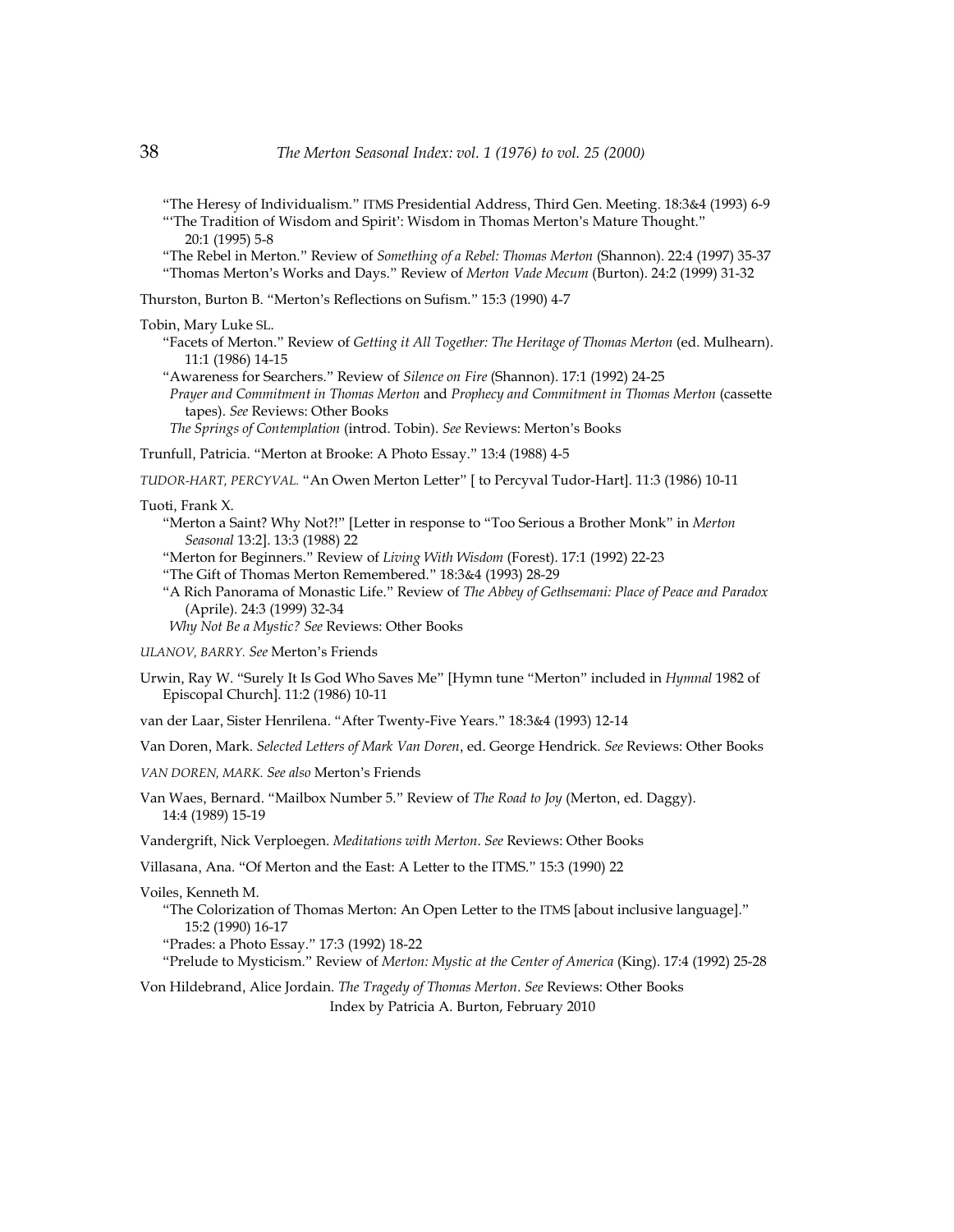"The Heresy of Individualism." ITMS Presidential Address, Third Gen. Meeting. 18:3&4 (1993) 6-9

"'The Tradition of Wisdom and Spirit': Wisdom in Thomas Merton's Mature Thought." 20:1 (1995) 5-8

"The Rebel in Merton." Review of *Something of a Rebel: Thomas Merton* (Shannon). 22:4 (1997) 35-37

"Thomas Merton's Works and Days." Review of *Merton Vade Mecum* (Burton). 24:2 (1999) 31-32

Thurston, Burton B. "Merton's Reflections on Sufism." 15:3 (1990) 4-7

Tobin, Mary Luke SL.

"Facets of Merton." Review of *Getting it All Together: The Heritage of Thomas Merton* (ed. Mulhearn). 11:1 (1986) 14-15

"Awareness for Searchers." Review of *Silence on Fire* (Shannon). 17:1 (1992) 24-25

*Prayer and Commitment in Thomas Merton* and *Prophecy and Commitment in Thomas Merton* (cassette tapes). *See* Reviews: Other Books

*The Springs of Contemplation* (introd. Tobin). *See* Reviews: Merton's Books

Trunfull, Patricia. "Merton at Brooke: A Photo Essay." 13:4 (1988) 4-5

TUDOR-HART, PERCYVAL. "An Owen Merton Letter" [ to Percyval Tudor-Hart]. 11:3 (1986) 10-11

Tuoti, Frank X.

"Merton a Saint? Why Not?!" [Letter in response to "Too Serious a Brother Monk" in *Merton Seasonal* 13:2]. 13:3 (1988) 22

"Merton for Beginners." Review of *Living With Wisdom* (Forest). 17:1 (1992) 22-23

"The Gift of Thomas Merton Remembered." 18:3&4 (1993) 28-29

"A Rich Panorama of Monastic Life." Review of *The Abbey of Gethsemani: Place of Peace and Paradox* (Aprile). 24:3 (1999) 32-34

*Why Not Be a Mystic? See* Reviews: Other Books

ULANOV, BARRY. *See* Merton's Friends

Urwin, Ray W. "Surely It Is God Who Saves Me" [Hymn tune "Merton" included in *Hymnal* 1982 of Episcopal Church]. 11:2 (1986) 10-11

van der Laar, Sister Henrilena. "After Twenty-Five Years." 18:3&4 (1993) 12-14

Van Doren, Mark. *Selected Letters of Mark Van Doren*, ed. George Hendrick. *See* Reviews: Other Books

VAN DOREN, MARK. *See also* Merton's Friends

Van Waes, Bernard. "Mailbox Number 5." Review of *The Road to Joy* (Merton, ed. Daggy). 14:4 (1989) 15-19

Vandergrift, Nick Verploegen. *Meditations with Merton*. *See* Reviews: Other Books

Villasana, Ana. "Of Merton and the East: A Letter to the ITMS." 15:3 (1990) 22

Voiles, Kenneth M.

"The Colorization of Thomas Merton: An Open Letter to the ITMS [about inclusive language]." 15:2 (1990) 16-17

"Prades: a Photo Essay." 17:3 (1992) 18-22

"Prelude to Mysticism." Review of *Merton: Mystic at the Center of America* (King). 17:4 (1992) 25-28

Von Hildebrand, Alice Jordain. *The Tragedy of Thomas Merton*. *See* Reviews: Other Books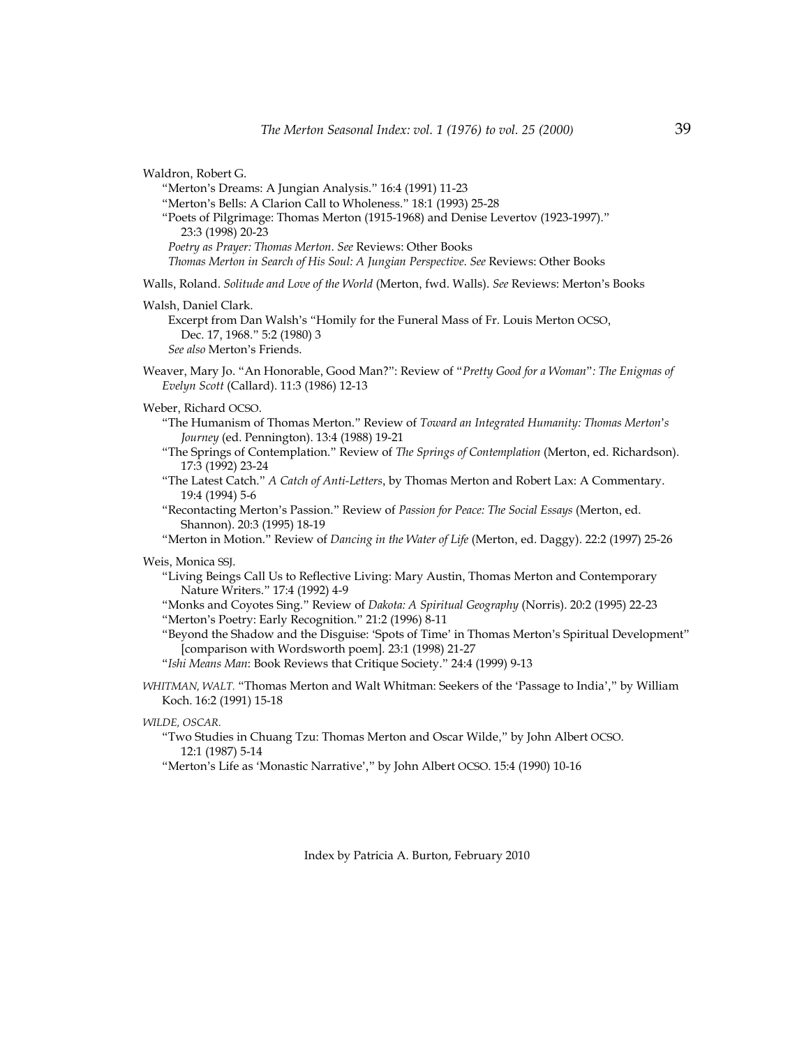Waldron, Robert G.

“Merton’s Dreams: A Jungian Analysis.” 16:4 (1991) 11-23

“Merton’s Bells: A Clarion Call to Wholeness.” 18:1 (1993) 25-28

“Poets of Pilgrimage: Thomas Merton (1915-1968) and Denise Levertov (1923-1997).” 23:3 (1998) 20-23

*Poetry as Prayer: Thomas Merton*. *See* Reviews: Other Books

*Thomas Merton in Search of His Soul: A Jungian Perspective*. *See* Reviews: Other Books

Walls, Roland. *Solitude and Love of the World* (Merton, fwd. Walls). *See* Reviews: Merton’s Books

Walsh, Daniel Clark.

Excerpt from Dan Walsh’s “Homily for the Funeral Mass of Fr. Louis Merton OCSO, Dec. 17, 1968.” 5:2 (1980) 3

*See also* Merton’s Friends.

Weaver, Mary Jo. “An Honorable, Good Man?”: Review of “*Pretty Good for a Woman*”*: The Enigmas of Evelyn Scott* (Callard). 11:3 (1986) 12-13

Weber, Richard OCSO.

“The Humanism of Thomas Merton.” Review of *Toward an Integrated Humanity: Thomas Merton’s Journey* (ed. Pennington). 13:4 (1988) 19-21

“The Springs of Contemplation.” Review of *The Springs of Contemplation* (Merton, ed. Richardson). 17:3 (1992) 23-24

“The Latest Catch.” *A Catch of Anti-Letters*, by Thomas Merton and Robert Lax: A Commentary. 19:4 (1994) 5-6

“Recontacting Merton’s Passion.” Review of *Passion for Peace: The Social Essays* (Merton, ed. Shannon). 20:3 (1995) 18-19

“Merton in Motion.” Review of *Dancing in the Water of Life* (Merton, ed. Daggy). 22:2 (1997) 25-26

Weis, Monica SSJ.

“Living Beings Call Us to Reflective Living: Mary Austin, Thomas Merton and Contemporary Nature Writers.” 17:4 (1992) 4-9

“Monks and Coyotes Sing.” Review of *Dakota: A Spiritual Geography* (Norris). 20:2 (1995) 22-23

“Merton’s Poetry: Early Recognition.” 21:2 (1996) 8-11

“Beyond the Shadow and the Disguise: ‘Spots of Time’ in Thomas Merton’s Spiritual Development” [comparison with Wordsworth poem]. 23:1 (1998) 21-27

“*Ishi Means Man*: Book Reviews that Critique Society.” 24:4 (1999) 9-13

*WHITMAN, WALT.* “Thomas Merton and Walt Whitman: Seekers of the ‘Passage to India’,” by William Koch. 16:2 (1991) 15-18

*WILDE, OSCAR.*

“Two Studies in Chuang Tzu: Thomas Merton and Oscar Wilde,” by John Albert OCSO. 12:1 (1987) 5-14

“Merton’s Life as ‘Monastic Narrative’,” by John Albert OCSO. 15:4 (1990) 10-16

Index by Patricia A. Burton, February 2010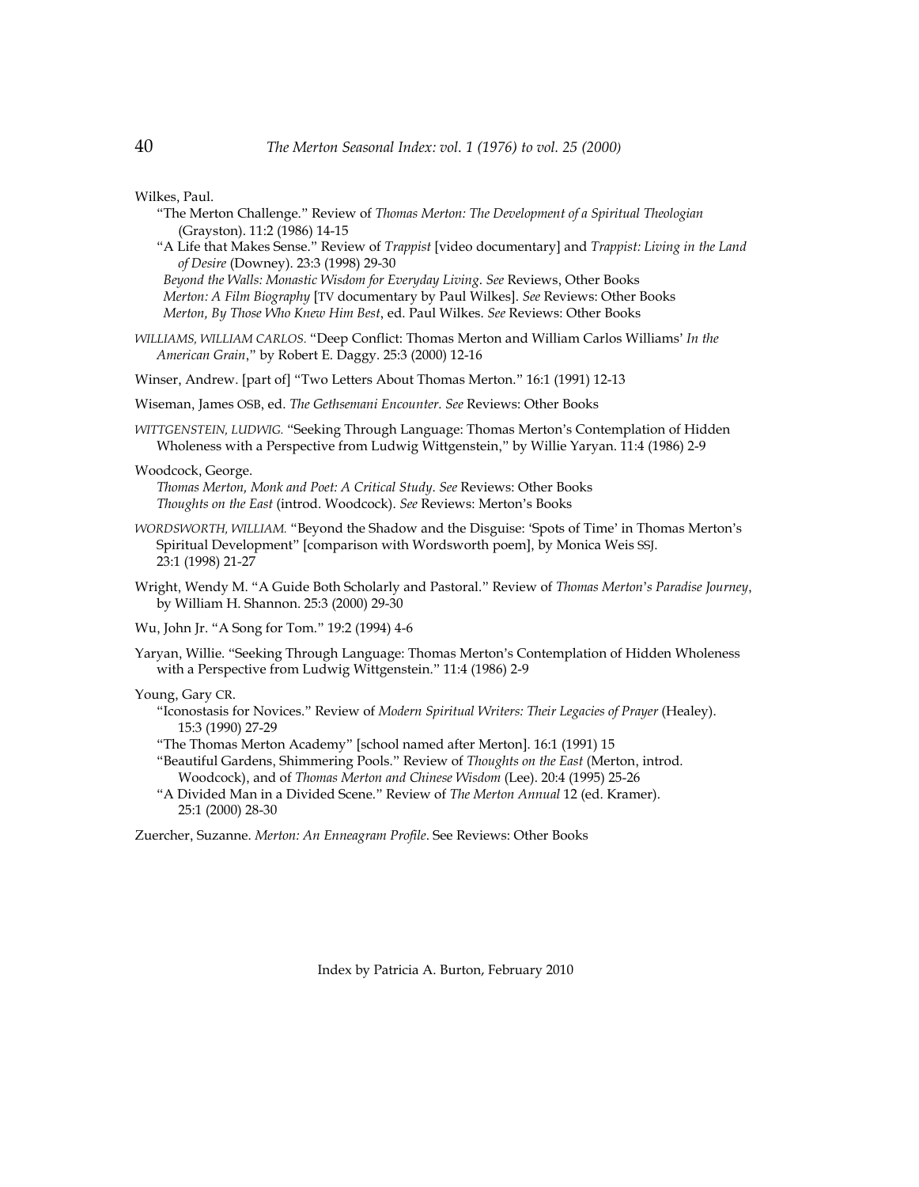Wilkes, Paul.

"The Merton Challenge." Review of *Thomas Merton: The Development of a Spiritual Theologian* (Grayston). 11:2 (1986) 14-15

"A Life that Makes Sense." Review of *Trappist* [video documentary] and *Trappist: Living in the Land of Desire* (Downey). 23:3 (1998) 29-30

*Beyond the Walls: Monastic Wisdom for Everyday Living*. *See* Reviews, Other Books

*Merton: A Film Biography* [TV documentary by Paul Wilkes]. *See* Reviews: Other Books

*Merton, By Those Who Knew Him Best*, ed. Paul Wilkes. *See* Reviews: Other Books

*WILLIAMS, WILLIAM CARLOS.* "Deep Conflict: Thomas Merton and William Carlos Williams' *In the American Grain*," by Robert E. Daggy. 25:3 (2000) 12-16

Winser, Andrew. [part of] "Two Letters About Thomas Merton." 16:1 (1991) 12-13

Wiseman, James OSB, ed. *The Gethsemani Encounter*. *See* Reviews: Other Books

*WITTGENSTEIN, LUDWIG.* "Seeking Through Language: Thomas Merton's Contemplation of Hidden Wholeness with a Perspective from Ludwig Wittgenstein," by Willie Yaryan. 11:4 (1986) 2-9

Woodcock, George.

*Thomas Merton, Monk and Poet: A Critical Study*. *See* Reviews: Other Books

*Thoughts on the East* (introd. Woodcock). *See* Reviews: Merton's Books

*WORDSWORTH, WILLIAM.* "Beyond the Shadow and the Disguise: 'Spots of Time' in Thomas Merton's Spiritual Development" [comparison with Wordsworth poem], by Monica Weis SSJ. 23:1 (1998) 21-27

Wright, Wendy M. "A Guide Both Scholarly and Pastoral." Review of *Thomas Merton's Paradise Journey*, by William H. Shannon. 25:3 (2000) 29-30

Wu, John Jr. "A Song for Tom." 19:2 (1994) 4-6

Yaryan, Willie. "Seeking Through Language: Thomas Merton's Contemplation of Hidden Wholeness with a Perspective from Ludwig Wittgenstein." 11:4 (1986) 2-9

Young, Gary CR.

"Iconostasis for Novices." Review of *Modern Spiritual Writers: Their Legacies of Prayer* (Healey). 15:3 (1990) 27-29

"The Thomas Merton Academy" [school named after Merton]. 16:1 (1991) 15

"Beautiful Gardens, Shimmering Pools." Review of *Thoughts on the East* (Merton, introd. Woodcock), and of *Thomas Merton and Chinese Wisdom* (Lee). 20:4 (1995) 25-26

"A Divided Man in a Divided Scene." Review of *The Merton Annual* 12 (ed. Kramer). 25:1 (2000) 28-30

Zuercher, Suzanne. *Merton: An Enneagram Profile*. See Reviews: Other Books

Index by Patricia A. Burton, February 2010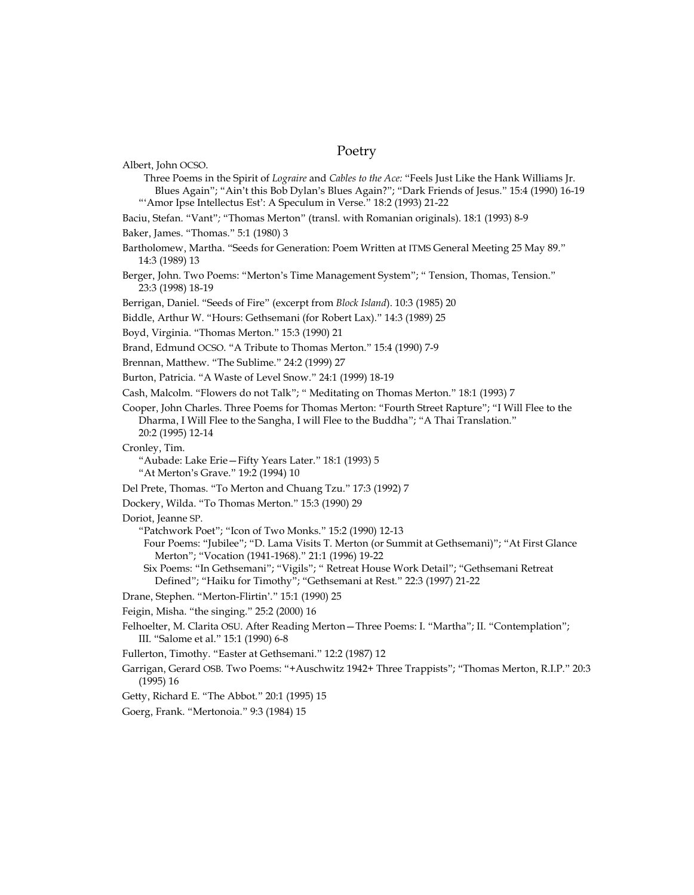# Poetry

Albert, John OCSO.

Three Poems in the Spirit of *Lograire* and *Cables to the Ace:* "Feels Just Like the Hank Williams Jr. Blues Again"; "Ain't this Bob Dylan's Blues Again?"; "Dark Friends of Jesus." 15:4 (1990) 16-19

"'Amor Ipse Intellectus Est': A Speculum in Verse." 18:2 (1993) 21-22

Baciu, Stefan. "Vant"; "Thomas Merton" (transl. with Romanian originals). 18:1 (1993) 8-9

Baker, James. "Thomas." 5:1 (1980) 3

Bartholomew, Martha. "Seeds for Generation: Poem Written at ITMS General Meeting 25 May 89." 14:3 (1989) 13

Berger, John. Two Poems: "Merton's Time Management System"; " Tension, Thomas, Tension." 23:3 (1998) 18-19

Berrigan, Daniel. "Seeds of Fire" (excerpt from *Block Island*). 10:3 (1985) 20

Biddle, Arthur W. "Hours: Gethsemani (for Robert Lax)." 14:3 (1989) 25

Boyd, Virginia. "Thomas Merton." 15:3 (1990) 21

Brand, Edmund OCSO. "A Tribute to Thomas Merton." 15:4 (1990) 7-9

Brennan, Matthew. "The Sublime." 24:2 (1999) 27

Burton, Patricia. "A Waste of Level Snow." 24:1 (1999) 18-19

Cash, Malcolm. "Flowers do not Talk"; " Meditating on Thomas Merton." 18:1 (1993) 7

Cooper, John Charles. Three Poems for Thomas Merton: "Fourth Street Rapture"; "I Will Flee to the Dharma, I Will Flee to the Sangha, I will Flee to the Buddha"; "A Thai Translation." 20:2 (1995) 12-14

Cronley, Tim.

"Aubade: Lake Erie—Fifty Years Later." 18:1 (1993) 5

"At Merton's Grave." 19:2 (1994) 10

Del Prete, Thomas. "To Merton and Chuang Tzu." 17:3 (1992) 7

Dockery, Wilda. "To Thomas Merton." 15:3 (1990) 29

Doriot, Jeanne SP.

"Patchwork Poet"; "Icon of Two Monks." 15:2 (1990) 12-13

Four Poems: "Jubilee"; "D. Lama Visits T. Merton (or Summit at Gethsemani)"; "At First Glance Merton"; "Vocation (1941-1968)." 21:1 (1996) 19-22

Six Poems: "In Gethsemani"; "Vigils"; " Retreat House Work Detail"; "Gethsemani Retreat Defined"; "Haiku for Timothy"; "Gethsemani at Rest." 22:3 (1997) 21-22

Drane, Stephen. "Merton-Flirtin'." 15:1 (1990) 25

Feigin, Misha. "the singing." 25:2 (2000) 16

Felhoelter, M. Clarita OSU. After Reading Merton—Three Poems: I. "Martha"; II. "Contemplation"; III. "Salome et al." 15:1 (1990) 6-8

Fullerton, Timothy. "Easter at Gethsemani." 12:2 (1987) 12

Garrigan, Gerard OSB. Two Poems: "+Auschwitz 1942+ Three Trappists"; "Thomas Merton, R.I.P." 20:3 (1995) 16

Getty, Richard E. "The Abbot." 20:1 (1995) 15

Goerg, Frank. "Mertonoia." 9:3 (1984) 15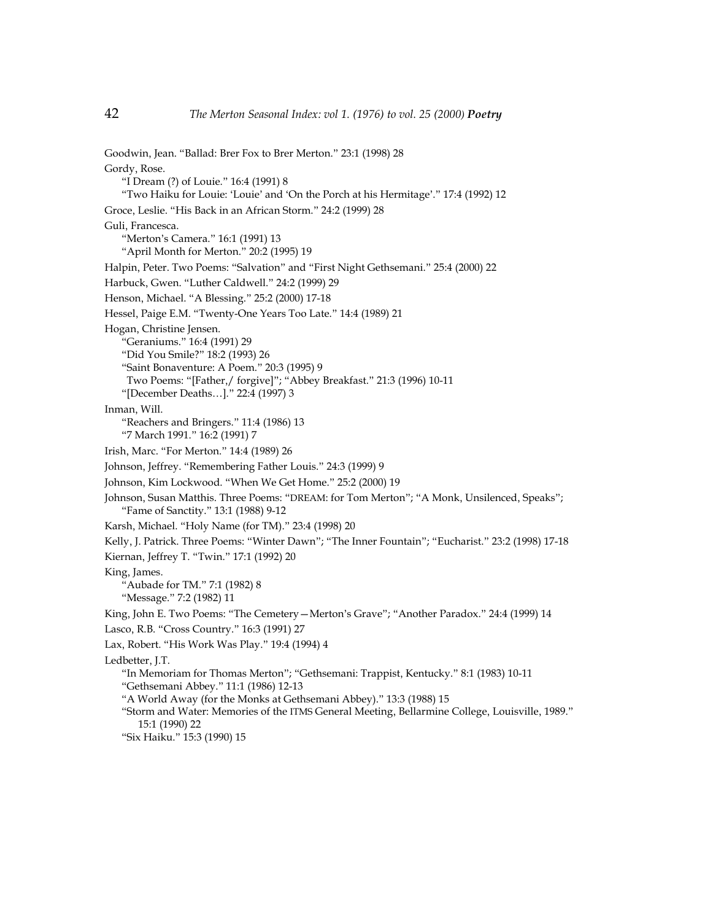Goodwin, Jean. "Ballad: Brer Fox to Brer Merton." 23:1 (1998) 28

Gordy, Rose.
- "I Dream (?) of Louie." 16:4 (1991) 8
- "Two Haiku for Louie: 'Louie' and 'On the Porch at his Hermitage'." 17:4 (1992) 12

Groce, Leslie. "His Back in an African Storm." 24:2 (1999) 28

Guli, Francesca.
- "Merton's Camera." 16:1 (1991) 13
- "April Month for Merton." 20:2 (1995) 19

Halpin, Peter. Two Poems: "Salvation" and "First Night Gethsemani." 25:4 (2000) 22

Harbuck, Gwen. "Luther Caldwell." 24:2 (1999) 29

Henson, Michael. "A Blessing." 25:2 (2000) 17-18

Hessel, Paige E.M. "Twenty-One Years Too Late." 14:4 (1989) 21

Hogan, Christine Jensen.
- "Geraniums." 16:4 (1991) 29
- "Did You Smile?" 18:2 (1993) 26
- "Saint Bonaventure: A Poem." 20:3 (1995) 9
- Two Poems: "[Father,/ forgive]"; "Abbey Breakfast." 21:3 (1996) 10-11
- "[December Deaths…]." 22:4 (1997) 3

Inman, Will.
- "Reachers and Bringers." 11:4 (1986) 13
- "7 March 1991." 16:2 (1991) 7

Irish, Marc. "For Merton." 14:4 (1989) 26

Johnson, Jeffrey. "Remembering Father Louis." 24:3 (1999) 9

Johnson, Kim Lockwood. "When We Get Home." 25:2 (2000) 19

Johnson, Susan Matthis. Three Poems: "DREAM: for Tom Merton"; "A Monk, Unsilenced, Speaks"; "Fame of Sanctity." 13:1 (1988) 9-12

Karsh, Michael. "Holy Name (for TM)." 23:4 (1998) 20

Kelly, J. Patrick. Three Poems: "Winter Dawn"; "The Inner Fountain"; "Eucharist." 23:2 (1998) 17-18

Kiernan, Jeffrey T. "Twin." 17:1 (1992) 20

King, James.
- "Aubade for TM." 7:1 (1982) 8
- "Message." 7:2 (1982) 11

King, John E. Two Poems: "The Cemetery—Merton's Grave"; "Another Paradox." 24:4 (1999) 14

Lasco, R.B. "Cross Country." 16:3 (1991) 27

Lax, Robert. "His Work Was Play." 19:4 (1994) 4

Ledbetter, J.T.
- "In Memoriam for Thomas Merton"; "Gethsemani: Trappist, Kentucky." 8:1 (1983) 10-11
- "Gethsemani Abbey." 11:1 (1986) 12-13
- "A World Away (for the Monks at Gethsemani Abbey)." 13:3 (1988) 15
- "Storm and Water: Memories of the ITMS General Meeting, Bellarmine College, Louisville, 1989." 15:1 (1990) 22
- "Six Haiku." 15:3 (1990) 15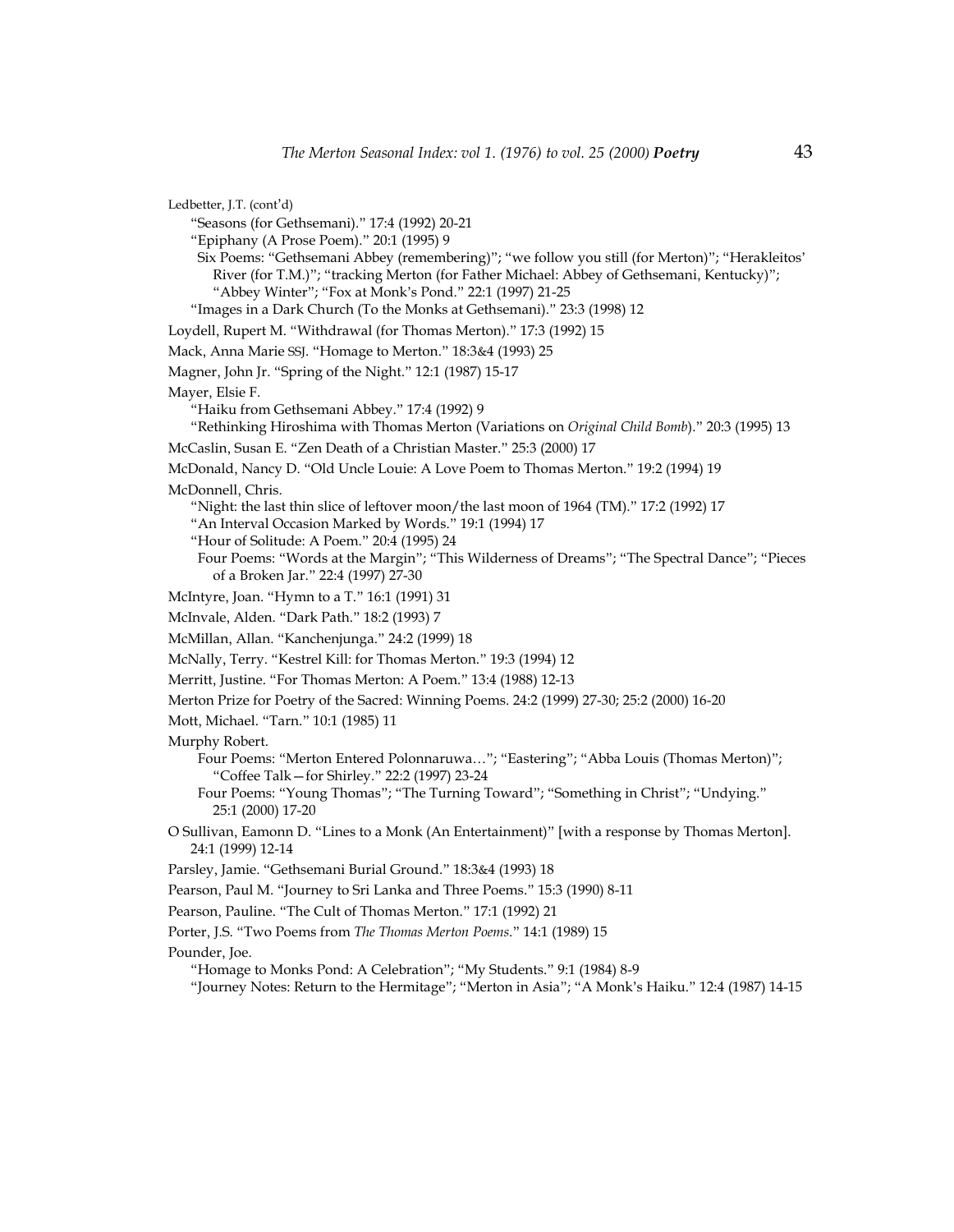Ledbetter, J.T. (cont'd)

“Seasons (for Gethsemani).” 17:4 (1992) 20-21

“Epiphany (A Prose Poem).” 20:1 (1995) 9

Six Poems: “Gethsemani Abbey (remembering)”; “we follow you still (for Merton)”; “Herakleitos' River (for T.M.)”; “tracking Merton (for Father Michael: Abbey of Gethsemani, Kentucky)”; “Abbey Winter”; “Fox at Monk's Pond.” 22:1 (1997) 21-25

“Images in a Dark Church (To the Monks at Gethsemani).” 23:3 (1998) 12

Loydell, Rupert M. “Withdrawal (for Thomas Merton).” 17:3 (1992) 15

Mack, Anna Marie SSJ. “Homage to Merton.” 18:3&4 (1993) 25

Magner, John Jr. “Spring of the Night.” 12:1 (1987) 15-17

Mayer, Elsie F.

“Haiku from Gethsemani Abbey.” 17:4 (1992) 9

“Rethinking Hiroshima with Thomas Merton (Variations on *Original Child Bomb*).” 20:3 (1995) 13

McCaslin, Susan E. “Zen Death of a Christian Master.” 25:3 (2000) 17

McDonald, Nancy D. “Old Uncle Louie: A Love Poem to Thomas Merton.” 19:2 (1994) 19

McDonnell, Chris.

“Night: the last thin slice of leftover moon/the last moon of 1964 (TM).” 17:2 (1992) 17

“An Interval Occasion Marked by Words.” 19:1 (1994) 17

“Hour of Solitude: A Poem.” 20:4 (1995) 24

Four Poems: “Words at the Margin”; “This Wilderness of Dreams”; “The Spectral Dance”; “Pieces of a Broken Jar.” 22:4 (1997) 27-30

McIntyre, Joan. “Hymn to a T.” 16:1 (1991) 31

McInvale, Alden. “Dark Path.” 18:2 (1993) 7

McMillan, Allan. “Kanchenjunga.” 24:2 (1999) 18

McNally, Terry. “Kestrel Kill: for Thomas Merton.” 19:3 (1994) 12

Merritt, Justine. “For Thomas Merton: A Poem.” 13:4 (1988) 12-13

Merton Prize for Poetry of the Sacred: Winning Poems. 24:2 (1999) 27-30; 25:2 (2000) 16-20

Mott, Michael. “Tarn.” 10:1 (1985) 11

Murphy Robert.

Four Poems: “Merton Entered Polonnaruwa…”; “Eastering”; “Abba Louis (Thomas Merton)”; “Coffee Talk—for Shirley.” 22:2 (1997) 23-24

Four Poems: “Young Thomas”; “The Turning Toward”; “Something in Christ”; “Undying.” 25:1 (2000) 17-20

O Sullivan, Eamonn D. “Lines to a Monk (An Entertainment)” [with a response by Thomas Merton]. 24:1 (1999) 12-14

Parsley, Jamie. “Gethsemani Burial Ground.” 18:3&4 (1993) 18

Pearson, Paul M. “Journey to Sri Lanka and Three Poems.” 15:3 (1990) 8-11

Pearson, Pauline. “The Cult of Thomas Merton.” 17:1 (1992) 21

Porter, J.S. “Two Poems from *The Thomas Merton Poems*.” 14:1 (1989) 15

Pounder, Joe.

“Homage to Monks Pond: A Celebration”; “My Students.” 9:1 (1984) 8-9

“Journey Notes: Return to the Hermitage”; “Merton in Asia”; “A Monk's Haiku.” 12:4 (1987) 14-15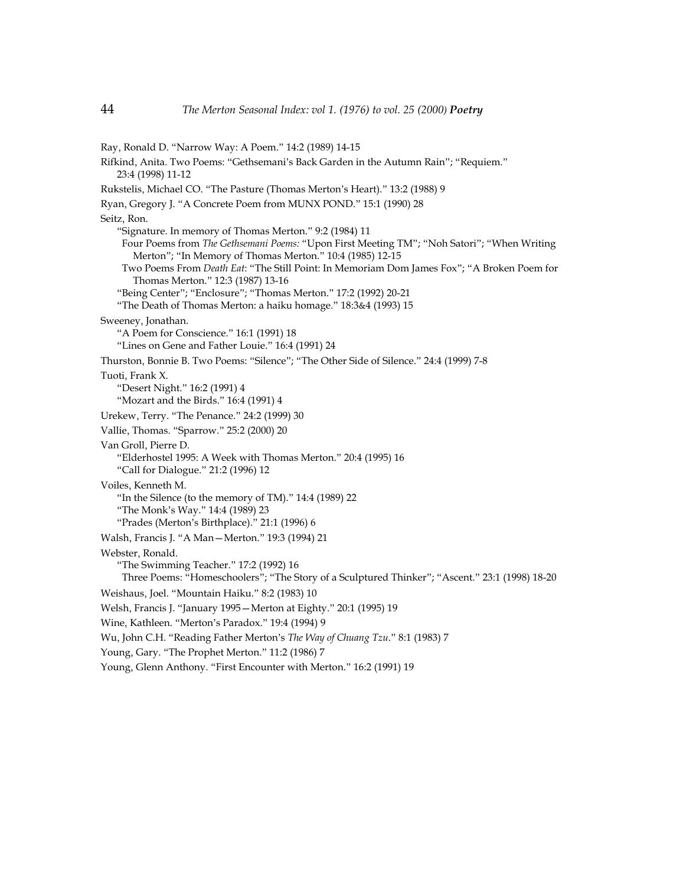Ray, Ronald D. "Narrow Way: A Poem." 14:2 (1989) 14-15

Rifkind, Anita. Two Poems: "Gethsemani's Back Garden in the Autumn Rain"; "Requiem." 23:4 (1998) 11-12

Rukstelis, Michael CO. "The Pasture (Thomas Merton's Heart)." 13:2 (1988) 9

Ryan, Gregory J. "A Concrete Poem from MUNX POND." 15:1 (1990) 28

Seitz, Ron.
- "Signature. In memory of Thomas Merton." 9:2 (1984) 11
- Four Poems from *The Gethsemani Poems:* "Upon First Meeting TM"; "Noh Satori"; "When Writing Merton"; "In Memory of Thomas Merton." 10:4 (1985) 12-15
- Two Poems From *Death Eat*: "The Still Point: In Memoriam Dom James Fox"; "A Broken Poem for Thomas Merton." 12:3 (1987) 13-16
- "Being Center"; "Enclosure"; "Thomas Merton." 17:2 (1992) 20-21
- "The Death of Thomas Merton: a haiku homage." 18:3&4 (1993) 15

Sweeney, Jonathan.
- "A Poem for Conscience." 16:1 (1991) 18
- "Lines on Gene and Father Louie." 16:4 (1991) 24

Thurston, Bonnie B. Two Poems: "Silence"; "The Other Side of Silence." 24:4 (1999) 7-8

Tuoti, Frank X.
- "Desert Night." 16:2 (1991) 4
- "Mozart and the Birds." 16:4 (1991) 4

Urekew, Terry. "The Penance." 24:2 (1999) 30

Vallie, Thomas. "Sparrow." 25:2 (2000) 20

Van Groll, Pierre D.
- "Elderhostel 1995: A Week with Thomas Merton." 20:4 (1995) 16
- "Call for Dialogue." 21:2 (1996) 12

Voiles, Kenneth M.
- "In the Silence (to the memory of TM)." 14:4 (1989) 22
- "The Monk's Way." 14:4 (1989) 23
- "Prades (Merton's Birthplace)." 21:1 (1996) 6

Walsh, Francis J. "A Man—Merton." 19:3 (1994) 21

Webster, Ronald.
- "The Swimming Teacher." 17:2 (1992) 16
- Three Poems: "Homeschoolers"; "The Story of a Sculptured Thinker"; "Ascent." 23:1 (1998) 18-20

Weishaus, Joel. "Mountain Haiku." 8:2 (1983) 10

Welsh, Francis J. "January 1995—Merton at Eighty." 20:1 (1995) 19

Wine, Kathleen. "Merton's Paradox." 19:4 (1994) 9

Wu, John C.H. "Reading Father Merton's *The Way of Chuang Tzu*." 8:1 (1983) 7

Young, Gary. "The Prophet Merton." 11:2 (1986) 7

Young, Glenn Anthony. "First Encounter with Merton." 16:2 (1991) 19